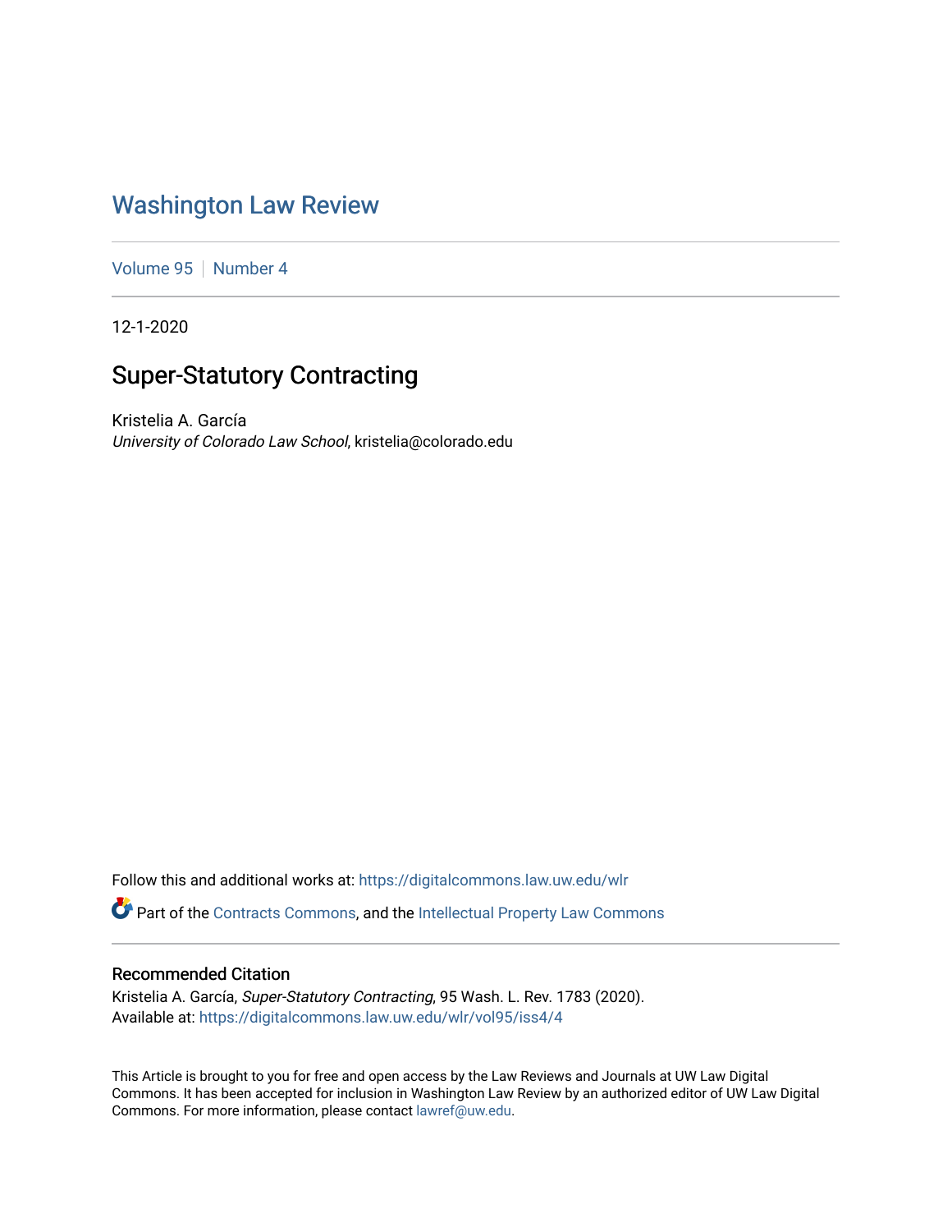# Washington Law Review

Volume 95 | Number 4

12-1-2020

## Super-Statutory Contracting

Kristelia A. García
*University of Colorado Law School*, kristelia@colorado.edu

Follow this and additional works at: https://digitalcommons.law.uw.edu/wlr

Part of the Contracts Commons, and the Intellectual Property Law Commons

### Recommended Citation

Kristelia A. García, *Super-Statutory Contracting*, 95 Wash. L. Rev. 1783 (2020).
Available at: https://digitalcommons.law.uw.edu/wlr/vol95/iss4/4

This Article is brought to you for free and open access by the Law Reviews and Journals at UW Law Digital Commons. It has been accepted for inclusion in Washington Law Review by an authorized editor of UW Law Digital Commons. For more information, please contact lawref@uw.edu.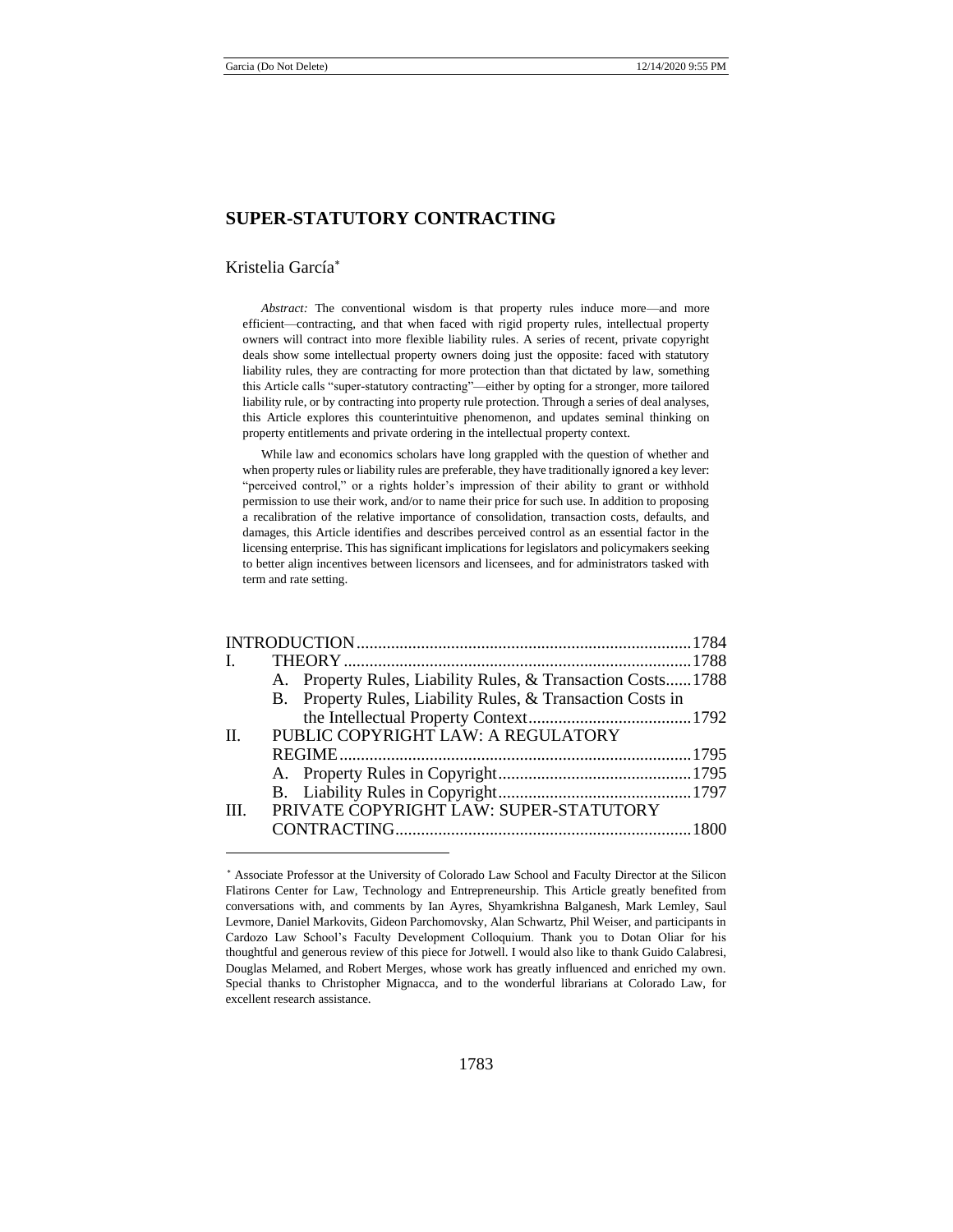# SUPER-STATUTORY CONTRACTING

Kristelia García[*]

*Abstract:* The conventional wisdom is that property rules induce more—and more efficient—contracting, and that when faced with rigid property rules, intellectual property owners will contract into more flexible liability rules. A series of recent, private copyright deals show some intellectual property owners doing just the opposite: faced with statutory liability rules, they are contracting for more protection than that dictated by law, something this Article calls "super-statutory contracting"—either by opting for a stronger, more tailored liability rule, or by contracting into property rule protection. Through a series of deal analyses, this Article explores this counterintuitive phenomenon, and updates seminal thinking on property entitlements and private ordering in the intellectual property context.

While law and economics scholars have long grappled with the question of whether and when property rules or liability rules are preferable, they have traditionally ignored a key lever: "perceived control," or a rights holder's impression of their ability to grant or withhold permission to use their work, and/or to name their price for such use. In addition to proposing a recalibration of the relative importance of consolidation, transaction costs, defaults, and damages, this Article identifies and describes perceived control as an essential factor in the licensing enterprise. This has significant implications for legislators and policymakers seeking to better align incentives between licensors and licensees, and for administrators tasked with term and rate setting.

| | | |
|---|---|---|
| INTRODUCTION | | 1784 |
| I. | THEORY | 1788 |
| | A. Property Rules, Liability Rules, & Transaction Costs | 1788 |
| | B. Property Rules, Liability Rules, & Transaction Costs in the Intellectual Property Context | 1792 |
| II. | PUBLIC COPYRIGHT LAW: A REGULATORY REGIME | 1795 |
| | A. Property Rules in Copyright | 1795 |
| | B. Liability Rules in Copyright | 1797 |
| III. | PRIVATE COPYRIGHT LAW: SUPER-STATUTORY CONTRACTING | 1800 |

[*] Associate Professor at the University of Colorado Law School and Faculty Director at the Silicon Flatirons Center for Law, Technology and Entrepreneurship. This Article greatly benefited from conversations with, and comments by Ian Ayres, Shyamkrishna Balganesh, Mark Lemley, Saul Levmore, Daniel Markovits, Gideon Parchomovsky, Alan Schwartz, Phil Weiser, and participants in Cardozo Law School's Faculty Development Colloquium. Thank you to Dotan Oliar for his thoughtful and generous review of this piece for Jotwell. I would also like to thank Guido Calabresi, Douglas Melamed, and Robert Merges, whose work has greatly influenced and enriched my own. Special thanks to Christopher Mignacca, and to the wonderful librarians at Colorado Law, for excellent research assistance.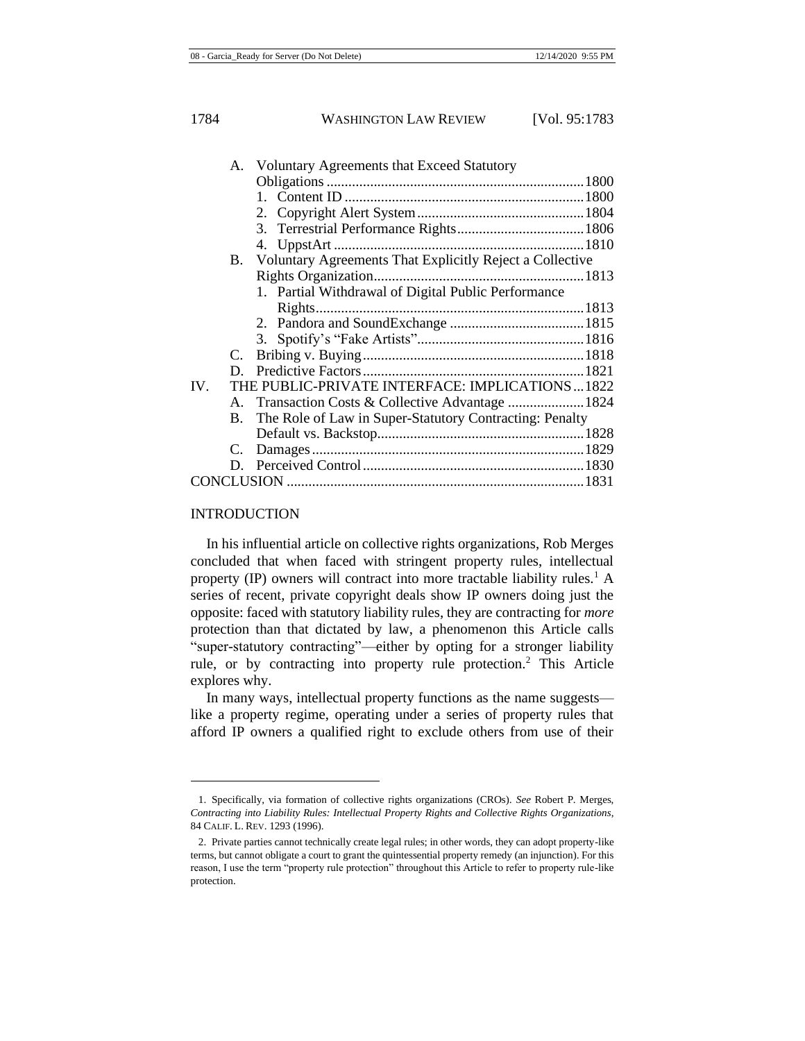A. Voluntary Agreements that Exceed Statutory Obligations ....... 1800
   1. Content ID ....... 1800
   2. Copyright Alert System ....... 1804
   3. Terrestrial Performance Rights ....... 1806
   4. UppstArt ....... 1810

B. Voluntary Agreements That Explicitly Reject a Collective Rights Organization ....... 1813
   1. Partial Withdrawal of Digital Public Performance Rights ....... 1813
   2. Pandora and SoundExchange ....... 1815
   3. Spotify's "Fake Artists" ....... 1816

C. Bribing v. Buying ....... 1818

D. Predictive Factors ....... 1821

IV. THE PUBLIC-PRIVATE INTERFACE: IMPLICATIONS ....... 1822

A. Transaction Costs & Collective Advantage ....... 1824

B. The Role of Law in Super-Statutory Contracting: Penalty Default vs. Backstop ....... 1828

C. Damages ....... 1829

D. Perceived Control ....... 1830

CONCLUSION ....... 1831

## INTRODUCTION

In his influential article on collective rights organizations, Rob Merges concluded that when faced with stringent property rules, intellectual property (IP) owners will contract into more tractable liability rules.[1] A series of recent, private copyright deals show IP owners doing just the opposite: faced with statutory liability rules, they are contracting for *more* protection than that dictated by law, a phenomenon this Article calls "super-statutory contracting"—either by opting for a stronger liability rule, or by contracting into property rule protection.[2] This Article explores why.

In many ways, intellectual property functions as the name suggests—like a property regime, operating under a series of property rules that afford IP owners a qualified right to exclude others from use of their

---

1. Specifically, via formation of collective rights organizations (CROs). *See* Robert P. Merges, *Contracting into Liability Rules: Intellectual Property Rights and Collective Rights Organizations*, 84 CALIF. L. REV. 1293 (1996).

2. Private parties cannot technically create legal rules; in other words, they can adopt property-like terms, but cannot obligate a court to grant the quintessential property remedy (an injunction). For this reason, I use the term "property rule protection" throughout this Article to refer to property rule-like protection.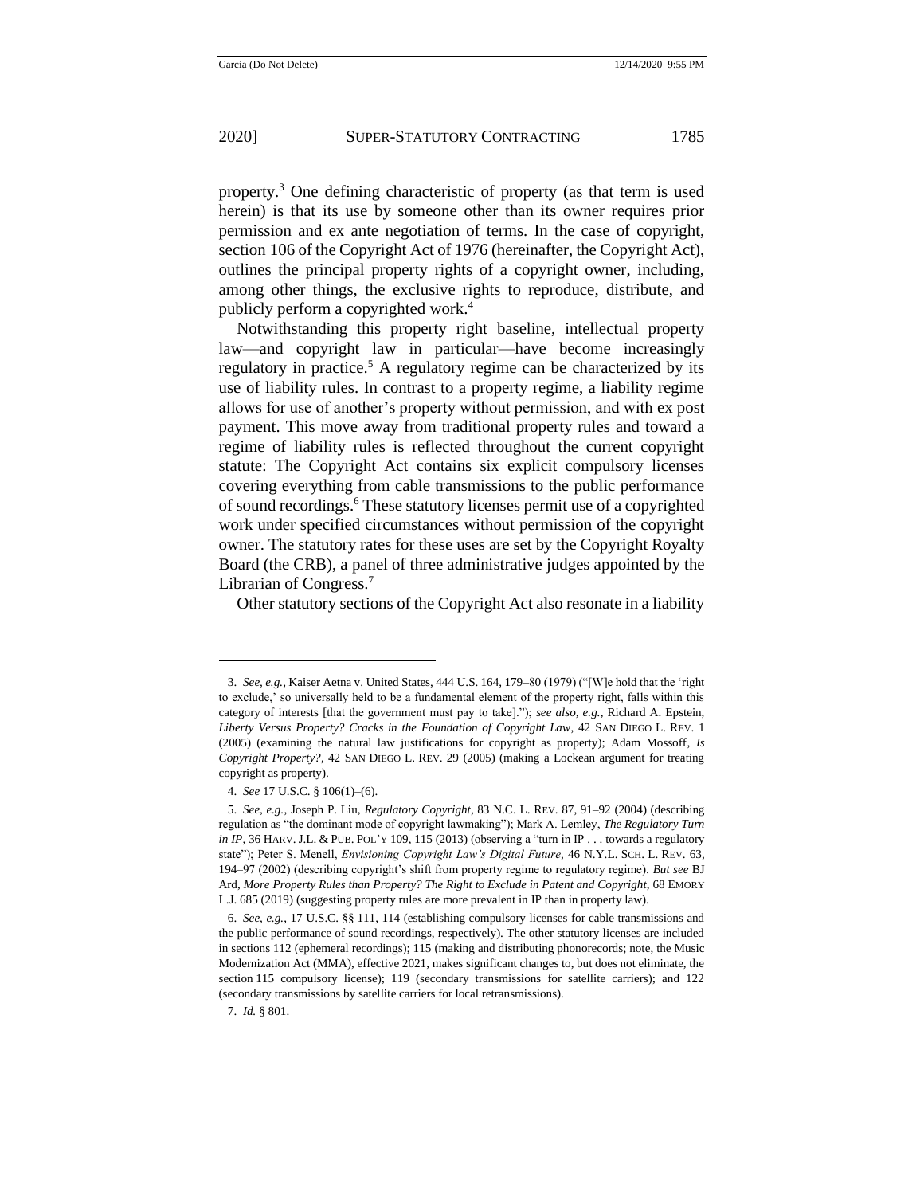property.[3] One defining characteristic of property (as that term is used herein) is that its use by someone other than its owner requires prior permission and ex ante negotiation of terms. In the case of copyright, section 106 of the Copyright Act of 1976 (hereinafter, the Copyright Act), outlines the principal property rights of a copyright owner, including, among other things, the exclusive rights to reproduce, distribute, and publicly perform a copyrighted work.[4]

Notwithstanding this property right baseline, intellectual property law—and copyright law in particular—have become increasingly regulatory in practice.[5] A regulatory regime can be characterized by its use of liability rules. In contrast to a property regime, a liability regime allows for use of another's property without permission, and with ex post payment. This move away from traditional property rules and toward a regime of liability rules is reflected throughout the current copyright statute: The Copyright Act contains six explicit compulsory licenses covering everything from cable transmissions to the public performance of sound recordings.[6] These statutory licenses permit use of a copyrighted work under specified circumstances without permission of the copyright owner. The statutory rates for these uses are set by the Copyright Royalty Board (the CRB), a panel of three administrative judges appointed by the Librarian of Congress.[7]

Other statutory sections of the Copyright Act also resonate in a liability

---

3. *See, e.g.*, Kaiser Aetna v. United States, 444 U.S. 164, 179–80 (1979) ("[W]e hold that the 'right to exclude,' so universally held to be a fundamental element of the property right, falls within this category of interests [that the government must pay to take]."); *see also, e.g.*, Richard A. Epstein, *Liberty Versus Property? Cracks in the Foundation of Copyright Law*, 42 SAN DIEGO L. REV. 1 (2005) (examining the natural law justifications for copyright as property); Adam Mossoff, *Is Copyright Property?*, 42 SAN DIEGO L. REV. 29 (2005) (making a Lockean argument for treating copyright as property).

4. *See* 17 U.S.C. § 106(1)–(6).

5. *See, e.g.*, Joseph P. Liu, *Regulatory Copyright*, 83 N.C. L. REV. 87, 91–92 (2004) (describing regulation as "the dominant mode of copyright lawmaking"); Mark A. Lemley, *The Regulatory Turn in IP*, 36 HARV. J.L. & PUB. POL'Y 109, 115 (2013) (observing a "turn in IP . . . towards a regulatory state"); Peter S. Menell, *Envisioning Copyright Law's Digital Future*, 46 N.Y.L. SCH. L. REV. 63, 194–97 (2002) (describing copyright's shift from property regime to regulatory regime). *But see* BJ Ard, *More Property Rules than Property? The Right to Exclude in Patent and Copyright*, 68 EMORY L.J. 685 (2019) (suggesting property rules are more prevalent in IP than in property law).

6. *See, e.g.*, 17 U.S.C. §§ 111, 114 (establishing compulsory licenses for cable transmissions and the public performance of sound recordings, respectively). The other statutory licenses are included in sections 112 (ephemeral recordings); 115 (making and distributing phonorecords; note, the Music Modernization Act (MMA), effective 2021, makes significant changes to, but does not eliminate, the section 115 compulsory license); 119 (secondary transmissions for satellite carriers); and 122 (secondary transmissions by satellite carriers for local retransmissions).

7. *Id.* § 801.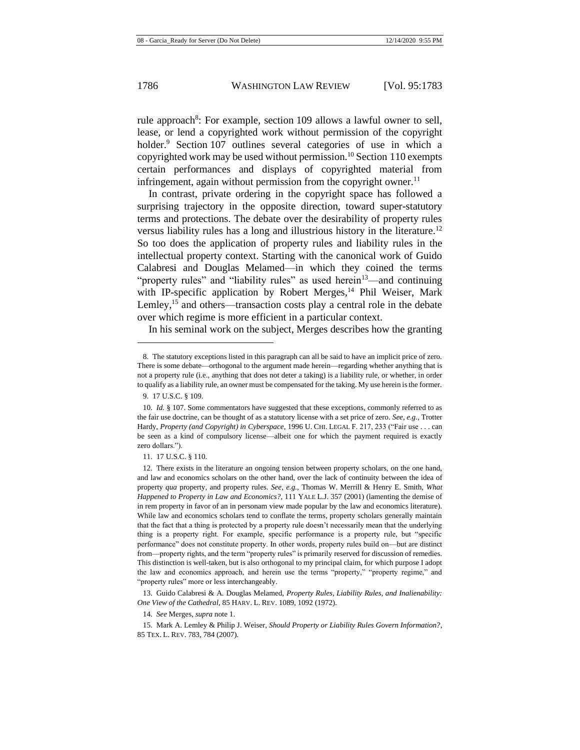rule approach[8]: For example, section 109 allows a lawful owner to sell, lease, or lend a copyrighted work without permission of the copyright holder.[9] Section 107 outlines several categories of use in which a copyrighted work may be used without permission.[10] Section 110 exempts certain performances and displays of copyrighted material from infringement, again without permission from the copyright owner.[11]

In contrast, private ordering in the copyright space has followed a surprising trajectory in the opposite direction, toward super-statutory terms and protections. The debate over the desirability of property rules versus liability rules has a long and illustrious history in the literature.[12] So too does the application of property rules and liability rules in the intellectual property context. Starting with the canonical work of Guido Calabresi and Douglas Melamed—in which they coined the terms "property rules" and "liability rules" as used herein[13]—and continuing with IP-specific application by Robert Merges,[14] Phil Weiser, Mark Lemley,[15] and others—transaction costs play a central role in the debate over which regime is more efficient in a particular context.

In his seminal work on the subject, Merges describes how the granting

---

8. The statutory exceptions listed in this paragraph can all be said to have an implicit price of zero. There is some debate—orthogonal to the argument made herein—regarding whether anything that is not a property rule (i.e., anything that does not deter a taking) is a liability rule, or whether, in order to qualify as a liability rule, an owner must be compensated for the taking. My use herein is the former.

9. 17 U.S.C. § 109.

10. *Id.* § 107. Some commentators have suggested that these exceptions, commonly referred to as the fair use doctrine, can be thought of as a statutory license with a set price of zero. *See, e.g.*, Trotter Hardy, *Property (and Copyright) in Cyberspace*, 1996 U. CHI. LEGAL F. 217, 233 ("Fair use . . . can be seen as a kind of compulsory license—albeit one for which the payment required is exactly zero dollars.").

11. 17 U.S.C. § 110.

12. There exists in the literature an ongoing tension between property scholars, on the one hand, and law and economics scholars on the other hand, over the lack of continuity between the idea of property *qua* property, and property rules. *See, e.g.*, Thomas W. Merrill & Henry E. Smith, *What Happened to Property in Law and Economics?*, 111 YALE L.J. 357 (2001) (lamenting the demise of in rem property in favor of an in personam view made popular by the law and economics literature). While law and economics scholars tend to conflate the terms, property scholars generally maintain that the fact that a thing is protected by a property rule doesn't necessarily mean that the underlying thing is a property right. For example, specific performance is a property rule, but "specific performance" does not constitute property. In other words, property rules build on—but are distinct from—property rights, and the term "property rules" is primarily reserved for discussion of remedies. This distinction is well-taken, but is also orthogonal to my principal claim, for which purpose I adopt the law and economics approach, and herein use the terms "property," "property regime," and "property rules" more or less interchangeably.

13. Guido Calabresi & A. Douglas Melamed, *Property Rules, Liability Rules, and Inalienability: One View of the Cathedral*, 85 HARV. L. REV. 1089, 1092 (1972).

14. *See* Merges, *supra* note 1.

15. Mark A. Lemley & Philip J. Weiser, *Should Property or Liability Rules Govern Information?*, 85 TEX. L. REV. 783, 784 (2007).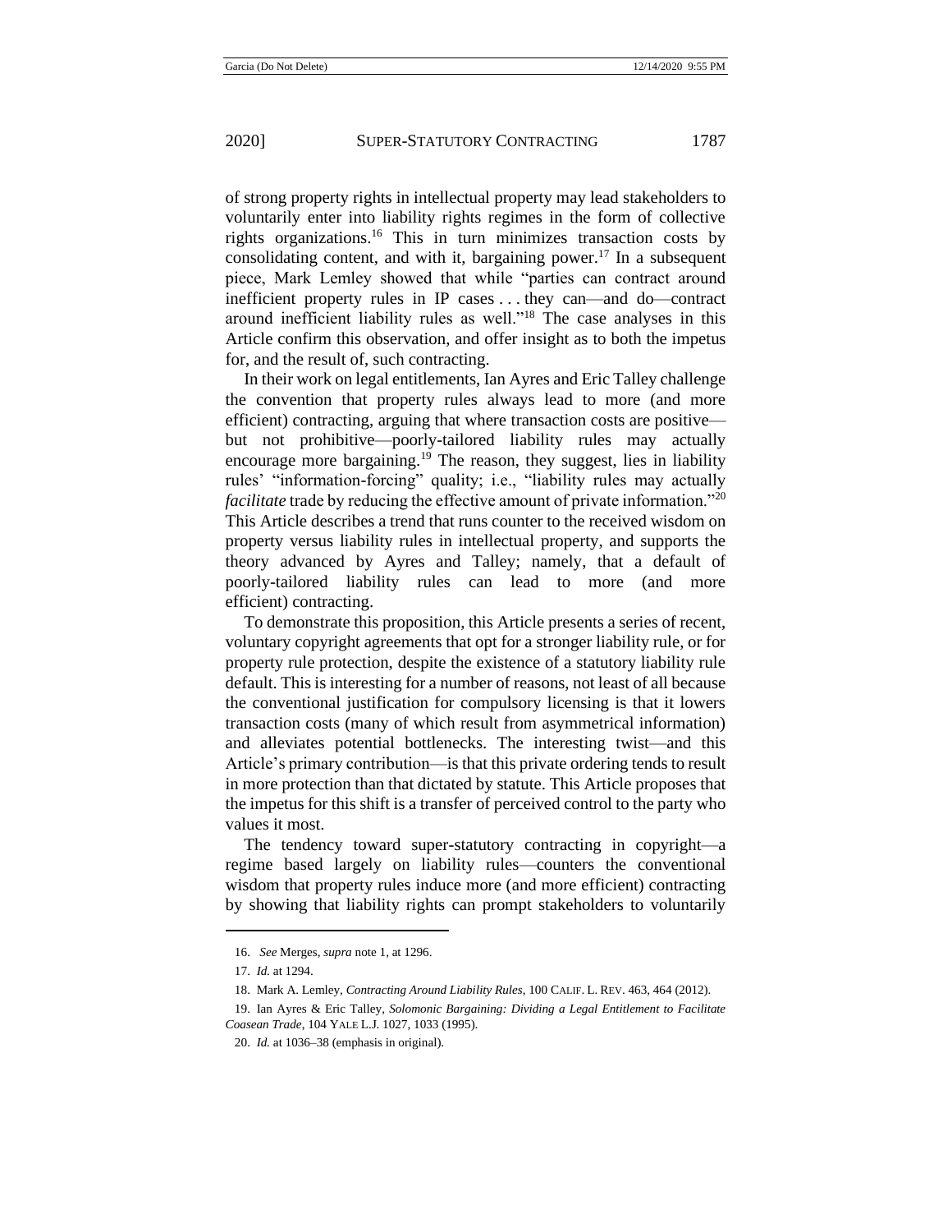of strong property rights in intellectual property may lead stakeholders to voluntarily enter into liability rights regimes in the form of collective rights organizations.[16] This in turn minimizes transaction costs by consolidating content, and with it, bargaining power.[17] In a subsequent piece, Mark Lemley showed that while "parties can contract around inefficient property rules in IP cases . . . they can—and do—contract around inefficient liability rules as well."[18] The case analyses in this Article confirm this observation, and offer insight as to both the impetus for, and the result of, such contracting.

In their work on legal entitlements, Ian Ayres and Eric Talley challenge the convention that property rules always lead to more (and more efficient) contracting, arguing that where transaction costs are positive—but not prohibitive—poorly-tailored liability rules may actually encourage more bargaining.[19] The reason, they suggest, lies in liability rules' "information-forcing" quality; i.e., "liability rules may actually *facilitate* trade by reducing the effective amount of private information."[20] This Article describes a trend that runs counter to the received wisdom on property versus liability rules in intellectual property, and supports the theory advanced by Ayres and Talley; namely, that a default of poorly-tailored liability rules can lead to more (and more efficient) contracting.

To demonstrate this proposition, this Article presents a series of recent, voluntary copyright agreements that opt for a stronger liability rule, or for property rule protection, despite the existence of a statutory liability rule default. This is interesting for a number of reasons, not least of all because the conventional justification for compulsory licensing is that it lowers transaction costs (many of which result from asymmetrical information) and alleviates potential bottlenecks. The interesting twist—and this Article's primary contribution—is that this private ordering tends to result in more protection than that dictated by statute. This Article proposes that the impetus for this shift is a transfer of perceived control to the party who values it most.

The tendency toward super-statutory contracting in copyright—a regime based largely on liability rules—counters the conventional wisdom that property rules induce more (and more efficient) contracting by showing that liability rights can prompt stakeholders to voluntarily

---

16. *See* Merges, *supra* note 1, at 1296.

17. *Id.* at 1294.

18. Mark A. Lemley, *Contracting Around Liability Rules*, 100 CALIF. L. REV. 463, 464 (2012).

19. Ian Ayres & Eric Talley, *Solomonic Bargaining: Dividing a Legal Entitlement to Facilitate Coasean Trade*, 104 YALE L.J. 1027, 1033 (1995).

20. *Id.* at 1036–38 (emphasis in original).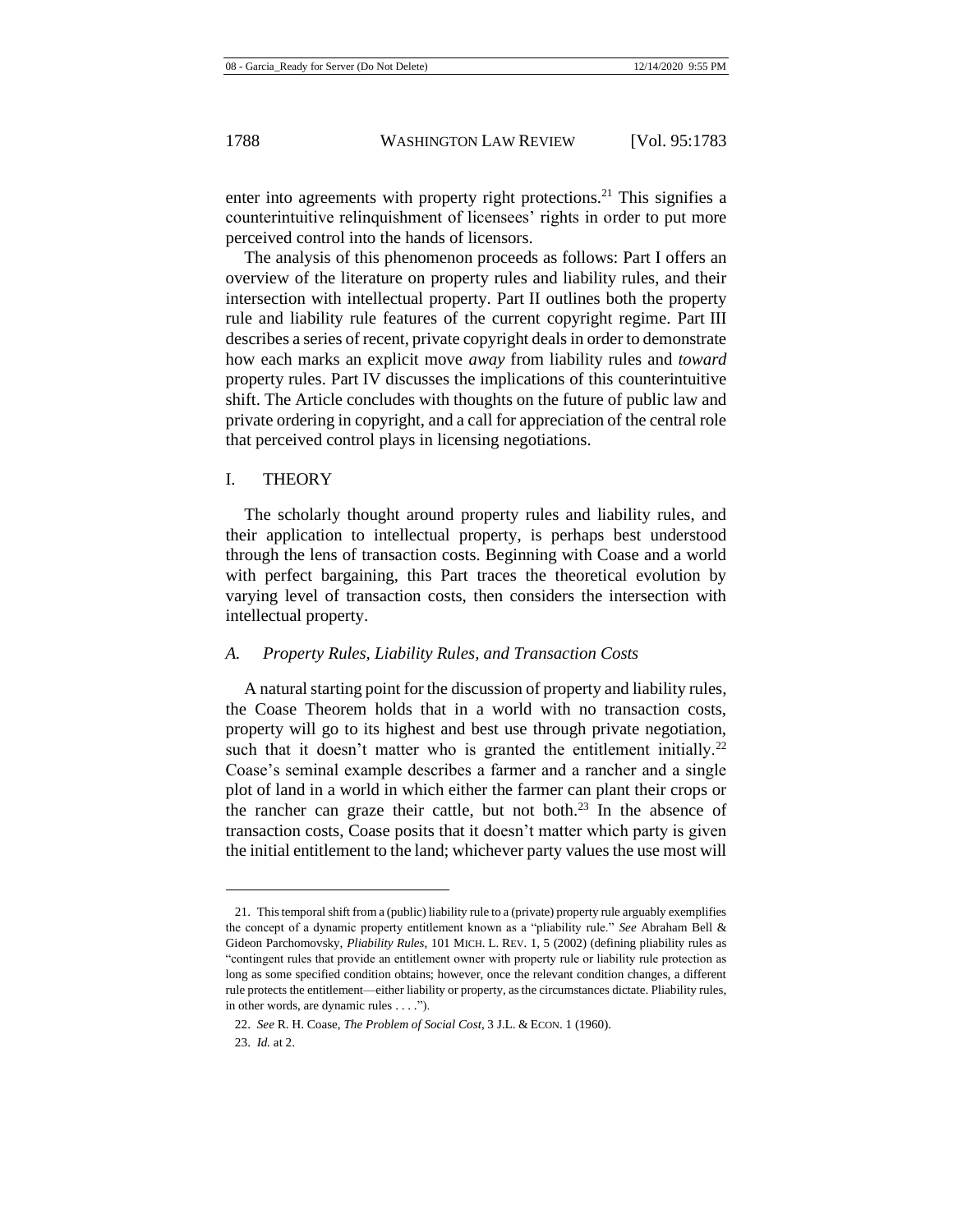enter into agreements with property right protections.[21] This signifies a counterintuitive relinquishment of licensees' rights in order to put more perceived control into the hands of licensors.

The analysis of this phenomenon proceeds as follows: Part I offers an overview of the literature on property rules and liability rules, and their intersection with intellectual property. Part II outlines both the property rule and liability rule features of the current copyright regime. Part III describes a series of recent, private copyright deals in order to demonstrate how each marks an explicit move *away* from liability rules and *toward* property rules. Part IV discusses the implications of this counterintuitive shift. The Article concludes with thoughts on the future of public law and private ordering in copyright, and a call for appreciation of the central role that perceived control plays in licensing negotiations.

## I. THEORY

The scholarly thought around property rules and liability rules, and their application to intellectual property, is perhaps best understood through the lens of transaction costs. Beginning with Coase and a world with perfect bargaining, this Part traces the theoretical evolution by varying level of transaction costs, then considers the intersection with intellectual property.

### A. *Property Rules, Liability Rules, and Transaction Costs*

A natural starting point for the discussion of property and liability rules, the Coase Theorem holds that in a world with no transaction costs, property will go to its highest and best use through private negotiation, such that it doesn't matter who is granted the entitlement initially.[22] Coase's seminal example describes a farmer and a rancher and a single plot of land in a world in which either the farmer can plant their crops or the rancher can graze their cattle, but not both.[23] In the absence of transaction costs, Coase posits that it doesn't matter which party is given the initial entitlement to the land; whichever party values the use most will

---

21. This temporal shift from a (public) liability rule to a (private) property rule arguably exemplifies the concept of a dynamic property entitlement known as a "pliability rule." *See* Abraham Bell & Gideon Parchomovsky, *Pliability Rules*, 101 MICH. L. REV. 1, 5 (2002) (defining pliability rules as "contingent rules that provide an entitlement owner with property rule or liability rule protection as long as some specified condition obtains; however, once the relevant condition changes, a different rule protects the entitlement—either liability or property, as the circumstances dictate. Pliability rules, in other words, are dynamic rules . . . .").

22. *See* R. H. Coase, *The Problem of Social Cost*, 3 J.L. & ECON. 1 (1960).

23. *Id.* at 2.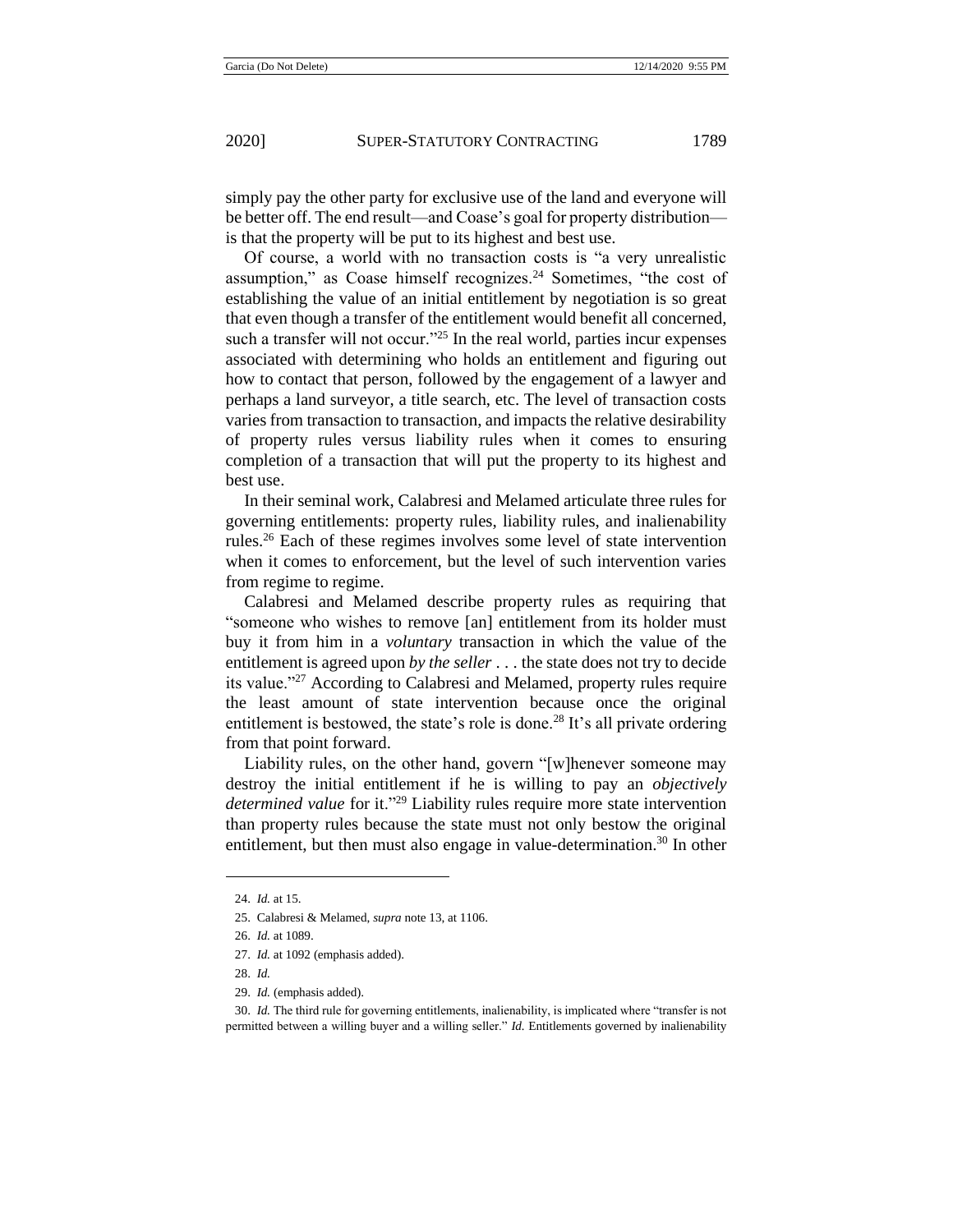simply pay the other party for exclusive use of the land and everyone will be better off. The end result—and Coase's goal for property distribution—is that the property will be put to its highest and best use.

Of course, a world with no transaction costs is "a very unrealistic assumption," as Coase himself recognizes.[24] Sometimes, "the cost of establishing the value of an initial entitlement by negotiation is so great that even though a transfer of the entitlement would benefit all concerned, such a transfer will not occur."[25] In the real world, parties incur expenses associated with determining who holds an entitlement and figuring out how to contact that person, followed by the engagement of a lawyer and perhaps a land surveyor, a title search, etc. The level of transaction costs varies from transaction to transaction, and impacts the relative desirability of property rules versus liability rules when it comes to ensuring completion of a transaction that will put the property to its highest and best use.

In their seminal work, Calabresi and Melamed articulate three rules for governing entitlements: property rules, liability rules, and inalienability rules.[26] Each of these regimes involves some level of state intervention when it comes to enforcement, but the level of such intervention varies from regime to regime.

Calabresi and Melamed describe property rules as requiring that "someone who wishes to remove [an] entitlement from its holder must buy it from him in a *voluntary* transaction in which the value of the entitlement is agreed upon *by the seller* . . . the state does not try to decide its value."[27] According to Calabresi and Melamed, property rules require the least amount of state intervention because once the original entitlement is bestowed, the state's role is done.[28] It's all private ordering from that point forward.

Liability rules, on the other hand, govern "[w]henever someone may destroy the initial entitlement if he is willing to pay an *objectively determined value* for it."[29] Liability rules require more state intervention than property rules because the state must not only bestow the original entitlement, but then must also engage in value-determination.[30] In other

---

24. *Id.* at 15.

25. Calabresi & Melamed, *supra* note 13, at 1106.

26. *Id.* at 1089.

27. *Id.* at 1092 (emphasis added).

28. *Id.*

29. *Id.* (emphasis added).

30. *Id.* The third rule for governing entitlements, inalienability, is implicated where "transfer is not permitted between a willing buyer and a willing seller." *Id.* Entitlements governed by inalienability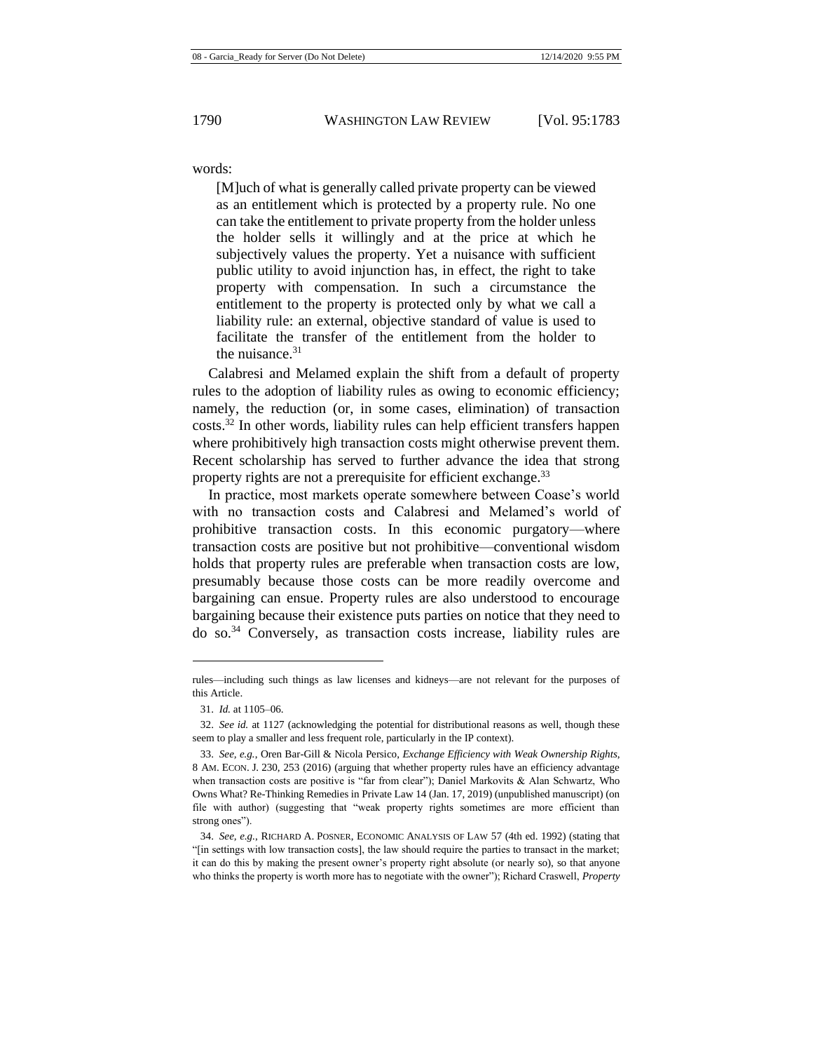words:

> [M]uch of what is generally called private property can be viewed as an entitlement which is protected by a property rule. No one can take the entitlement to private property from the holder unless the holder sells it willingly and at the price at which he subjectively values the property. Yet a nuisance with sufficient public utility to avoid injunction has, in effect, the right to take property with compensation. In such a circumstance the entitlement to the property is protected only by what we call a liability rule: an external, objective standard of value is used to facilitate the transfer of the entitlement from the holder to the nuisance.[31]

Calabresi and Melamed explain the shift from a default of property rules to the adoption of liability rules as owing to economic efficiency; namely, the reduction (or, in some cases, elimination) of transaction costs.[32] In other words, liability rules can help efficient transfers happen where prohibitively high transaction costs might otherwise prevent them. Recent scholarship has served to further advance the idea that strong property rights are not a prerequisite for efficient exchange.[33]

In practice, most markets operate somewhere between Coase's world with no transaction costs and Calabresi and Melamed's world of prohibitive transaction costs. In this economic purgatory—where transaction costs are positive but not prohibitive—conventional wisdom holds that property rules are preferable when transaction costs are low, presumably because those costs can be more readily overcome and bargaining can ensue. Property rules are also understood to encourage bargaining because their existence puts parties on notice that they need to do so.[34] Conversely, as transaction costs increase, liability rules are

---

rules—including such things as law licenses and kidneys—are not relevant for the purposes of this Article.

31. *Id.* at 1105–06.

32. *See id.* at 1127 (acknowledging the potential for distributional reasons as well, though these seem to play a smaller and less frequent role, particularly in the IP context).

33. *See, e.g.*, Oren Bar-Gill & Nicola Persico, *Exchange Efficiency with Weak Ownership Rights*, 8 AM. ECON. J. 230, 253 (2016) (arguing that whether property rules have an efficiency advantage when transaction costs are positive is "far from clear"); Daniel Markovits & Alan Schwartz, Who Owns What? Re-Thinking Remedies in Private Law 14 (Jan. 17, 2019) (unpublished manuscript) (on file with author) (suggesting that "weak property rights sometimes are more efficient than strong ones").

34. *See, e.g.*, RICHARD A. POSNER, ECONOMIC ANALYSIS OF LAW 57 (4th ed. 1992) (stating that "[in settings with low transaction costs], the law should require the parties to transact in the market; it can do this by making the present owner's property right absolute (or nearly so), so that anyone who thinks the property is worth more has to negotiate with the owner"); Richard Craswell, *Property*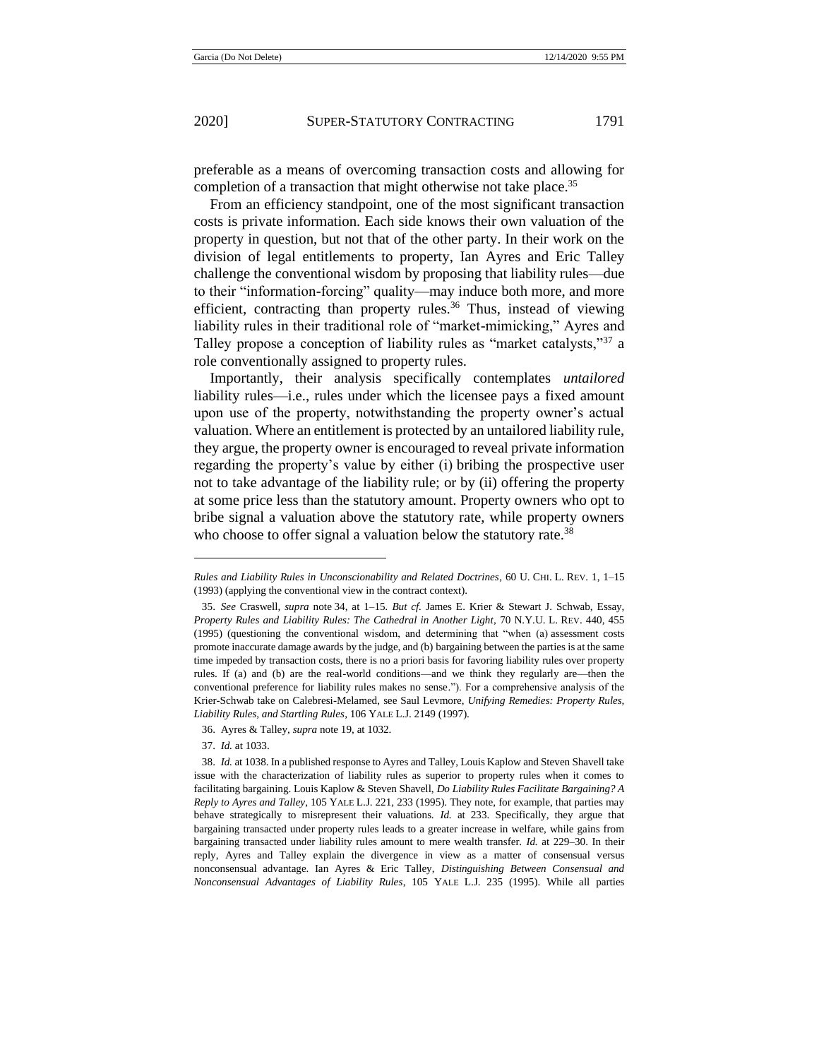preferable as a means of overcoming transaction costs and allowing for completion of a transaction that might otherwise not take place.[35]

From an efficiency standpoint, one of the most significant transaction costs is private information. Each side knows their own valuation of the property in question, but not that of the other party. In their work on the division of legal entitlements to property, Ian Ayres and Eric Talley challenge the conventional wisdom by proposing that liability rules—due to their "information-forcing" quality—may induce both more, and more efficient, contracting than property rules.[36] Thus, instead of viewing liability rules in their traditional role of "market-mimicking," Ayres and Talley propose a conception of liability rules as "market catalysts,"[37] a role conventionally assigned to property rules.

Importantly, their analysis specifically contemplates *untailored* liability rules—i.e., rules under which the licensee pays a fixed amount upon use of the property, notwithstanding the property owner's actual valuation. Where an entitlement is protected by an untailored liability rule, they argue, the property owner is encouraged to reveal private information regarding the property's value by either (i) bribing the prospective user not to take advantage of the liability rule; or by (ii) offering the property at some price less than the statutory amount. Property owners who opt to bribe signal a valuation above the statutory rate, while property owners who choose to offer signal a valuation below the statutory rate.[38]

---

*Rules and Liability Rules in Unconscionability and Related Doctrines*, 60 U. CHI. L. REV. 1, 1–15 (1993) (applying the conventional view in the contract context).

35. *See* Craswell, *supra* note 34, at 1–15. *But cf.* James E. Krier & Stewart J. Schwab, Essay, *Property Rules and Liability Rules: The Cathedral in Another Light*, 70 N.Y.U. L. REV. 440, 455 (1995) (questioning the conventional wisdom, and determining that "when (a) assessment costs promote inaccurate damage awards by the judge, and (b) bargaining between the parties is at the same time impeded by transaction costs, there is no a priori basis for favoring liability rules over property rules. If (a) and (b) are the real-world conditions—and we think they regularly are—then the conventional preference for liability rules makes no sense."). For a comprehensive analysis of the Krier-Schwab take on Calebresi-Melamed, see Saul Levmore, *Unifying Remedies: Property Rules, Liability Rules, and Startling Rules*, 106 YALE L.J. 2149 (1997).

36. Ayres & Talley, *supra* note 19, at 1032.

37. *Id.* at 1033.

38. *Id.* at 1038. In a published response to Ayres and Talley, Louis Kaplow and Steven Shavell take issue with the characterization of liability rules as superior to property rules when it comes to facilitating bargaining. Louis Kaplow & Steven Shavell, *Do Liability Rules Facilitate Bargaining? A Reply to Ayres and Talley*, 105 YALE L.J. 221, 233 (1995). They note, for example, that parties may behave strategically to misrepresent their valuations. *Id.* at 233. Specifically, they argue that bargaining transacted under property rules leads to a greater increase in welfare, while gains from bargaining transacted under liability rules amount to mere wealth transfer. *Id.* at 229–30. In their reply, Ayres and Talley explain the divergence in view as a matter of consensual versus nonconsensual advantage. Ian Ayres & Eric Talley, *Distinguishing Between Consensual and Nonconsensual Advantages of Liability Rules*, 105 YALE L.J. 235 (1995). While all parties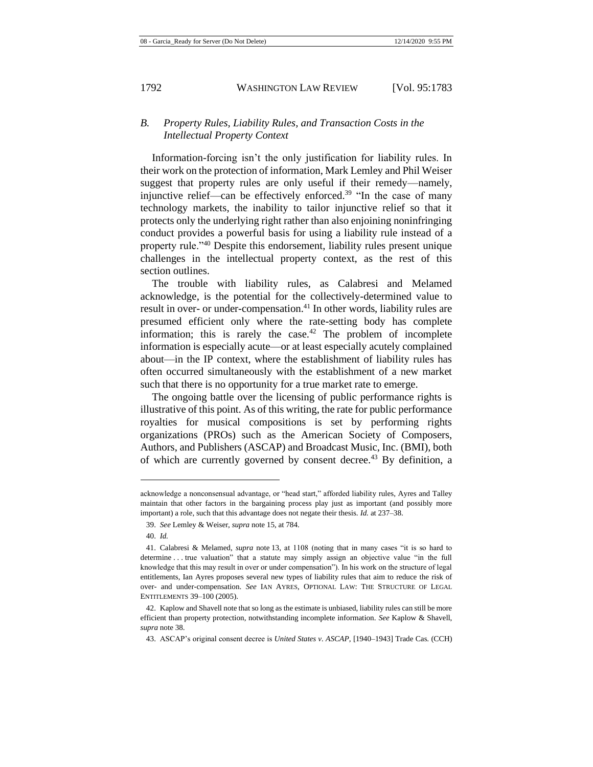### B. *Property Rules, Liability Rules, and Transaction Costs in the Intellectual Property Context*

Information-forcing isn't the only justification for liability rules. In their work on the protection of information, Mark Lemley and Phil Weiser suggest that property rules are only useful if their remedy—namely, injunctive relief—can be effectively enforced.[39] "In the case of many technology markets, the inability to tailor injunctive relief so that it protects only the underlying right rather than also enjoining noninfringing conduct provides a powerful basis for using a liability rule instead of a property rule."[40] Despite this endorsement, liability rules present unique challenges in the intellectual property context, as the rest of this section outlines.

The trouble with liability rules, as Calabresi and Melamed acknowledge, is the potential for the collectively-determined value to result in over- or under-compensation.[41] In other words, liability rules are presumed efficient only where the rate-setting body has complete information; this is rarely the case.[42] The problem of incomplete information is especially acute—or at least especially acutely complained about—in the IP context, where the establishment of liability rules has often occurred simultaneously with the establishment of a new market such that there is no opportunity for a true market rate to emerge.

The ongoing battle over the licensing of public performance rights is illustrative of this point. As of this writing, the rate for public performance royalties for musical compositions is set by performing rights organizations (PROs) such as the American Society of Composers, Authors, and Publishers (ASCAP) and Broadcast Music, Inc. (BMI), both of which are currently governed by consent decree.[43] By definition, a

---

acknowledge a nonconsensual advantage, or "head start," afforded liability rules, Ayres and Talley maintain that other factors in the bargaining process play just as important (and possibly more important) a role, such that this advantage does not negate their thesis. *Id.* at 237–38.

39. *See* Lemley & Weiser, *supra* note 15, at 784.

40. *Id.*

41. Calabresi & Melamed, *supra* note 13, at 1108 (noting that in many cases "it is so hard to determine . . . true valuation" that a statute may simply assign an objective value "in the full knowledge that this may result in over or under compensation"). In his work on the structure of legal entitlements, Ian Ayres proposes several new types of liability rules that aim to reduce the risk of over- and under-compensation. *See* IAN AYRES, OPTIONAL LAW: THE STRUCTURE OF LEGAL ENTITLEMENTS 39–100 (2005).

42. Kaplow and Shavell note that so long as the estimate is unbiased, liability rules can still be more efficient than property protection, notwithstanding incomplete information. *See* Kaplow & Shavell, *supra* note 38.

43. ASCAP's original consent decree is *United States v. ASCAP*, [1940–1943] Trade Cas. (CCH)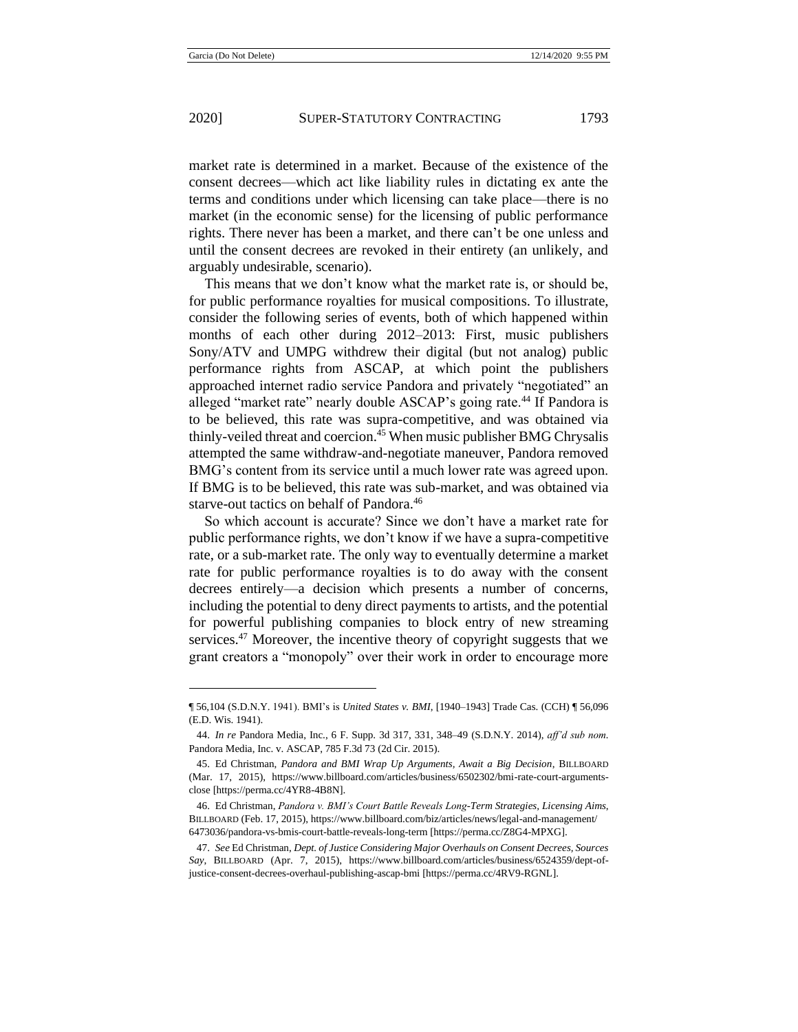market rate is determined in a market. Because of the existence of the consent decrees—which act like liability rules in dictating ex ante the terms and conditions under which licensing can take place—there is no market (in the economic sense) for the licensing of public performance rights. There never has been a market, and there can't be one unless and until the consent decrees are revoked in their entirety (an unlikely, and arguably undesirable, scenario).

This means that we don't know what the market rate is, or should be, for public performance royalties for musical compositions. To illustrate, consider the following series of events, both of which happened within months of each other during 2012–2013: First, music publishers Sony/ATV and UMPG withdrew their digital (but not analog) public performance rights from ASCAP, at which point the publishers approached internet radio service Pandora and privately "negotiated" an alleged "market rate" nearly double ASCAP's going rate.[44] If Pandora is to be believed, this rate was supra-competitive, and was obtained via thinly-veiled threat and coercion.[45] When music publisher BMG Chrysalis attempted the same withdraw-and-negotiate maneuver, Pandora removed BMG's content from its service until a much lower rate was agreed upon. If BMG is to be believed, this rate was sub-market, and was obtained via starve-out tactics on behalf of Pandora.[46]

So which account is accurate? Since we don't have a market rate for public performance rights, we don't know if we have a supra-competitive rate, or a sub-market rate. The only way to eventually determine a market rate for public performance royalties is to do away with the consent decrees entirely—a decision which presents a number of concerns, including the potential to deny direct payments to artists, and the potential for powerful publishing companies to block entry of new streaming services.[47] Moreover, the incentive theory of copyright suggests that we grant creators a "monopoly" over their work in order to encourage more

---

¶ 56,104 (S.D.N.Y. 1941). BMI's is *United States v. BMI*, [1940–1943] Trade Cas. (CCH) ¶ 56,096 (E.D. Wis. 1941).

44. *In re* Pandora Media, Inc., 6 F. Supp. 3d 317, 331, 348–49 (S.D.N.Y. 2014), *aff'd sub nom.* Pandora Media, Inc. v. ASCAP, 785 F.3d 73 (2d Cir. 2015).

45. Ed Christman, *Pandora and BMI Wrap Up Arguments, Await a Big Decision*, BILLBOARD (Mar. 17, 2015), https://www.billboard.com/articles/business/6502302/bmi-rate-court-arguments-close [https://perma.cc/4YR8-4B8N].

46. Ed Christman, *Pandora v. BMI's Court Battle Reveals Long-Term Strategies, Licensing Aims*, BILLBOARD (Feb. 17, 2015), https://www.billboard.com/biz/articles/news/legal-and-management/6473036/pandora-vs-bmis-court-battle-reveals-long-term [https://perma.cc/Z8G4-MPXG].

47. *See* Ed Christman, *Dept. of Justice Considering Major Overhauls on Consent Decrees, Sources Say*, BILLBOARD (Apr. 7, 2015), https://www.billboard.com/articles/business/6524359/dept-of-justice-consent-decrees-overhaul-publishing-ascap-bmi [https://perma.cc/4RV9-RGNL].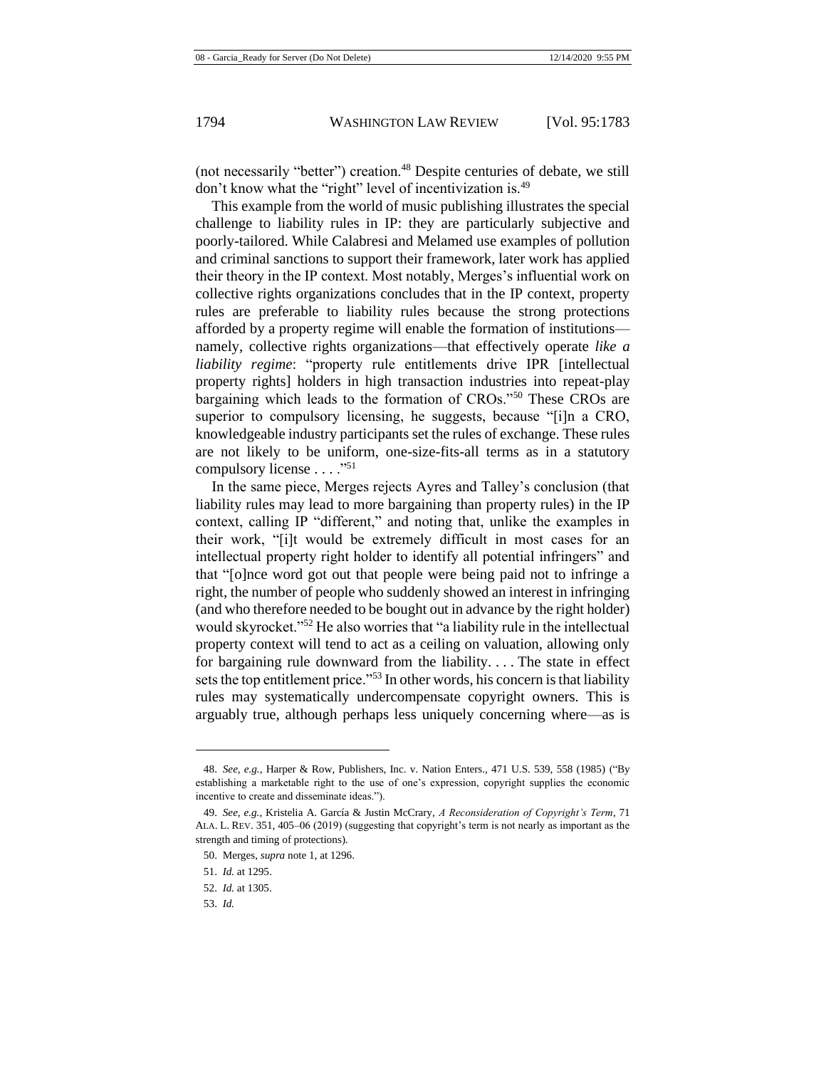(not necessarily "better") creation.[48] Despite centuries of debate, we still don't know what the "right" level of incentivization is.[49]

This example from the world of music publishing illustrates the special challenge to liability rules in IP: they are particularly subjective and poorly-tailored. While Calabresi and Melamed use examples of pollution and criminal sanctions to support their framework, later work has applied their theory in the IP context. Most notably, Merges's influential work on collective rights organizations concludes that in the IP context, property rules are preferable to liability rules because the strong protections afforded by a property regime will enable the formation of institutions—namely, collective rights organizations—that effectively operate *like a liability regime*: "property rule entitlements drive IPR [intellectual property rights] holders in high transaction industries into repeat-play bargaining which leads to the formation of CROs."[50] These CROs are superior to compulsory licensing, he suggests, because "[i]n a CRO, knowledgeable industry participants set the rules of exchange. These rules are not likely to be uniform, one-size-fits-all terms as in a statutory compulsory license . . . ."[51]

In the same piece, Merges rejects Ayres and Talley's conclusion (that liability rules may lead to more bargaining than property rules) in the IP context, calling IP "different," and noting that, unlike the examples in their work, "[i]t would be extremely difficult in most cases for an intellectual property right holder to identify all potential infringers" and that "[o]nce word got out that people were being paid not to infringe a right, the number of people who suddenly showed an interest in infringing (and who therefore needed to be bought out in advance by the right holder) would skyrocket."[52] He also worries that "a liability rule in the intellectual property context will tend to act as a ceiling on valuation, allowing only for bargaining rule downward from the liability. . . . The state in effect sets the top entitlement price."[53] In other words, his concern is that liability rules may systematically undercompensate copyright owners. This is arguably true, although perhaps less uniquely concerning where—as is

---

48. *See, e.g.*, Harper & Row, Publishers, Inc. v. Nation Enters., 471 U.S. 539, 558 (1985) ("By establishing a marketable right to the use of one's expression, copyright supplies the economic incentive to create and disseminate ideas.").

49. *See, e.g.*, Kristelia A. García & Justin McCrary, *A Reconsideration of Copyright's Term*, 71 ALA. L. REV. 351, 405–06 (2019) (suggesting that copyright's term is not nearly as important as the strength and timing of protections).

50. Merges, *supra* note 1, at 1296.

51. *Id.* at 1295.

52. *Id.* at 1305.

53. *Id.*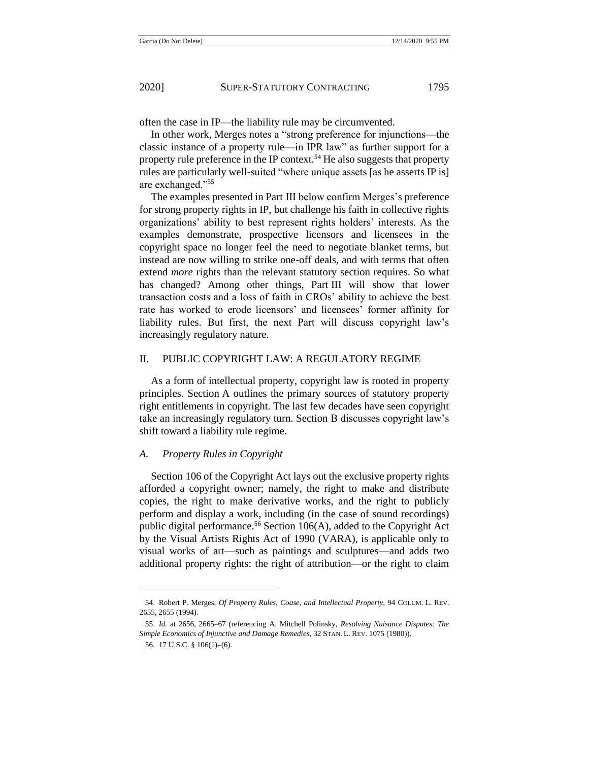often the case in IP—the liability rule may be circumvented.

In other work, Merges notes a "strong preference for injunctions—the classic instance of a property rule—in IPR law" as further support for a property rule preference in the IP context.[54] He also suggests that property rules are particularly well-suited "where unique assets [as he asserts IP is] are exchanged."[55]

The examples presented in Part III below confirm Merges's preference for strong property rights in IP, but challenge his faith in collective rights organizations' ability to best represent rights holders' interests. As the examples demonstrate, prospective licensors and licensees in the copyright space no longer feel the need to negotiate blanket terms, but instead are now willing to strike one-off deals, and with terms that often extend *more* rights than the relevant statutory section requires. So what has changed? Among other things, Part III will show that lower transaction costs and a loss of faith in CROs' ability to achieve the best rate has worked to erode licensors' and licensees' former affinity for liability rules. But first, the next Part will discuss copyright law's increasingly regulatory nature.

## II. PUBLIC COPYRIGHT LAW: A REGULATORY REGIME

As a form of intellectual property, copyright law is rooted in property principles. Section A outlines the primary sources of statutory property right entitlements in copyright. The last few decades have seen copyright take an increasingly regulatory turn. Section B discusses copyright law's shift toward a liability rule regime.

### *A. Property Rules in Copyright*

Section 106 of the Copyright Act lays out the exclusive property rights afforded a copyright owner; namely, the right to make and distribute copies, the right to make derivative works, and the right to publicly perform and display a work, including (in the case of sound recordings) public digital performance.[56] Section 106(A), added to the Copyright Act by the Visual Artists Rights Act of 1990 (VARA), is applicable only to visual works of art—such as paintings and sculptures—and adds two additional property rights: the right of attribution—or the right to claim

---

54. Robert P. Merges, *Of Property Rules, Coase, and Intellectual Property*, 94 COLUM. L. REV. 2655, 2655 (1994).

55. *Id.* at 2656, 2665–67 (referencing A. Mitchell Polinsky, *Resolving Nuisance Disputes: The Simple Economics of Injunctive and Damage Remedies*, 32 STAN. L. REV. 1075 (1980)).

56. 17 U.S.C. § 106(1)–(6).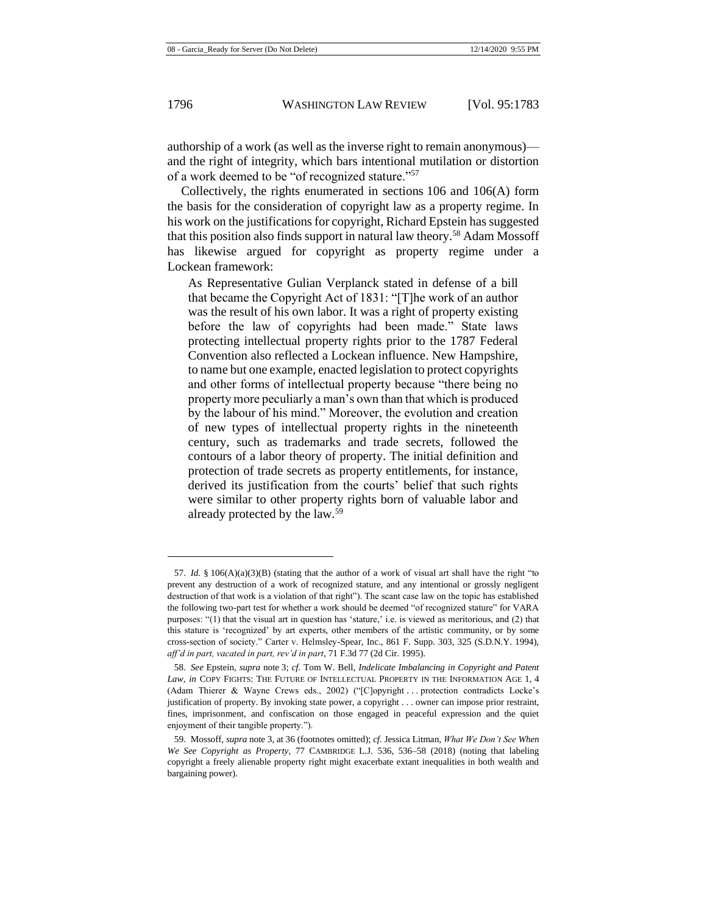authorship of a work (as well as the inverse right to remain anonymous)—and the right of integrity, which bars intentional mutilation or distortion of a work deemed to be "of recognized stature."[57]

Collectively, the rights enumerated in sections 106 and 106(A) form the basis for the consideration of copyright law as a property regime. In his work on the justifications for copyright, Richard Epstein has suggested that this position also finds support in natural law theory.[58] Adam Mossoff has likewise argued for copyright as property regime under a Lockean framework:

> As Representative Gulian Verplanck stated in defense of a bill that became the Copyright Act of 1831: "[T]he work of an author was the result of his own labor. It was a right of property existing before the law of copyrights had been made." State laws protecting intellectual property rights prior to the 1787 Federal Convention also reflected a Lockean influence. New Hampshire, to name but one example, enacted legislation to protect copyrights and other forms of intellectual property because "there being no property more peculiarly a man's own than that which is produced by the labour of his mind." Moreover, the evolution and creation of new types of intellectual property rights in the nineteenth century, such as trademarks and trade secrets, followed the contours of a labor theory of property. The initial definition and protection of trade secrets as property entitlements, for instance, derived its justification from the courts' belief that such rights were similar to other property rights born of valuable labor and already protected by the law.[59]

---

57. *Id.* § 106(A)(a)(3)(B) (stating that the author of a work of visual art shall have the right "to prevent any destruction of a work of recognized stature, and any intentional or grossly negligent destruction of that work is a violation of that right"). The scant case law on the topic has established the following two-part test for whether a work should be deemed "of recognized stature" for VARA purposes: "(1) that the visual art in question has 'stature,' i.e. is viewed as meritorious, and (2) that this stature is 'recognized' by art experts, other members of the artistic community, or by some cross-section of society." Carter v. Helmsley-Spear, Inc., 861 F. Supp. 303, 325 (S.D.N.Y. 1994), *aff'd in part, vacated in part, rev'd in part*, 71 F.3d 77 (2d Cir. 1995).

58. *See* Epstein, *supra* note 3; *cf.* Tom W. Bell, *Indelicate Imbalancing in Copyright and Patent Law*, *in* COPY FIGHTS: THE FUTURE OF INTELLECTUAL PROPERTY IN THE INFORMATION AGE 1, 4 (Adam Thierer & Wayne Crews eds., 2002) ("[C]opyright . . . protection contradicts Locke's justification of property. By invoking state power, a copyright . . . owner can impose prior restraint, fines, imprisonment, and confiscation on those engaged in peaceful expression and the quiet enjoyment of their tangible property.").

59. Mossoff, *supra* note 3, at 36 (footnotes omitted); *cf.* Jessica Litman, *What We Don't See When We See Copyright as Property*, 77 CAMBRIDGE L.J. 536, 536–58 (2018) (noting that labeling copyright a freely alienable property right might exacerbate extant inequalities in both wealth and bargaining power).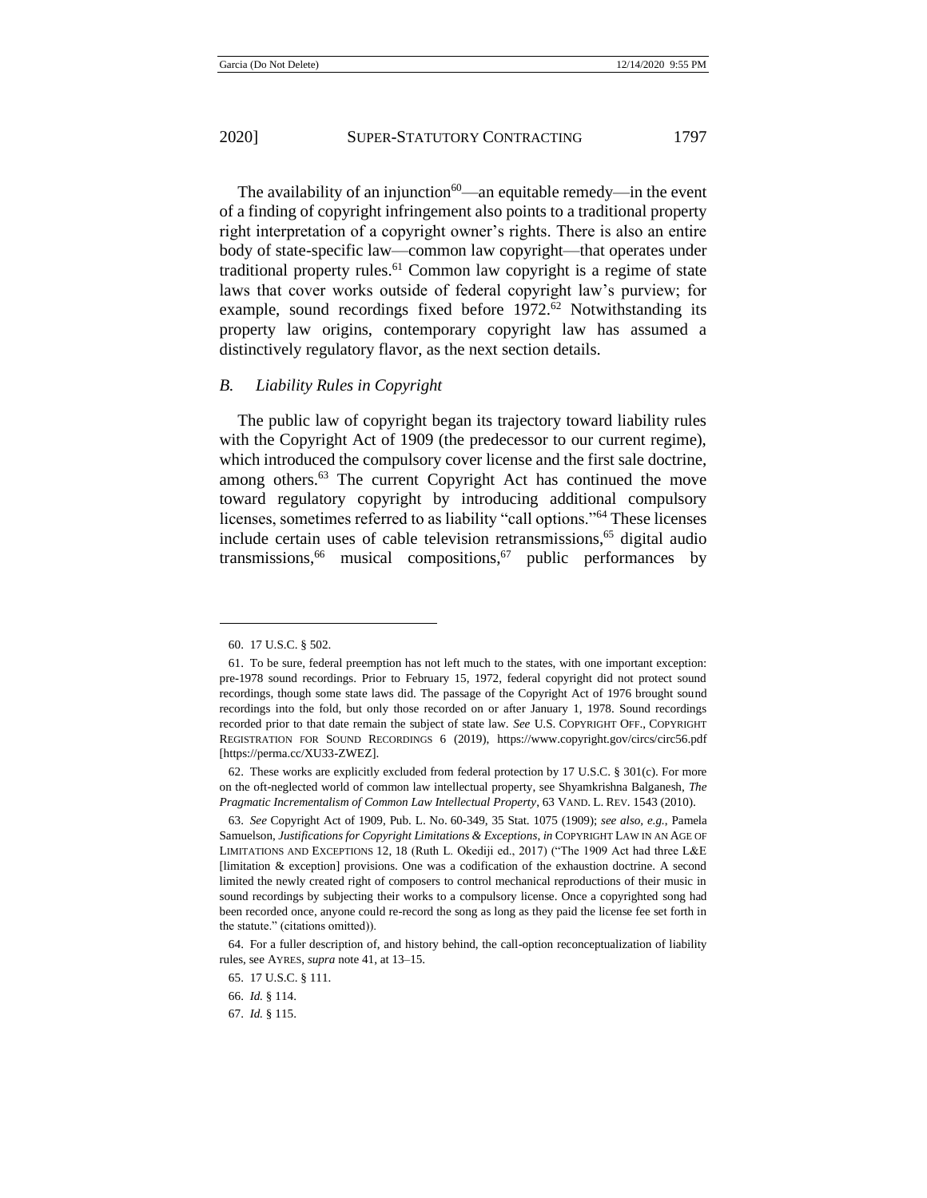The availability of an injunction[60]—an equitable remedy—in the event of a finding of copyright infringement also points to a traditional property right interpretation of a copyright owner's rights. There is also an entire body of state-specific law—common law copyright—that operates under traditional property rules.[61] Common law copyright is a regime of state laws that cover works outside of federal copyright law's purview; for example, sound recordings fixed before 1972.[62] Notwithstanding its property law origins, contemporary copyright law has assumed a distinctively regulatory flavor, as the next section details.

### *B. Liability Rules in Copyright*

The public law of copyright began its trajectory toward liability rules with the Copyright Act of 1909 (the predecessor to our current regime), which introduced the compulsory cover license and the first sale doctrine, among others.[63] The current Copyright Act has continued the move toward regulatory copyright by introducing additional compulsory licenses, sometimes referred to as liability "call options."[64] These licenses include certain uses of cable television retransmissions,[65] digital audio transmissions,[66] musical compositions,[67] public performances by

---

60. 17 U.S.C. § 502.

61. To be sure, federal preemption has not left much to the states, with one important exception: pre-1978 sound recordings. Prior to February 15, 1972, federal copyright did not protect sound recordings, though some state laws did. The passage of the Copyright Act of 1976 brought sound recordings into the fold, but only those recorded on or after January 1, 1978. Sound recordings recorded prior to that date remain the subject of state law. *See* U.S. COPYRIGHT OFF., COPYRIGHT REGISTRATION FOR SOUND RECORDINGS 6 (2019), https://www.copyright.gov/circs/circ56.pdf [https://perma.cc/XU33-ZWEZ].

62. These works are explicitly excluded from federal protection by 17 U.S.C. § 301(c). For more on the oft-neglected world of common law intellectual property, see Shyamkrishna Balganesh, *The Pragmatic Incrementalism of Common Law Intellectual Property*, 63 VAND. L. REV. 1543 (2010).

63. *See* Copyright Act of 1909, Pub. L. No. 60-349, 35 Stat. 1075 (1909); *see also, e.g.*, Pamela Samuelson, *Justifications for Copyright Limitations & Exceptions*, *in* COPYRIGHT LAW IN AN AGE OF LIMITATIONS AND EXCEPTIONS 12, 18 (Ruth L. Okediji ed., 2017) ("The 1909 Act had three L&E [limitation & exception] provisions. One was a codification of the exhaustion doctrine. A second limited the newly created right of composers to control mechanical reproductions of their music in sound recordings by subjecting their works to a compulsory license. Once a copyrighted song had been recorded once, anyone could re-record the song as long as they paid the license fee set forth in the statute." (citations omitted)).

64. For a fuller description of, and history behind, the call-option reconceptualization of liability rules, see AYRES, *supra* note 41, at 13–15.

65. 17 U.S.C. § 111.

66. *Id.* § 114.

67. *Id.* § 115.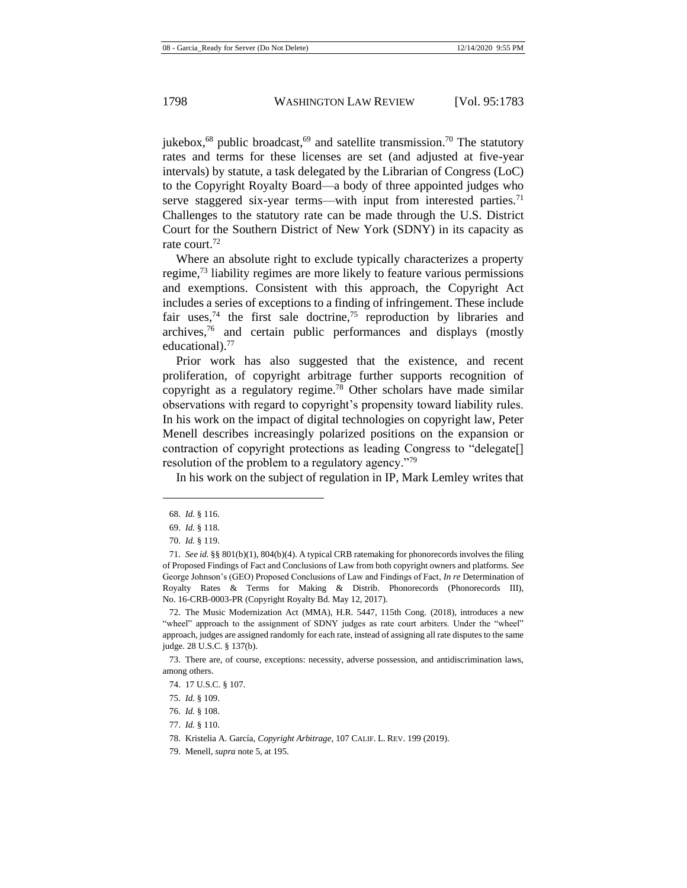jukebox,[68] public broadcast,[69] and satellite transmission.[70] The statutory rates and terms for these licenses are set (and adjusted at five-year intervals) by statute, a task delegated by the Librarian of Congress (LoC) to the Copyright Royalty Board—a body of three appointed judges who serve staggered six-year terms—with input from interested parties.[71] Challenges to the statutory rate can be made through the U.S. District Court for the Southern District of New York (SDNY) in its capacity as rate court.[72]

Where an absolute right to exclude typically characterizes a property regime,[73] liability regimes are more likely to feature various permissions and exemptions. Consistent with this approach, the Copyright Act includes a series of exceptions to a finding of infringement. These include fair uses,[74] the first sale doctrine,[75] reproduction by libraries and archives,[76] and certain public performances and displays (mostly educational).[77]

Prior work has also suggested that the existence, and recent proliferation, of copyright arbitrage further supports recognition of copyright as a regulatory regime.[78] Other scholars have made similar observations with regard to copyright's propensity toward liability rules. In his work on the impact of digital technologies on copyright law, Peter Menell describes increasingly polarized positions on the expansion or contraction of copyright protections as leading Congress to "delegate[] resolution of the problem to a regulatory agency."[79]

In his work on the subject of regulation in IP, Mark Lemley writes that

---

68. *Id.* § 116.

69. *Id.* § 118.

70. *Id.* § 119.

71. *See id.* §§ 801(b)(1), 804(b)(4). A typical CRB ratemaking for phonorecords involves the filing of Proposed Findings of Fact and Conclusions of Law from both copyright owners and platforms. *See* George Johnson's (GEO) Proposed Conclusions of Law and Findings of Fact, *In re* Determination of Royalty Rates & Terms for Making & Distrib. Phonorecords (Phonorecords III), No. 16-CRB-0003-PR (Copyright Royalty Bd. May 12, 2017).

72. The Music Modernization Act (MMA), H.R. 5447, 115th Cong. (2018), introduces a new "wheel" approach to the assignment of SDNY judges as rate court arbiters. Under the "wheel" approach, judges are assigned randomly for each rate, instead of assigning all rate disputes to the same judge. 28 U.S.C. § 137(b).

73. There are, of course, exceptions: necessity, adverse possession, and antidiscrimination laws, among others.

74. 17 U.S.C. § 107.

75. *Id.* § 109.

76. *Id.* § 108.

77. *Id.* § 110.

78. Kristelia A. García, *Copyright Arbitrage*, 107 CALIF. L. REV. 199 (2019).

79. Menell, *supra* note 5, at 195.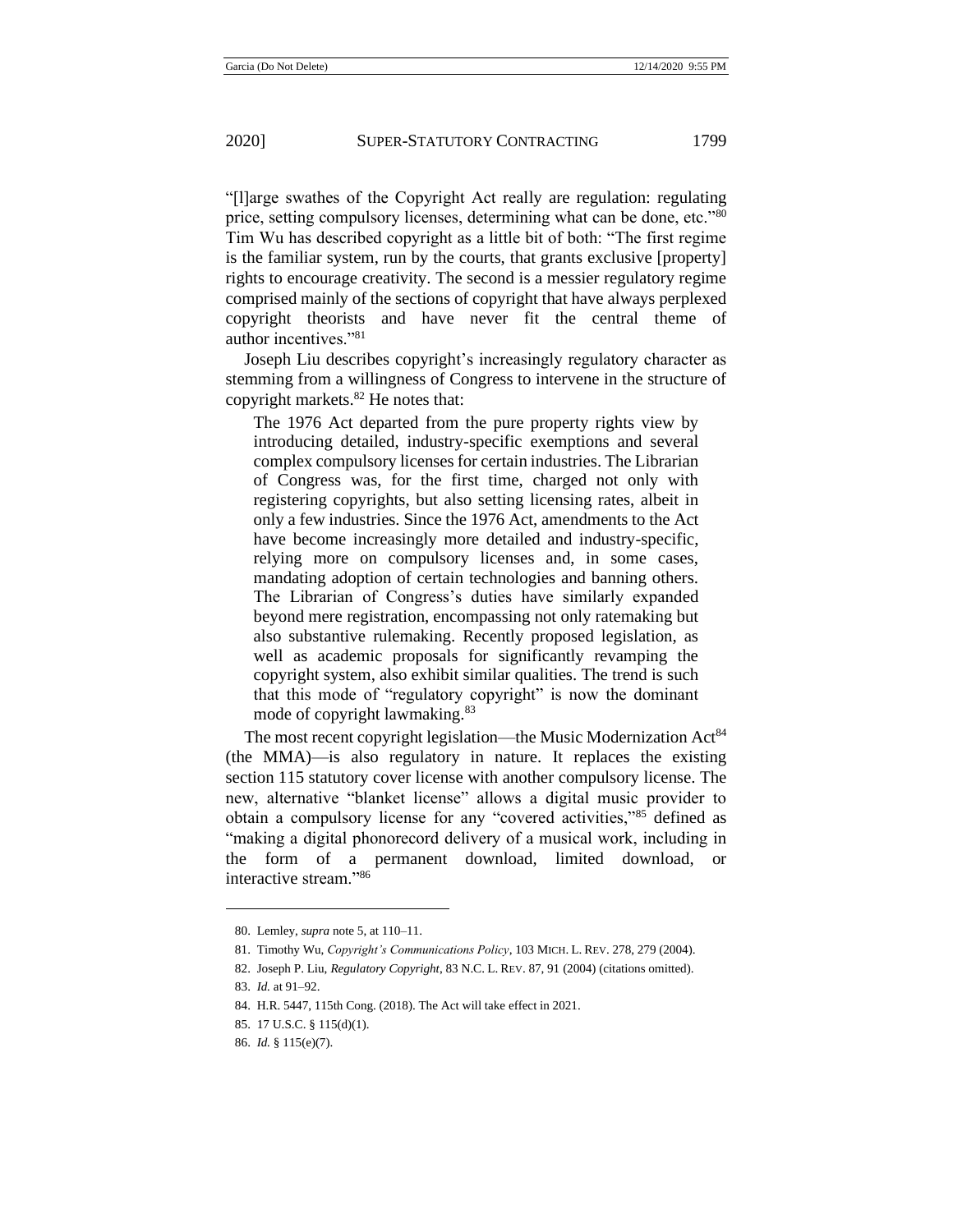"[l]arge swathes of the Copyright Act really are regulation: regulating price, setting compulsory licenses, determining what can be done, etc."[80] Tim Wu has described copyright as a little bit of both: "The first regime is the familiar system, run by the courts, that grants exclusive [property] rights to encourage creativity. The second is a messier regulatory regime comprised mainly of the sections of copyright that have always perplexed copyright theorists and have never fit the central theme of author incentives."[81]

Joseph Liu describes copyright's increasingly regulatory character as stemming from a willingness of Congress to intervene in the structure of copyright markets.[82] He notes that:

> The 1976 Act departed from the pure property rights view by introducing detailed, industry-specific exemptions and several complex compulsory licenses for certain industries. The Librarian of Congress was, for the first time, charged not only with registering copyrights, but also setting licensing rates, albeit in only a few industries. Since the 1976 Act, amendments to the Act have become increasingly more detailed and industry-specific, relying more on compulsory licenses and, in some cases, mandating adoption of certain technologies and banning others. The Librarian of Congress's duties have similarly expanded beyond mere registration, encompassing not only ratemaking but also substantive rulemaking. Recently proposed legislation, as well as academic proposals for significantly revamping the copyright system, also exhibit similar qualities. The trend is such that this mode of "regulatory copyright" is now the dominant mode of copyright lawmaking.[83]

The most recent copyright legislation—the Music Modernization Act[84] (the MMA)—is also regulatory in nature. It replaces the existing section 115 statutory cover license with another compulsory license. The new, alternative "blanket license" allows a digital music provider to obtain a compulsory license for any "covered activities,"[85] defined as "making a digital phonorecord delivery of a musical work, including in the form of a permanent download, limited download, or interactive stream."[86]

---

80. Lemley, *supra* note 5, at 110–11.

81. Timothy Wu, *Copyright's Communications Policy*, 103 MICH. L. REV. 278, 279 (2004).

82. Joseph P. Liu, *Regulatory Copyright*, 83 N.C. L. REV. 87, 91 (2004) (citations omitted).

83. *Id.* at 91–92.

84. H.R. 5447, 115th Cong. (2018). The Act will take effect in 2021.

85. 17 U.S.C. § 115(d)(1).

86. *Id.* § 115(e)(7).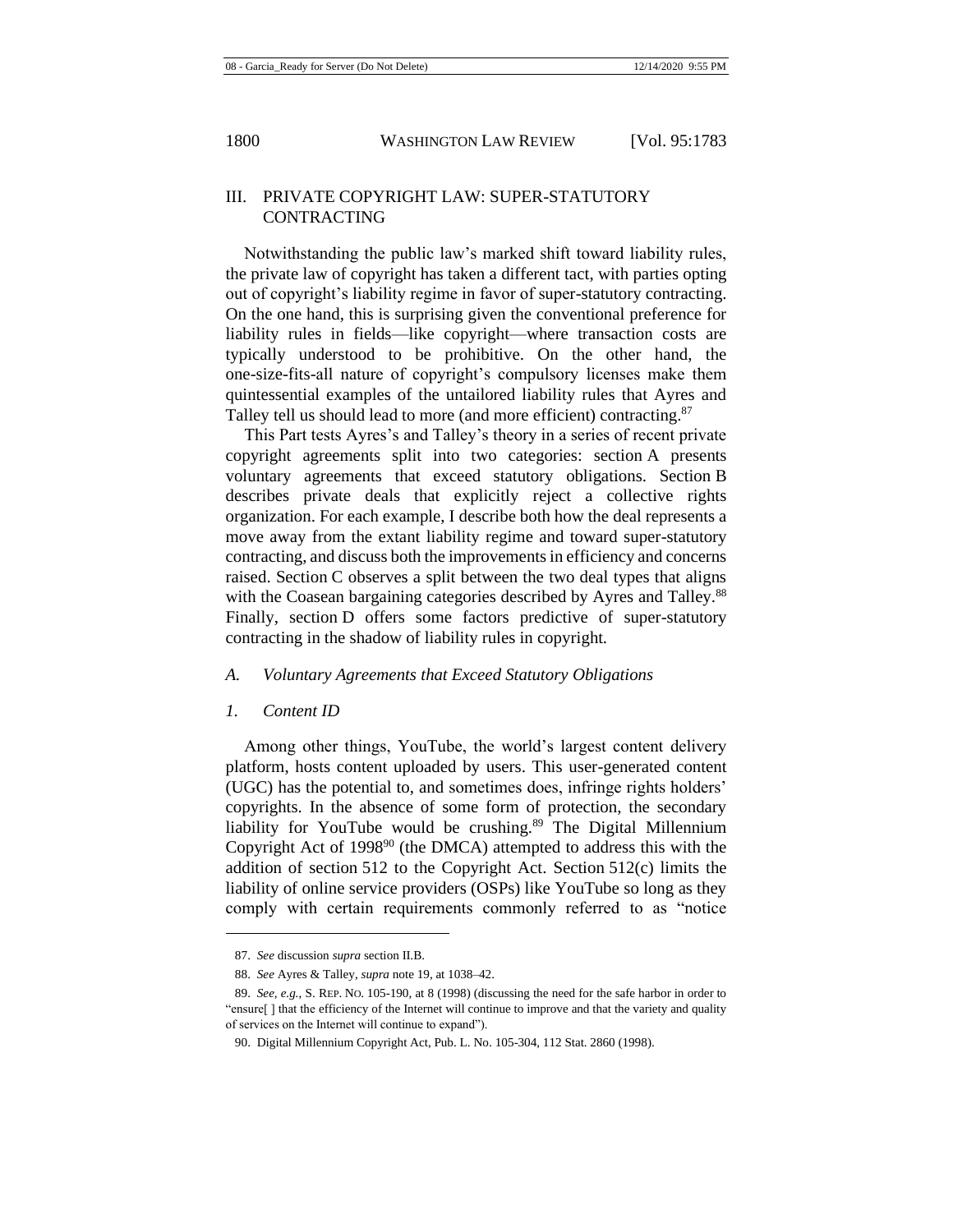## III. PRIVATE COPYRIGHT LAW: SUPER-STATUTORY CONTRACTING

Notwithstanding the public law's marked shift toward liability rules, the private law of copyright has taken a different tact, with parties opting out of copyright's liability regime in favor of super-statutory contracting. On the one hand, this is surprising given the conventional preference for liability rules in fields—like copyright—where transaction costs are typically understood to be prohibitive. On the other hand, the one-size-fits-all nature of copyright's compulsory licenses make them quintessential examples of the untailored liability rules that Ayres and Talley tell us should lead to more (and more efficient) contracting.[87]

This Part tests Ayres's and Talley's theory in a series of recent private copyright agreements split into two categories: section A presents voluntary agreements that exceed statutory obligations. Section B describes private deals that explicitly reject a collective rights organization. For each example, I describe both how the deal represents a move away from the extant liability regime and toward super-statutory contracting, and discuss both the improvements in efficiency and concerns raised. Section C observes a split between the two deal types that aligns with the Coasean bargaining categories described by Ayres and Talley.[88] Finally, section D offers some factors predictive of super-statutory contracting in the shadow of liability rules in copyright.

### *A. Voluntary Agreements that Exceed Statutory Obligations*

#### *1. Content ID*

Among other things, YouTube, the world's largest content delivery platform, hosts content uploaded by users. This user-generated content (UGC) has the potential to, and sometimes does, infringe rights holders' copyrights. In the absence of some form of protection, the secondary liability for YouTube would be crushing.[89] The Digital Millennium Copyright Act of 1998[90] (the DMCA) attempted to address this with the addition of section 512 to the Copyright Act. Section 512(c) limits the liability of online service providers (OSPs) like YouTube so long as they comply with certain requirements commonly referred to as "notice

---

87. *See* discussion *supra* section II.B.

88. *See* Ayres & Talley, *supra* note 19, at 1038–42.

89. *See, e.g.*, S. REP. NO. 105-190, at 8 (1998) (discussing the need for the safe harbor in order to "ensure[ ] that the efficiency of the Internet will continue to improve and that the variety and quality of services on the Internet will continue to expand").

90. Digital Millennium Copyright Act, Pub. L. No. 105-304, 112 Stat. 2860 (1998).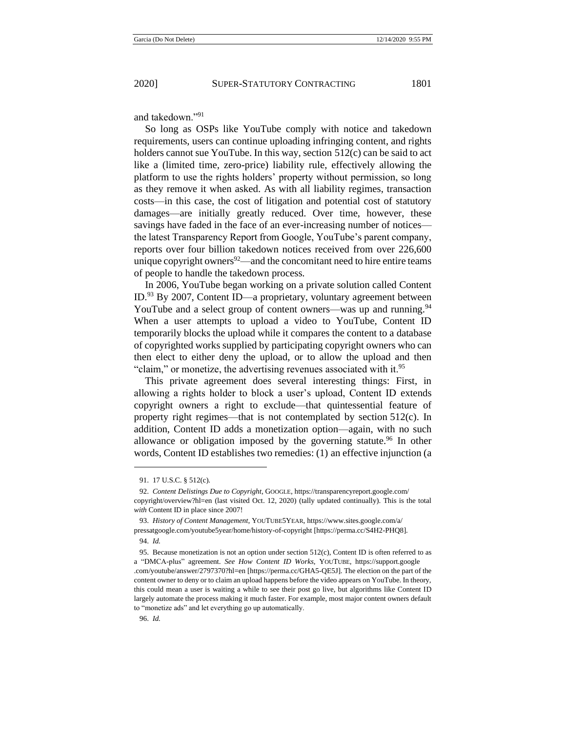and takedown."[91]

So long as OSPs like YouTube comply with notice and takedown requirements, users can continue uploading infringing content, and rights holders cannot sue YouTube. In this way, section 512(c) can be said to act like a (limited time, zero-price) liability rule, effectively allowing the platform to use the rights holders' property without permission, so long as they remove it when asked. As with all liability regimes, transaction costs—in this case, the cost of litigation and potential cost of statutory damages—are initially greatly reduced. Over time, however, these savings have faded in the face of an ever-increasing number of notices—the latest Transparency Report from Google, YouTube's parent company, reports over four billion takedown notices received from over 226,600 unique copyright owners[92]—and the concomitant need to hire entire teams of people to handle the takedown process.

In 2006, YouTube began working on a private solution called Content ID.[93] By 2007, Content ID—a proprietary, voluntary agreement between YouTube and a select group of content owners—was up and running.[94] When a user attempts to upload a video to YouTube, Content ID temporarily blocks the upload while it compares the content to a database of copyrighted works supplied by participating copyright owners who can then elect to either deny the upload, or to allow the upload and then "claim," or monetize, the advertising revenues associated with it.[95]

This private agreement does several interesting things: First, in allowing a rights holder to block a user's upload, Content ID extends copyright owners a right to exclude—that quintessential feature of property right regimes—that is not contemplated by section 512(c). In addition, Content ID adds a monetization option—again, with no such allowance or obligation imposed by the governing statute.[96] In other words, Content ID establishes two remedies: (1) an effective injunction (a

---

91. 17 U.S.C. § 512(c).

92. *Content Delistings Due to Copyright*, GOOGLE, https://transparencyreport.google.com/copyright/overview?hl=en (last visited Oct. 12, 2020) (tally updated continually). This is the total *with* Content ID in place since 2007!

93. *History of Content Management*, YOUTUBE5YEAR, https://www.sites.google.com/a/pressatgoogle.com/youtube5year/home/history-of-copyright [https://perma.cc/S4H2-PHQ8].

94. *Id.*

95. Because monetization is not an option under section 512(c), Content ID is often referred to as a "DMCA-plus" agreement. *See How Content ID Works*, YOUTUBE, https://support.google.com/youtube/answer/2797370?hl=en [https://perma.cc/GHA5-QE5J]. The election on the part of the content owner to deny or to claim an upload happens before the video appears on YouTube. In theory, this could mean a user is waiting a while to see their post go live, but algorithms like Content ID largely automate the process making it much faster. For example, most major content owners default to "monetize ads" and let everything go up automatically.

96. *Id.*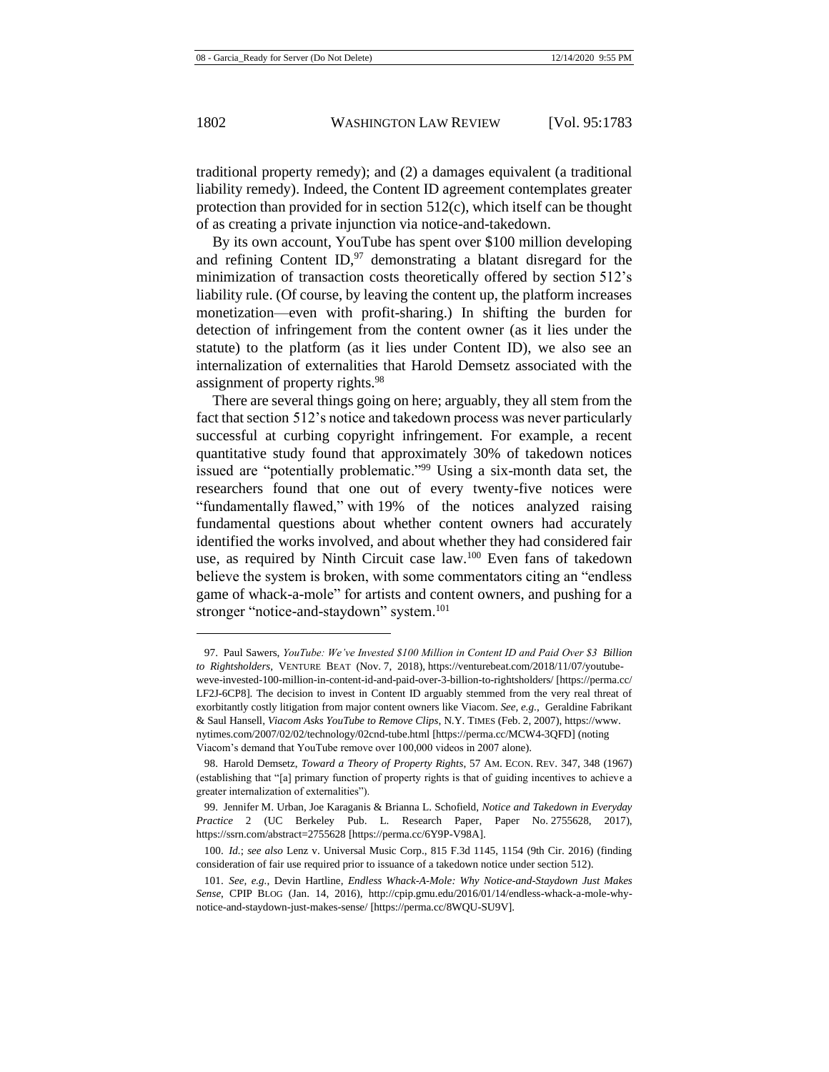traditional property remedy); and (2) a damages equivalent (a traditional liability remedy). Indeed, the Content ID agreement contemplates greater protection than provided for in section 512(c), which itself can be thought of as creating a private injunction via notice-and-takedown.

By its own account, YouTube has spent over $100 million developing and refining Content ID,[97] demonstrating a blatant disregard for the minimization of transaction costs theoretically offered by section 512's liability rule. (Of course, by leaving the content up, the platform increases monetization—even with profit-sharing.) In shifting the burden for detection of infringement from the content owner (as it lies under the statute) to the platform (as it lies under Content ID), we also see an internalization of externalities that Harold Demsetz associated with the assignment of property rights.[98]

There are several things going on here; arguably, they all stem from the fact that section 512's notice and takedown process was never particularly successful at curbing copyright infringement. For example, a recent quantitative study found that approximately 30% of takedown notices issued are "potentially problematic."[99] Using a six-month data set, the researchers found that one out of every twenty-five notices were "fundamentally flawed," with 19% of the notices analyzed raising fundamental questions about whether content owners had accurately identified the works involved, and about whether they had considered fair use, as required by Ninth Circuit case law.[100] Even fans of takedown believe the system is broken, with some commentators citing an "endless game of whack-a-mole" for artists and content owners, and pushing for a stronger "notice-and-staydown" system.[101]

---

97. Paul Sawers, *YouTube: We've Invested $100 Million in Content ID and Paid Over $3 Billion to Rightsholders*, VENTURE BEAT (Nov. 7, 2018), https://venturebeat.com/2018/11/07/youtube-weve-invested-100-million-in-content-id-and-paid-over-3-billion-to-rightsholders/ [https://perma.cc/LF2J-6CP8]. The decision to invest in Content ID arguably stemmed from the very real threat of exorbitantly costly litigation from major content owners like Viacom. *See, e.g.*, Geraldine Fabrikant & Saul Hansell, *Viacom Asks YouTube to Remove Clips*, N.Y. TIMES (Feb. 2, 2007), https://www.nytimes.com/2007/02/02/technology/02cnd-tube.html [https://perma.cc/MCW4-3QFD] (noting Viacom's demand that YouTube remove over 100,000 videos in 2007 alone).

98. Harold Demsetz, *Toward a Theory of Property Rights*, 57 AM. ECON. REV. 347, 348 (1967) (establishing that "[a] primary function of property rights is that of guiding incentives to achieve a greater internalization of externalities").

99. Jennifer M. Urban, Joe Karaganis & Brianna L. Schofield, *Notice and Takedown in Everyday Practice* 2 (UC Berkeley Pub. L. Research Paper, Paper No. 2755628, 2017), https://ssrn.com/abstract=2755628 [https://perma.cc/6Y9P-V98A].

100. *Id.*; *see also* Lenz v. Universal Music Corp., 815 F.3d 1145, 1154 (9th Cir. 2016) (finding consideration of fair use required prior to issuance of a takedown notice under section 512).

101. *See, e.g.*, Devin Hartline, *Endless Whack-A-Mole: Why Notice-and-Staydown Just Makes Sense*, CPIP BLOG (Jan. 14, 2016), http://cpip.gmu.edu/2016/01/14/endless-whack-a-mole-why-notice-and-staydown-just-makes-sense/ [https://perma.cc/8WQU-SU9V].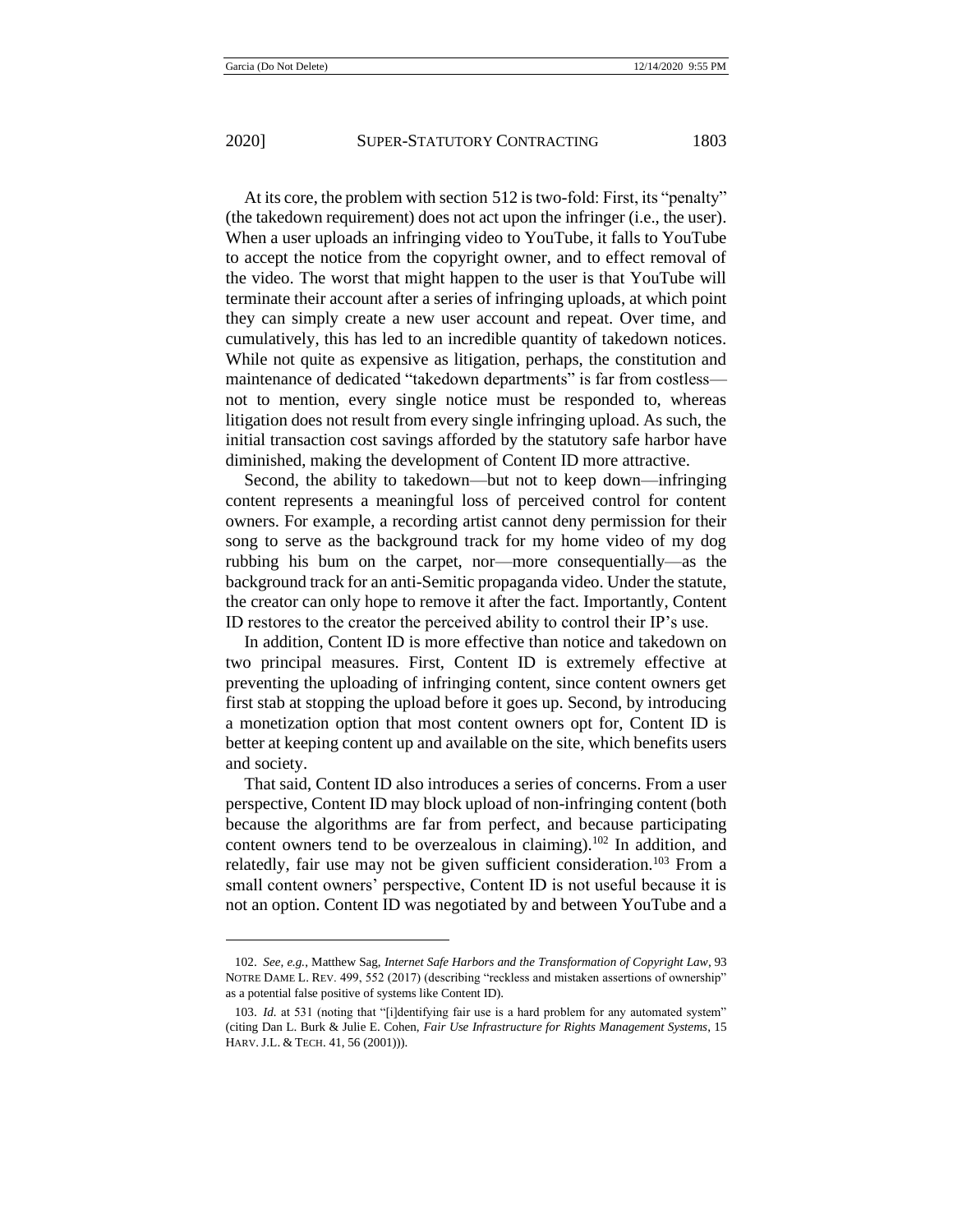At its core, the problem with section 512 is two-fold: First, its "penalty" (the takedown requirement) does not act upon the infringer (i.e., the user). When a user uploads an infringing video to YouTube, it falls to YouTube to accept the notice from the copyright owner, and to effect removal of the video. The worst that might happen to the user is that YouTube will terminate their account after a series of infringing uploads, at which point they can simply create a new user account and repeat. Over time, and cumulatively, this has led to an incredible quantity of takedown notices. While not quite as expensive as litigation, perhaps, the constitution and maintenance of dedicated "takedown departments" is far from costless—not to mention, every single notice must be responded to, whereas litigation does not result from every single infringing upload. As such, the initial transaction cost savings afforded by the statutory safe harbor have diminished, making the development of Content ID more attractive.

Second, the ability to takedown—but not to keep down—infringing content represents a meaningful loss of perceived control for content owners. For example, a recording artist cannot deny permission for their song to serve as the background track for my home video of my dog rubbing his bum on the carpet, nor—more consequentially—as the background track for an anti-Semitic propaganda video. Under the statute, the creator can only hope to remove it after the fact. Importantly, Content ID restores to the creator the perceived ability to control their IP's use.

In addition, Content ID is more effective than notice and takedown on two principal measures. First, Content ID is extremely effective at preventing the uploading of infringing content, since content owners get first stab at stopping the upload before it goes up. Second, by introducing a monetization option that most content owners opt for, Content ID is better at keeping content up and available on the site, which benefits users and society.

That said, Content ID also introduces a series of concerns. From a user perspective, Content ID may block upload of non-infringing content (both because the algorithms are far from perfect, and because participating content owners tend to be overzealous in claiming).[102] In addition, and relatedly, fair use may not be given sufficient consideration.[103] From a small content owners' perspective, Content ID is not useful because it is not an option. Content ID was negotiated by and between YouTube and a

---

102. *See, e.g.*, Matthew Sag, *Internet Safe Harbors and the Transformation of Copyright Law*, 93 NOTRE DAME L. REV. 499, 552 (2017) (describing "reckless and mistaken assertions of ownership" as a potential false positive of systems like Content ID).

103. *Id.* at 531 (noting that "[i]dentifying fair use is a hard problem for any automated system" (citing Dan L. Burk & Julie E. Cohen, *Fair Use Infrastructure for Rights Management Systems*, 15 HARV. J.L. & TECH. 41, 56 (2001))).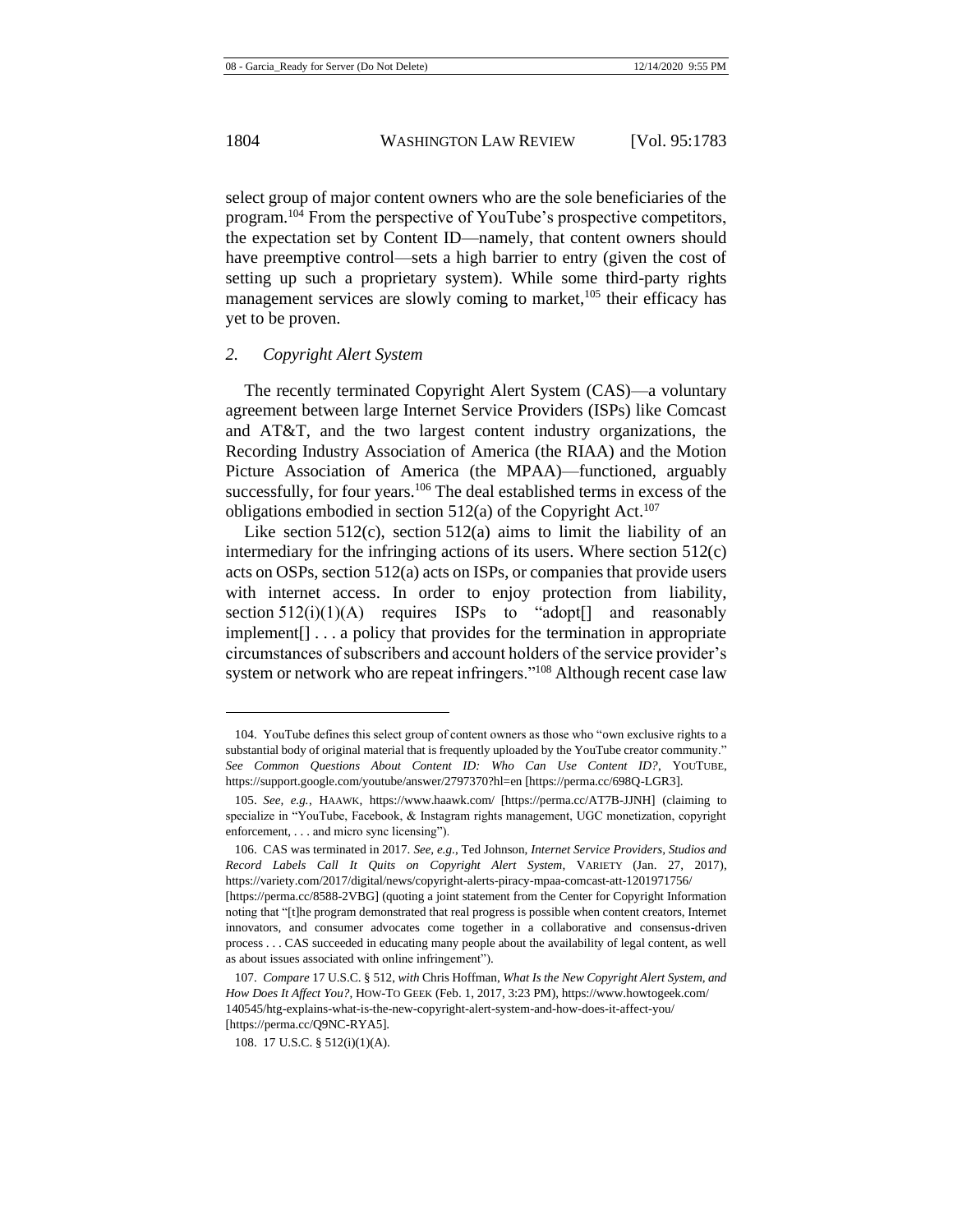select group of major content owners who are the sole beneficiaries of the program.[104] From the perspective of YouTube's prospective competitors, the expectation set by Content ID—namely, that content owners should have preemptive control—sets a high barrier to entry (given the cost of setting up such a proprietary system). While some third-party rights management services are slowly coming to market,[105] their efficacy has yet to be proven.

### *2. Copyright Alert System*

The recently terminated Copyright Alert System (CAS)—a voluntary agreement between large Internet Service Providers (ISPs) like Comcast and AT&T, and the two largest content industry organizations, the Recording Industry Association of America (the RIAA) and the Motion Picture Association of America (the MPAA)—functioned, arguably successfully, for four years.[106] The deal established terms in excess of the obligations embodied in section 512(a) of the Copyright Act.[107]

Like section 512(c), section 512(a) aims to limit the liability of an intermediary for the infringing actions of its users. Where section 512(c) acts on OSPs, section 512(a) acts on ISPs, or companies that provide users with internet access. In order to enjoy protection from liability, section 512(i)(1)(A) requires ISPs to "adopt[] and reasonably implement[] . . . a policy that provides for the termination in appropriate circumstances of subscribers and account holders of the service provider's system or network who are repeat infringers."[108] Although recent case law

---

104. YouTube defines this select group of content owners as those who "own exclusive rights to a substantial body of original material that is frequently uploaded by the YouTube creator community." *See Common Questions About Content ID: Who Can Use Content ID?*, YOUTUBE, https://support.google.com/youtube/answer/2797370?hl=en [https://perma.cc/698Q-LGR3].

105. *See, e.g.*, HAAWK, https://www.haawk.com/ [https://perma.cc/AT7B-JJNH] (claiming to specialize in "YouTube, Facebook, & Instagram rights management, UGC monetization, copyright enforcement, . . . and micro sync licensing").

106. CAS was terminated in 2017. *See, e.g.*, Ted Johnson, *Internet Service Providers, Studios and Record Labels Call It Quits on Copyright Alert System*, VARIETY (Jan. 27, 2017), https://variety.com/2017/digital/news/copyright-alerts-piracy-mpaa-comcast-att-1201971756/ [https://perma.cc/8588-2VBG] (quoting a joint statement from the Center for Copyright Information noting that "[t]he program demonstrated that real progress is possible when content creators, Internet innovators, and consumer advocates come together in a collaborative and consensus-driven process . . . CAS succeeded in educating many people about the availability of legal content, as well as about issues associated with online infringement").

107. *Compare* 17 U.S.C. § 512, *with* Chris Hoffman, *What Is the New Copyright Alert System, and How Does It Affect You?*, HOW-TO GEEK (Feb. 1, 2017, 3:23 PM), https://www.howtogeek.com/140545/htg-explains-what-is-the-new-copyright-alert-system-and-how-does-it-affect-you/ [https://perma.cc/Q9NC-RYA5].

108. 17 U.S.C. § 512(i)(1)(A).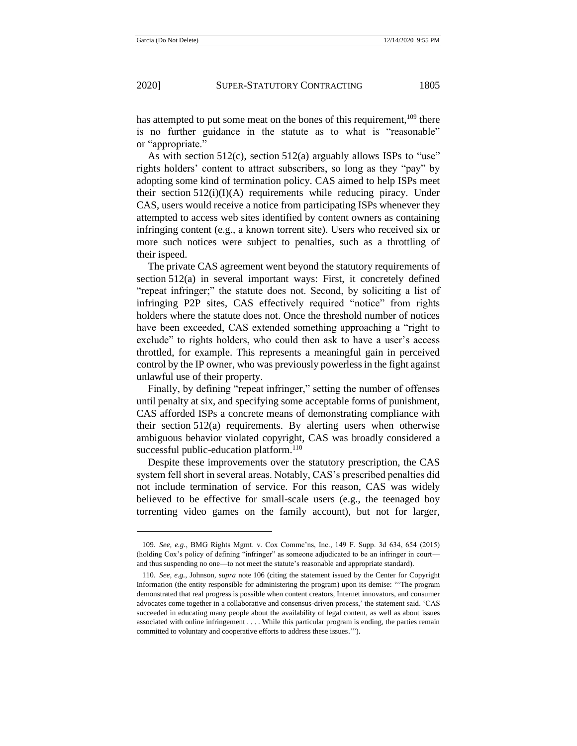has attempted to put some meat on the bones of this requirement,[109] there is no further guidance in the statute as to what is "reasonable" or "appropriate."

As with section 512(c), section 512(a) arguably allows ISPs to "use" rights holders' content to attract subscribers, so long as they "pay" by adopting some kind of termination policy. CAS aimed to help ISPs meet their section 512(i)(I)(A) requirements while reducing piracy. Under CAS, users would receive a notice from participating ISPs whenever they attempted to access web sites identified by content owners as containing infringing content (e.g., a known torrent site). Users who received six or more such notices were subject to penalties, such as a throttling of their ispeed.

The private CAS agreement went beyond the statutory requirements of section 512(a) in several important ways: First, it concretely defined "repeat infringer;" the statute does not. Second, by soliciting a list of infringing P2P sites, CAS effectively required "notice" from rights holders where the statute does not. Once the threshold number of notices have been exceeded, CAS extended something approaching a "right to exclude" to rights holders, who could then ask to have a user's access throttled, for example. This represents a meaningful gain in perceived control by the IP owner, who was previously powerless in the fight against unlawful use of their property.

Finally, by defining "repeat infringer," setting the number of offenses until penalty at six, and specifying some acceptable forms of punishment, CAS afforded ISPs a concrete means of demonstrating compliance with their section 512(a) requirements. By alerting users when otherwise ambiguous behavior violated copyright, CAS was broadly considered a successful public-education platform.[110]

Despite these improvements over the statutory prescription, the CAS system fell short in several areas. Notably, CAS's prescribed penalties did not include termination of service. For this reason, CAS was widely believed to be effective for small-scale users (e.g., the teenaged boy torrenting video games on the family account), but not for larger,

---

109. *See, e.g.*, BMG Rights Mgmt. v. Cox Commc'ns, Inc., 149 F. Supp. 3d 634, 654 (2015) (holding Cox's policy of defining "infringer" as someone adjudicated to be an infringer in court—and thus suspending no one—to not meet the statute's reasonable and appropriate standard).

110. *See, e.g.*, Johnson, *supra* note 106 (citing the statement issued by the Center for Copyright Information (the entity responsible for administering the program) upon its demise: "'The program demonstrated that real progress is possible when content creators, Internet innovators, and consumer advocates come together in a collaborative and consensus-driven process,' the statement said. 'CAS succeeded in educating many people about the availability of legal content, as well as about issues associated with online infringement . . . . While this particular program is ending, the parties remain committed to voluntary and cooperative efforts to address these issues.'").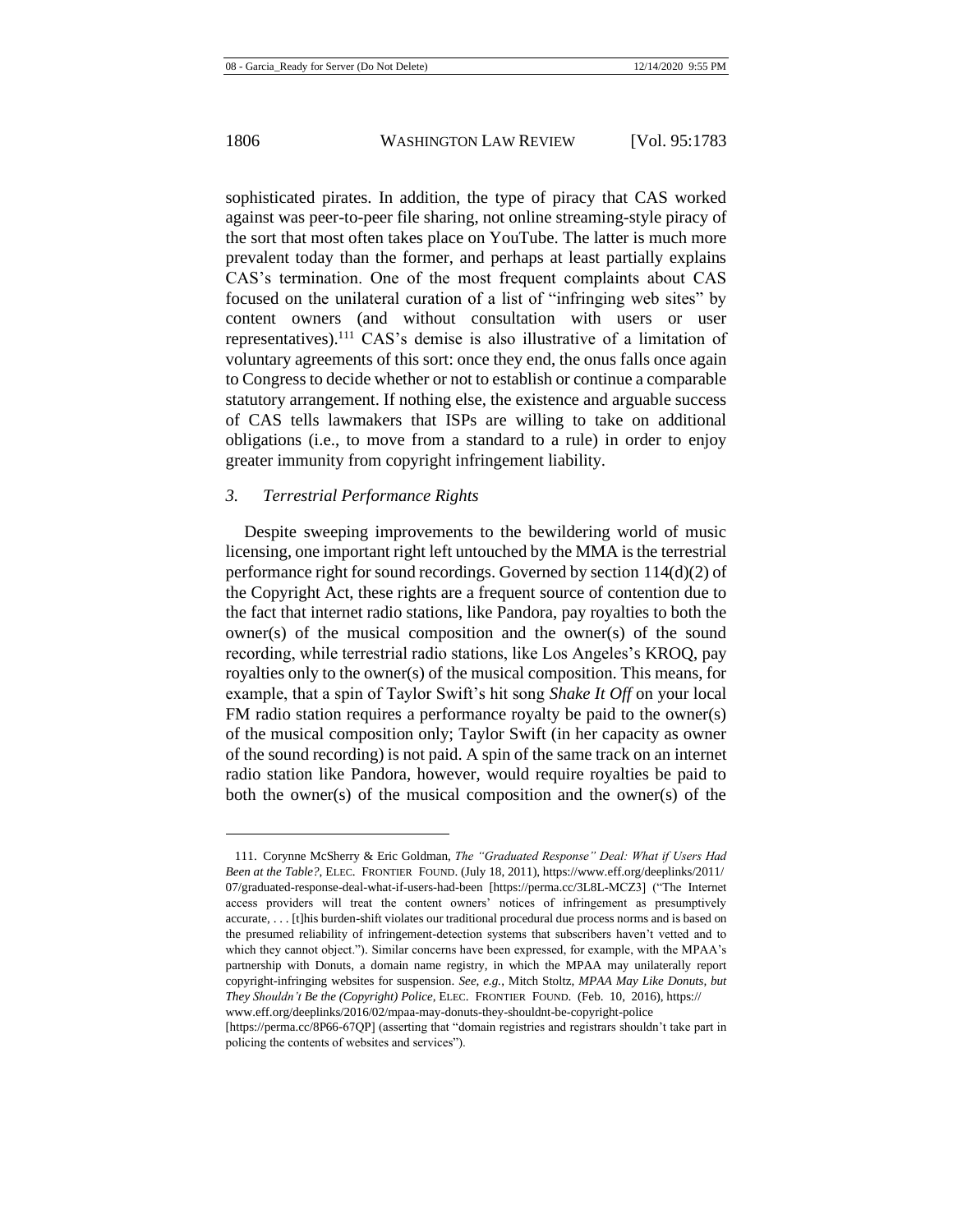sophisticated pirates. In addition, the type of piracy that CAS worked against was peer-to-peer file sharing, not online streaming-style piracy of the sort that most often takes place on YouTube. The latter is much more prevalent today than the former, and perhaps at least partially explains CAS's termination. One of the most frequent complaints about CAS focused on the unilateral curation of a list of "infringing web sites" by content owners (and without consultation with users or user representatives).[111] CAS's demise is also illustrative of a limitation of voluntary agreements of this sort: once they end, the onus falls once again to Congress to decide whether or not to establish or continue a comparable statutory arrangement. If nothing else, the existence and arguable success of CAS tells lawmakers that ISPs are willing to take on additional obligations (i.e., to move from a standard to a rule) in order to enjoy greater immunity from copyright infringement liability.

### *3. Terrestrial Performance Rights*

Despite sweeping improvements to the bewildering world of music licensing, one important right left untouched by the MMA is the terrestrial performance right for sound recordings. Governed by section 114(d)(2) of the Copyright Act, these rights are a frequent source of contention due to the fact that internet radio stations, like Pandora, pay royalties to both the owner(s) of the musical composition and the owner(s) of the sound recording, while terrestrial radio stations, like Los Angeles's KROQ, pay royalties only to the owner(s) of the musical composition. This means, for example, that a spin of Taylor Swift's hit song *Shake It Off* on your local FM radio station requires a performance royalty be paid to the owner(s) of the musical composition only; Taylor Swift (in her capacity as owner of the sound recording) is not paid. A spin of the same track on an internet radio station like Pandora, however, would require royalties be paid to both the owner(s) of the musical composition and the owner(s) of the

---

111. Corynne McSherry & Eric Goldman, *The "Graduated Response" Deal: What if Users Had Been at the Table?*, ELEC. FRONTIER FOUND. (July 18, 2011), https://www.eff.org/deeplinks/2011/07/graduated-response-deal-what-if-users-had-been [https://perma.cc/3L8L-MCZ3] ("The Internet access providers will treat the content owners' notices of infringement as presumptively accurate, . . . [t]his burden-shift violates our traditional procedural due process norms and is based on the presumed reliability of infringement-detection systems that subscribers haven't vetted and to which they cannot object."). Similar concerns have been expressed, for example, with the MPAA's partnership with Donuts, a domain name registry, in which the MPAA may unilaterally report copyright-infringing websites for suspension. *See, e.g.*, Mitch Stoltz, *MPAA May Like Donuts, but They Shouldn't Be the (Copyright) Police*, ELEC. FRONTIER FOUND. (Feb. 10, 2016), https://www.eff.org/deeplinks/2016/02/mpaa-may-donuts-they-shouldnt-be-copyright-police [https://perma.cc/8P66-67QP] (asserting that "domain registries and registrars shouldn't take part in policing the contents of websites and services").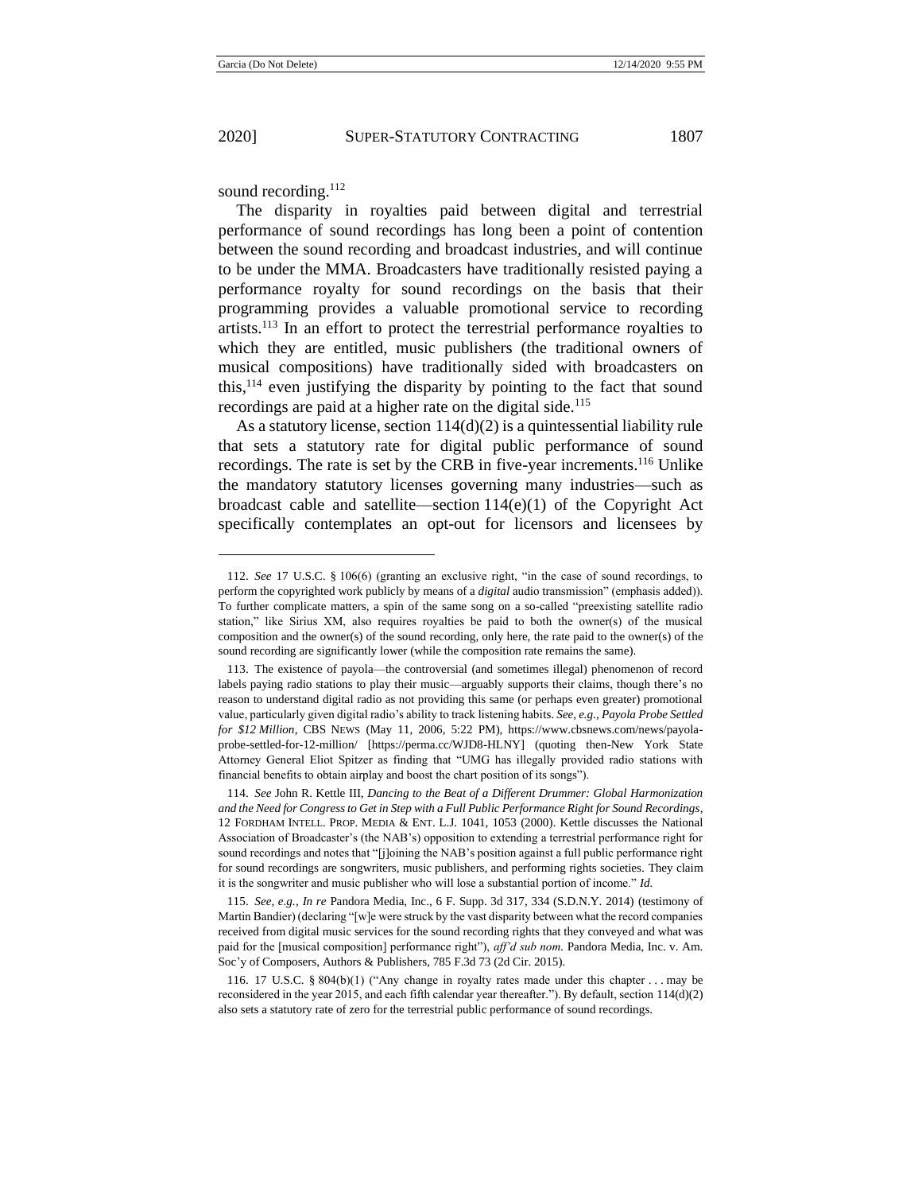sound recording.[112]

The disparity in royalties paid between digital and terrestrial performance of sound recordings has long been a point of contention between the sound recording and broadcast industries, and will continue to be under the MMA. Broadcasters have traditionally resisted paying a performance royalty for sound recordings on the basis that their programming provides a valuable promotional service to recording artists.[113] In an effort to protect the terrestrial performance royalties to which they are entitled, music publishers (the traditional owners of musical compositions) have traditionally sided with broadcasters on this,[114] even justifying the disparity by pointing to the fact that sound recordings are paid at a higher rate on the digital side.[115]

As a statutory license, section 114(d)(2) is a quintessential liability rule that sets a statutory rate for digital public performance of sound recordings. The rate is set by the CRB in five-year increments.[116] Unlike the mandatory statutory licenses governing many industries—such as broadcast cable and satellite—section 114(e)(1) of the Copyright Act specifically contemplates an opt-out for licensors and licensees by

---

112. *See* 17 U.S.C. § 106(6) (granting an exclusive right, "in the case of sound recordings, to perform the copyrighted work publicly by means of a *digital* audio transmission" (emphasis added)). To further complicate matters, a spin of the same song on a so-called "preexisting satellite radio station," like Sirius XM, also requires royalties be paid to both the owner(s) of the musical composition and the owner(s) of the sound recording, only here, the rate paid to the owner(s) of the sound recording are significantly lower (while the composition rate remains the same).

113. The existence of payola—the controversial (and sometimes illegal) phenomenon of record labels paying radio stations to play their music—arguably supports their claims, though there's no reason to understand digital radio as not providing this same (or perhaps even greater) promotional value, particularly given digital radio's ability to track listening habits. *See, e.g.*, *Payola Probe Settled for $12 Million*, CBS NEWS (May 11, 2006, 5:22 PM), https://www.cbsnews.com/news/payola-probe-settled-for-12-million/ [https://perma.cc/WJD8-HLNY] (quoting then-New York State Attorney General Eliot Spitzer as finding that "UMG has illegally provided radio stations with financial benefits to obtain airplay and boost the chart position of its songs").

114. *See* John R. Kettle III, *Dancing to the Beat of a Different Drummer: Global Harmonization and the Need for Congress to Get in Step with a Full Public Performance Right for Sound Recordings*, 12 FORDHAM INTELL. PROP. MEDIA & ENT. L.J. 1041, 1053 (2000). Kettle discusses the National Association of Broadcaster's (the NAB's) opposition to extending a terrestrial performance right for sound recordings and notes that "[j]oining the NAB's position against a full public performance right for sound recordings are songwriters, music publishers, and performing rights societies. They claim it is the songwriter and music publisher who will lose a substantial portion of income." *Id.*

115. *See, e.g.*, *In re* Pandora Media, Inc., 6 F. Supp. 3d 317, 334 (S.D.N.Y. 2014) (testimony of Martin Bandier) (declaring "[w]e were struck by the vast disparity between what the record companies received from digital music services for the sound recording rights that they conveyed and what was paid for the [musical composition] performance right"), *aff'd sub nom.* Pandora Media, Inc. v. Am. Soc'y of Composers, Authors & Publishers, 785 F.3d 73 (2d Cir. 2015).

116. 17 U.S.C. § 804(b)(1) ("Any change in royalty rates made under this chapter . . . may be reconsidered in the year 2015, and each fifth calendar year thereafter."). By default, section 114(d)(2) also sets a statutory rate of zero for the terrestrial public performance of sound recordings.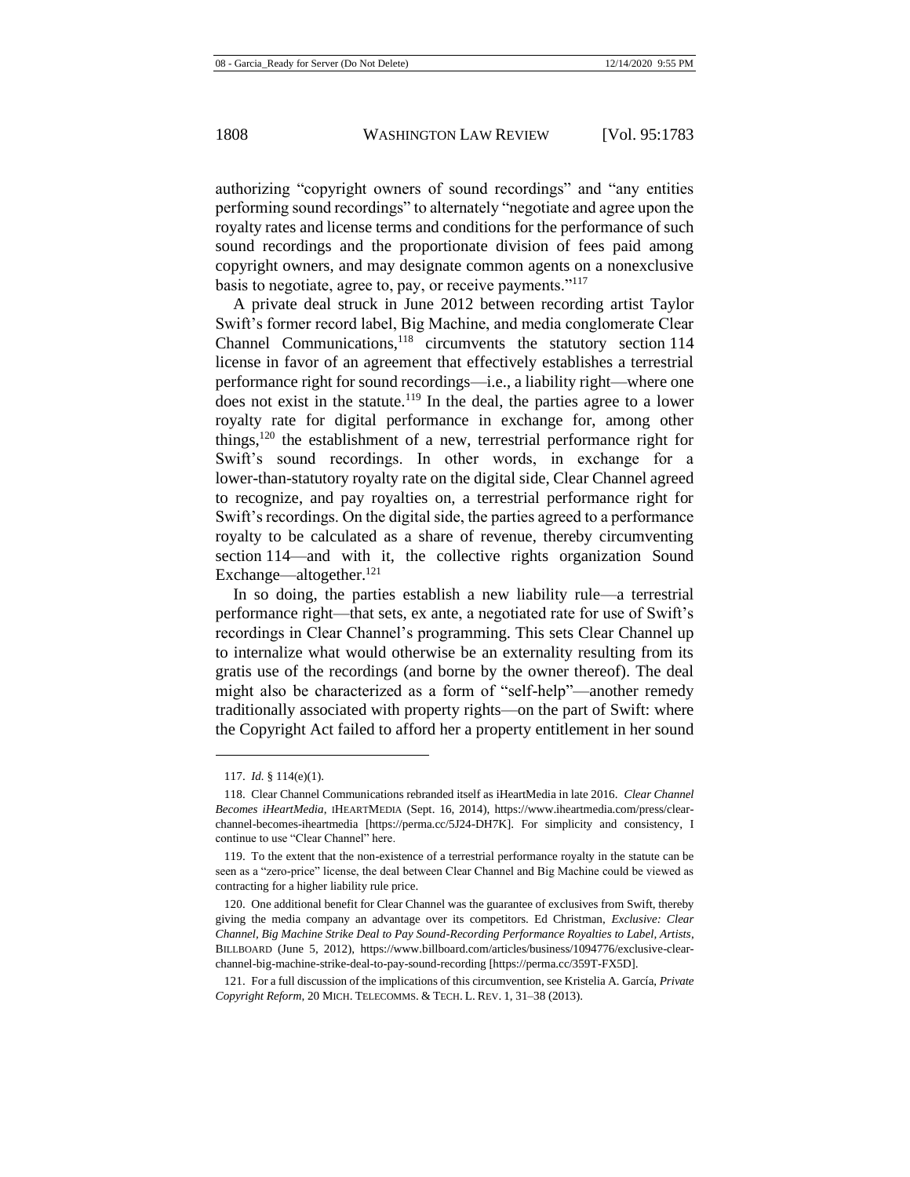authorizing "copyright owners of sound recordings" and "any entities performing sound recordings" to alternately "negotiate and agree upon the royalty rates and license terms and conditions for the performance of such sound recordings and the proportionate division of fees paid among copyright owners, and may designate common agents on a nonexclusive basis to negotiate, agree to, pay, or receive payments."[117]

A private deal struck in June 2012 between recording artist Taylor Swift's former record label, Big Machine, and media conglomerate Clear Channel Communications,[118] circumvents the statutory section 114 license in favor of an agreement that effectively establishes a terrestrial performance right for sound recordings—i.e., a liability right—where one does not exist in the statute.[119] In the deal, the parties agree to a lower royalty rate for digital performance in exchange for, among other things,[120] the establishment of a new, terrestrial performance right for Swift's sound recordings. In other words, in exchange for a lower-than-statutory royalty rate on the digital side, Clear Channel agreed to recognize, and pay royalties on, a terrestrial performance right for Swift's recordings. On the digital side, the parties agreed to a performance royalty to be calculated as a share of revenue, thereby circumventing section 114—and with it, the collective rights organization Sound Exchange—altogether.[121]

In so doing, the parties establish a new liability rule—a terrestrial performance right—that sets, ex ante, a negotiated rate for use of Swift's recordings in Clear Channel's programming. This sets Clear Channel up to internalize what would otherwise be an externality resulting from its gratis use of the recordings (and borne by the owner thereof). The deal might also be characterized as a form of "self-help"—another remedy traditionally associated with property rights—on the part of Swift: where the Copyright Act failed to afford her a property entitlement in her sound

---

117. *Id.* § 114(e)(1).

118. Clear Channel Communications rebranded itself as iHeartMedia in late 2016. *Clear Channel Becomes iHeartMedia*, IHEARTMEDIA (Sept. 16, 2014), https://www.iheartmedia.com/press/clear-channel-becomes-iheartmedia [https://perma.cc/5J24-DH7K]. For simplicity and consistency, I continue to use "Clear Channel" here.

119. To the extent that the non-existence of a terrestrial performance royalty in the statute can be seen as a "zero-price" license, the deal between Clear Channel and Big Machine could be viewed as contracting for a higher liability rule price.

120. One additional benefit for Clear Channel was the guarantee of exclusives from Swift, thereby giving the media company an advantage over its competitors. Ed Christman, *Exclusive: Clear Channel, Big Machine Strike Deal to Pay Sound-Recording Performance Royalties to Label, Artists*, BILLBOARD (June 5, 2012), https://www.billboard.com/articles/business/1094776/exclusive-clear-channel-big-machine-strike-deal-to-pay-sound-recording [https://perma.cc/359T-FX5D].

121. For a full discussion of the implications of this circumvention, see Kristelia A. García, *Private Copyright Reform*, 20 MICH. TELECOMMS. & TECH. L. REV. 1, 31–38 (2013).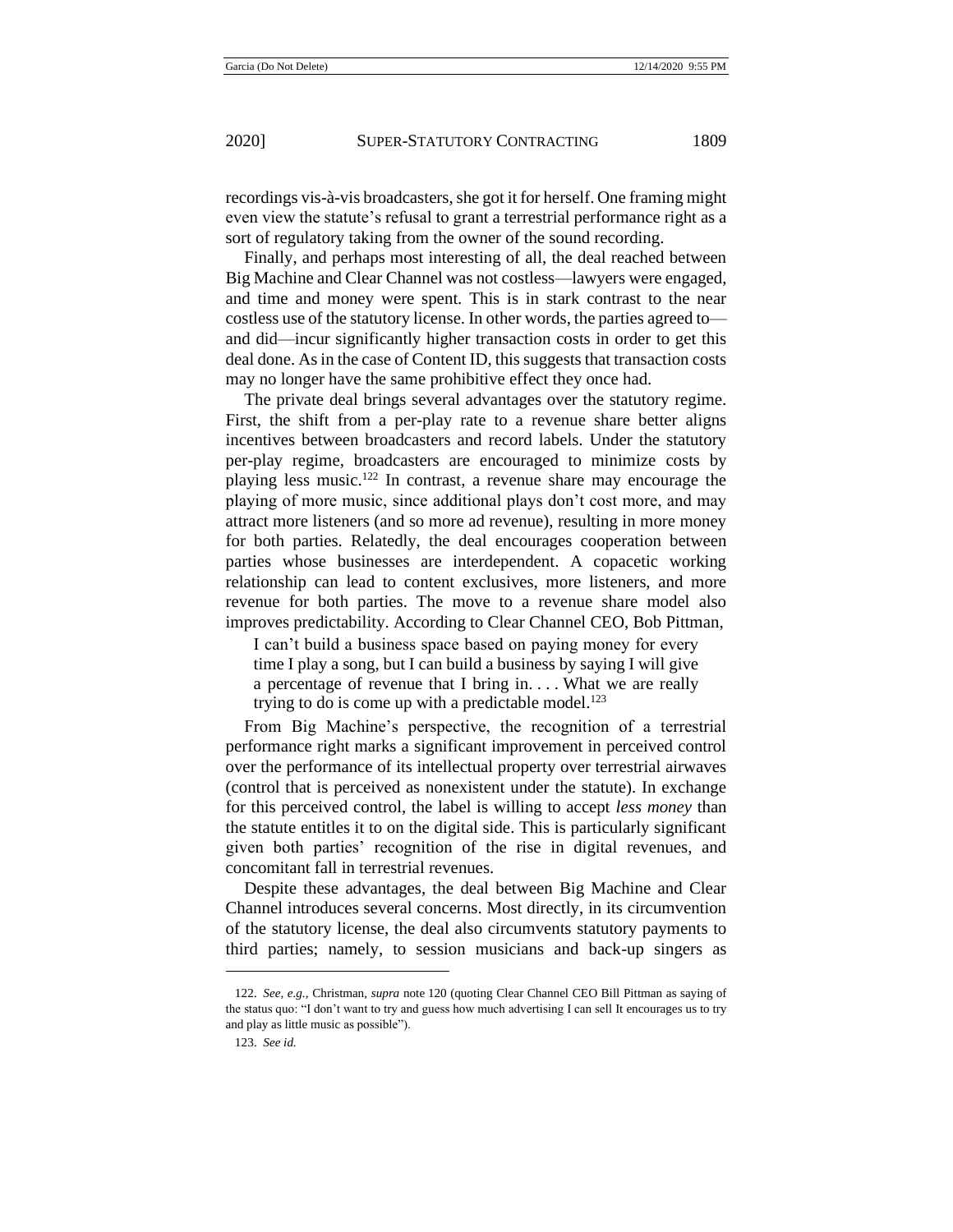recordings vis-à-vis broadcasters, she got it for herself. One framing might even view the statute's refusal to grant a terrestrial performance right as a sort of regulatory taking from the owner of the sound recording.

Finally, and perhaps most interesting of all, the deal reached between Big Machine and Clear Channel was not costless—lawyers were engaged, and time and money were spent. This is in stark contrast to the near costless use of the statutory license. In other words, the parties agreed to—and did—incur significantly higher transaction costs in order to get this deal done. As in the case of Content ID, this suggests that transaction costs may no longer have the same prohibitive effect they once had.

The private deal brings several advantages over the statutory regime. First, the shift from a per-play rate to a revenue share better aligns incentives between broadcasters and record labels. Under the statutory per-play regime, broadcasters are encouraged to minimize costs by playing less music.[122] In contrast, a revenue share may encourage the playing of more music, since additional plays don't cost more, and may attract more listeners (and so more ad revenue), resulting in more money for both parties. Relatedly, the deal encourages cooperation between parties whose businesses are interdependent. A copacetic working relationship can lead to content exclusives, more listeners, and more revenue for both parties. The move to a revenue share model also improves predictability. According to Clear Channel CEO, Bob Pittman,

> I can't build a business space based on paying money for every time I play a song, but I can build a business by saying I will give a percentage of revenue that I bring in. . . . What we are really trying to do is come up with a predictable model.[123]

From Big Machine's perspective, the recognition of a terrestrial performance right marks a significant improvement in perceived control over the performance of its intellectual property over terrestrial airwaves (control that is perceived as nonexistent under the statute). In exchange for this perceived control, the label is willing to accept *less money* than the statute entitles it to on the digital side. This is particularly significant given both parties' recognition of the rise in digital revenues, and concomitant fall in terrestrial revenues.

Despite these advantages, the deal between Big Machine and Clear Channel introduces several concerns. Most directly, in its circumvention of the statutory license, the deal also circumvents statutory payments to third parties; namely, to session musicians and back-up singers as

---

122. *See, e.g.*, Christman, *supra* note 120 (quoting Clear Channel CEO Bill Pittman as saying of the status quo: "I don't want to try and guess how much advertising I can sell It encourages us to try and play as little music as possible").

123. *See id.*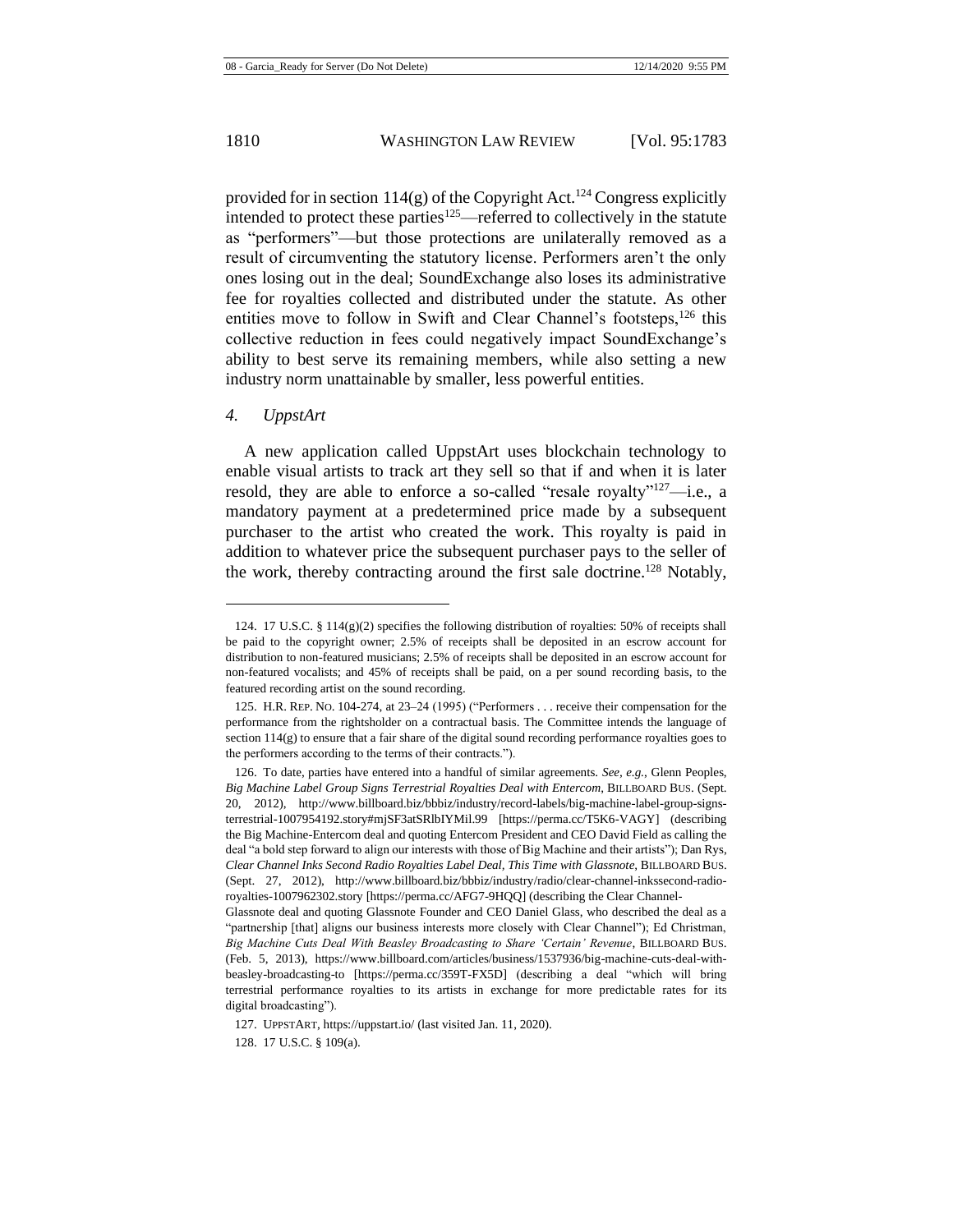provided for in section 114(g) of the Copyright Act.[124] Congress explicitly intended to protect these parties[125]—referred to collectively in the statute as "performers"—but those protections are unilaterally removed as a result of circumventing the statutory license. Performers aren't the only ones losing out in the deal; SoundExchange also loses its administrative fee for royalties collected and distributed under the statute. As other entities move to follow in Swift and Clear Channel's footsteps,[126] this collective reduction in fees could negatively impact SoundExchange's ability to best serve its remaining members, while also setting a new industry norm unattainable by smaller, less powerful entities.

### *4. UppstArt*

A new application called UppstArt uses blockchain technology to enable visual artists to track art they sell so that if and when it is later resold, they are able to enforce a so-called "resale royalty"[127]—i.e., a mandatory payment at a predetermined price made by a subsequent purchaser to the artist who created the work. This royalty is paid in addition to whatever price the subsequent purchaser pays to the seller of the work, thereby contracting around the first sale doctrine.[128] Notably,

---

124. 17 U.S.C. § 114(g)(2) specifies the following distribution of royalties: 50% of receipts shall be paid to the copyright owner; 2.5% of receipts shall be deposited in an escrow account for distribution to non-featured musicians; 2.5% of receipts shall be deposited in an escrow account for non-featured vocalists; and 45% of receipts shall be paid, on a per sound recording basis, to the featured recording artist on the sound recording.

125. H.R. REP. NO. 104-274, at 23–24 (1995) ("Performers . . . receive their compensation for the performance from the rightsholder on a contractual basis. The Committee intends the language of section 114(g) to ensure that a fair share of the digital sound recording performance royalties goes to the performers according to the terms of their contracts.").

126. To date, parties have entered into a handful of similar agreements. *See, e.g.*, Glenn Peoples, *Big Machine Label Group Signs Terrestrial Royalties Deal with Entercom*, BILLBOARD BUS. (Sept. 20, 2012), http://www.billboard.biz/bbbiz/industry/record-labels/big-machine-label-group-signs-terrestrial-1007954192.story#mjSF3atSRlbIYMil.99 [https://perma.cc/T5K6-VAGY] (describing the Big Machine-Entercom deal and quoting Entercom President and CEO David Field as calling the deal "a bold step forward to align our interests with those of Big Machine and their artists"); Dan Rys, *Clear Channel Inks Second Radio Royalties Label Deal, This Time with Glassnote*, BILLBOARD BUS. (Sept. 27, 2012), http://www.billboard.biz/bbbiz/industry/radio/clear-channel-inkssecond-radio-royalties-1007962302.story [https://perma.cc/AFG7-9HQQ] (describing the Clear Channel-Glassnote deal and quoting Glassnote Founder and CEO Daniel Glass, who described the deal as a "partnership [that] aligns our business interests more closely with Clear Channel"); Ed Christman, *Big Machine Cuts Deal With Beasley Broadcasting to Share 'Certain' Revenue*, BILLBOARD BUS. (Feb. 5, 2013), https://www.billboard.com/articles/business/1537936/big-machine-cuts-deal-with-beasley-broadcasting-to [https://perma.cc/359T-FX5D] (describing a deal "which will bring terrestrial performance royalties to its artists in exchange for more predictable rates for its digital broadcasting").

127. UPPSTART, https://uppstart.io/ (last visited Jan. 11, 2020).

128. 17 U.S.C. § 109(a).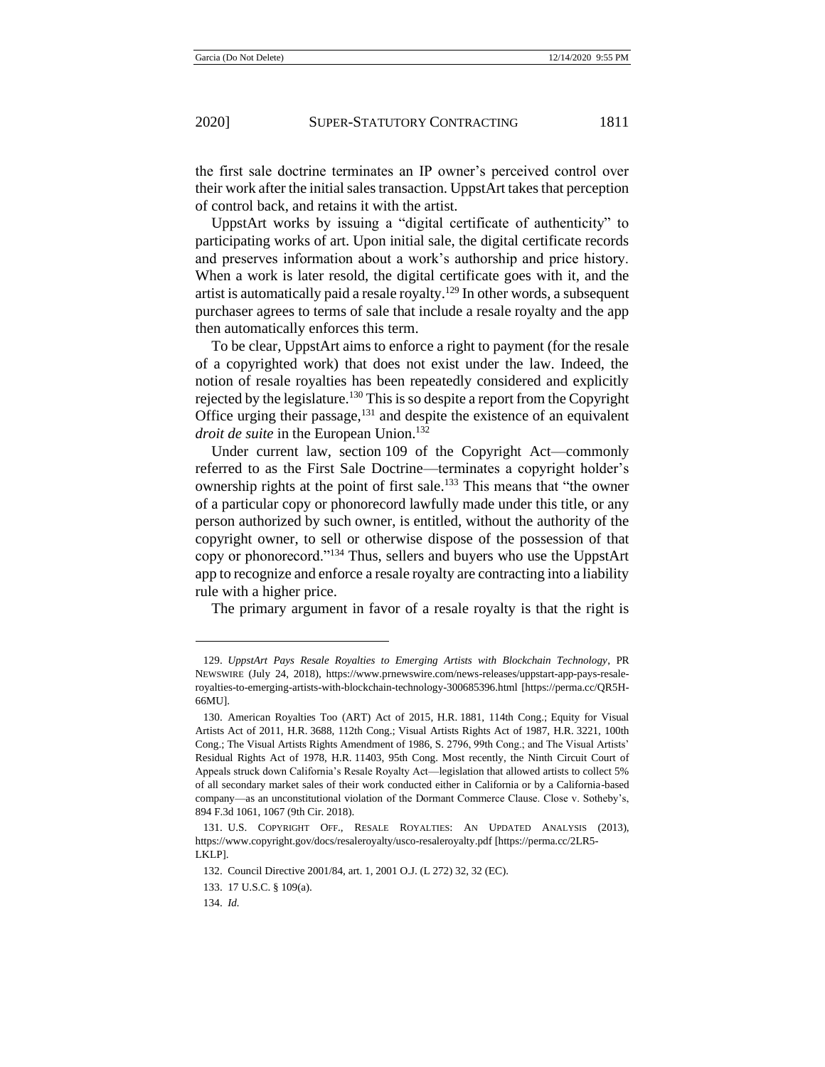the first sale doctrine terminates an IP owner's perceived control over their work after the initial sales transaction. UppstArt takes that perception of control back, and retains it with the artist.

UppstArt works by issuing a "digital certificate of authenticity" to participating works of art. Upon initial sale, the digital certificate records and preserves information about a work's authorship and price history. When a work is later resold, the digital certificate goes with it, and the artist is automatically paid a resale royalty.[129] In other words, a subsequent purchaser agrees to terms of sale that include a resale royalty and the app then automatically enforces this term.

To be clear, UppstArt aims to enforce a right to payment (for the resale of a copyrighted work) that does not exist under the law. Indeed, the notion of resale royalties has been repeatedly considered and explicitly rejected by the legislature.[130] This is so despite a report from the Copyright Office urging their passage,[131] and despite the existence of an equivalent *droit de suite* in the European Union.[132]

Under current law, section 109 of the Copyright Act—commonly referred to as the First Sale Doctrine—terminates a copyright holder's ownership rights at the point of first sale.[133] This means that "the owner of a particular copy or phonorecord lawfully made under this title, or any person authorized by such owner, is entitled, without the authority of the copyright owner, to sell or otherwise dispose of the possession of that copy or phonorecord."[134] Thus, sellers and buyers who use the UppstArt app to recognize and enforce a resale royalty are contracting into a liability rule with a higher price.

The primary argument in favor of a resale royalty is that the right is

---

129. *UppstArt Pays Resale Royalties to Emerging Artists with Blockchain Technology*, PR NEWSWIRE (July 24, 2018), https://www.prnewswire.com/news-releases/uppstart-app-pays-resale-royalties-to-emerging-artists-with-blockchain-technology-300685396.html [https://perma.cc/QR5H-66MU].

130. American Royalties Too (ART) Act of 2015, H.R. 1881, 114th Cong.; Equity for Visual Artists Act of 2011, H.R. 3688, 112th Cong.; Visual Artists Rights Act of 1987, H.R. 3221, 100th Cong.; The Visual Artists Rights Amendment of 1986, S. 2796, 99th Cong.; and The Visual Artists' Residual Rights Act of 1978, H.R. 11403, 95th Cong. Most recently, the Ninth Circuit Court of Appeals struck down California's Resale Royalty Act—legislation that allowed artists to collect 5% of all secondary market sales of their work conducted either in California or by a California-based company—as an unconstitutional violation of the Dormant Commerce Clause. Close v. Sotheby's, 894 F.3d 1061, 1067 (9th Cir. 2018).

131. U.S. COPYRIGHT OFF., RESALE ROYALTIES: AN UPDATED ANALYSIS (2013), https://www.copyright.gov/docs/resaleroyalty/usco-resaleroyalty.pdf [https://perma.cc/2LR5-LKLP].

132. Council Directive 2001/84, art. 1, 2001 O.J. (L 272) 32, 32 (EC).

133. 17 U.S.C. § 109(a).

134. *Id.*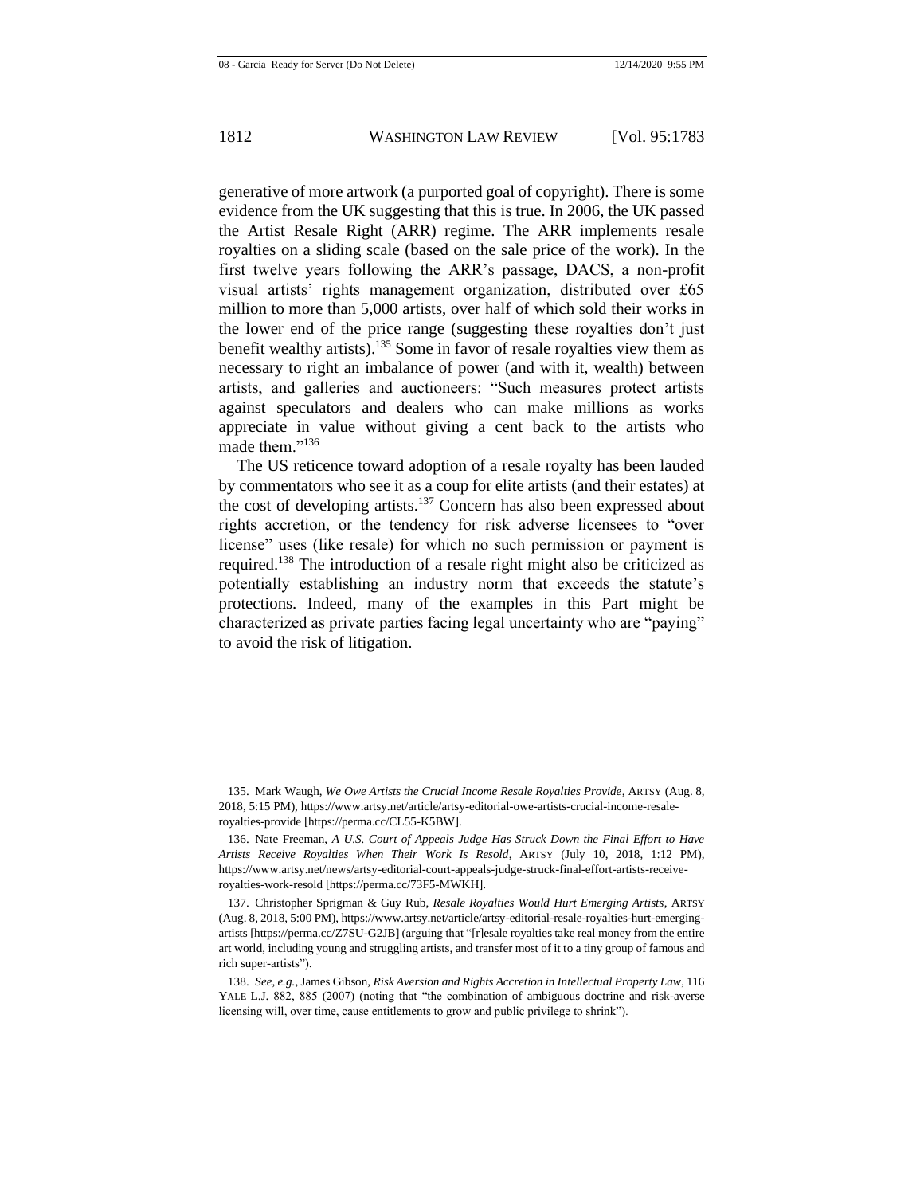generative of more artwork (a purported goal of copyright). There is some evidence from the UK suggesting that this is true. In 2006, the UK passed the Artist Resale Right (ARR) regime. The ARR implements resale royalties on a sliding scale (based on the sale price of the work). In the first twelve years following the ARR's passage, DACS, a non-profit visual artists' rights management organization, distributed over £65 million to more than 5,000 artists, over half of which sold their works in the lower end of the price range (suggesting these royalties don't just benefit wealthy artists).[135] Some in favor of resale royalties view them as necessary to right an imbalance of power (and with it, wealth) between artists, and galleries and auctioneers: "Such measures protect artists against speculators and dealers who can make millions as works appreciate in value without giving a cent back to the artists who made them."[136]

The US reticence toward adoption of a resale royalty has been lauded by commentators who see it as a coup for elite artists (and their estates) at the cost of developing artists.[137] Concern has also been expressed about rights accretion, or the tendency for risk adverse licensees to "over license" uses (like resale) for which no such permission or payment is required.[138] The introduction of a resale right might also be criticized as potentially establishing an industry norm that exceeds the statute's protections. Indeed, many of the examples in this Part might be characterized as private parties facing legal uncertainty who are "paying" to avoid the risk of litigation.

---

135. Mark Waugh, *We Owe Artists the Crucial Income Resale Royalties Provide*, ARTSY (Aug. 8, 2018, 5:15 PM), https://www.artsy.net/article/artsy-editorial-owe-artists-crucial-income-resale-royalties-provide [https://perma.cc/CL55-K5BW].

136. Nate Freeman, *A U.S. Court of Appeals Judge Has Struck Down the Final Effort to Have Artists Receive Royalties When Their Work Is Resold*, ARTSY (July 10, 2018, 1:12 PM), https://www.artsy.net/news/artsy-editorial-court-appeals-judge-struck-final-effort-artists-receive-royalties-work-resold [https://perma.cc/73F5-MWKH].

137. Christopher Sprigman & Guy Rub, *Resale Royalties Would Hurt Emerging Artists*, ARTSY (Aug. 8, 2018, 5:00 PM), https://www.artsy.net/article/artsy-editorial-resale-royalties-hurt-emerging-artists [https://perma.cc/Z7SU-G2JB] (arguing that "[r]esale royalties take real money from the entire art world, including young and struggling artists, and transfer most of it to a tiny group of famous and rich super-artists").

138. *See, e.g.*, James Gibson, *Risk Aversion and Rights Accretion in Intellectual Property Law*, 116 YALE L.J. 882, 885 (2007) (noting that "the combination of ambiguous doctrine and risk-averse licensing will, over time, cause entitlements to grow and public privilege to shrink").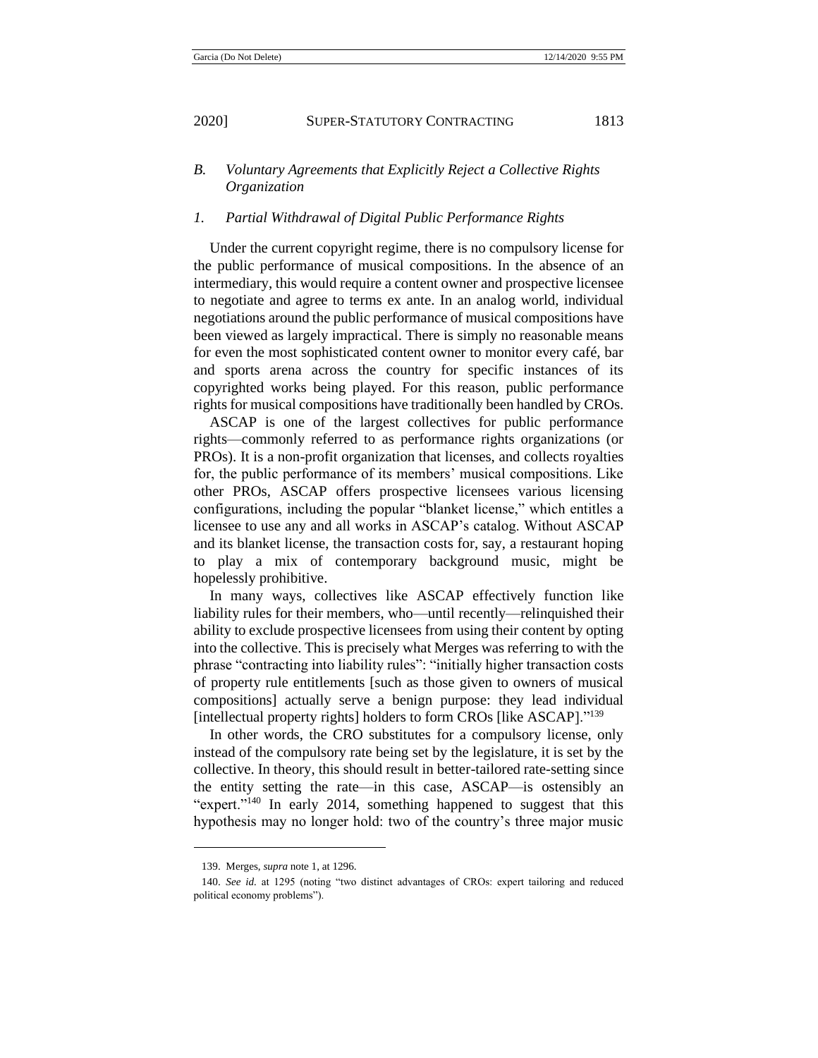### *B. Voluntary Agreements that Explicitly Reject a Collective Rights Organization*

#### *1. Partial Withdrawal of Digital Public Performance Rights*

Under the current copyright regime, there is no compulsory license for the public performance of musical compositions. In the absence of an intermediary, this would require a content owner and prospective licensee to negotiate and agree to terms ex ante. In an analog world, individual negotiations around the public performance of musical compositions have been viewed as largely impractical. There is simply no reasonable means for even the most sophisticated content owner to monitor every café, bar and sports arena across the country for specific instances of its copyrighted works being played. For this reason, public performance rights for musical compositions have traditionally been handled by CROs.

ASCAP is one of the largest collectives for public performance rights—commonly referred to as performance rights organizations (or PROs). It is a non-profit organization that licenses, and collects royalties for, the public performance of its members' musical compositions. Like other PROs, ASCAP offers prospective licensees various licensing configurations, including the popular "blanket license," which entitles a licensee to use any and all works in ASCAP's catalog. Without ASCAP and its blanket license, the transaction costs for, say, a restaurant hoping to play a mix of contemporary background music, might be hopelessly prohibitive.

In many ways, collectives like ASCAP effectively function like liability rules for their members, who—until recently—relinquished their ability to exclude prospective licensees from using their content by opting into the collective. This is precisely what Merges was referring to with the phrase "contracting into liability rules": "initially higher transaction costs of property rule entitlements [such as those given to owners of musical compositions] actually serve a benign purpose: they lead individual [intellectual property rights] holders to form CROs [like ASCAP]."[139]

In other words, the CRO substitutes for a compulsory license, only instead of the compulsory rate being set by the legislature, it is set by the collective. In theory, this should result in better-tailored rate-setting since the entity setting the rate—in this case, ASCAP—is ostensibly an "expert."[140] In early 2014, something happened to suggest that this hypothesis may no longer hold: two of the country's three major music

---

139. Merges, *supra* note 1, at 1296.

140. *See id.* at 1295 (noting "two distinct advantages of CROs: expert tailoring and reduced political economy problems").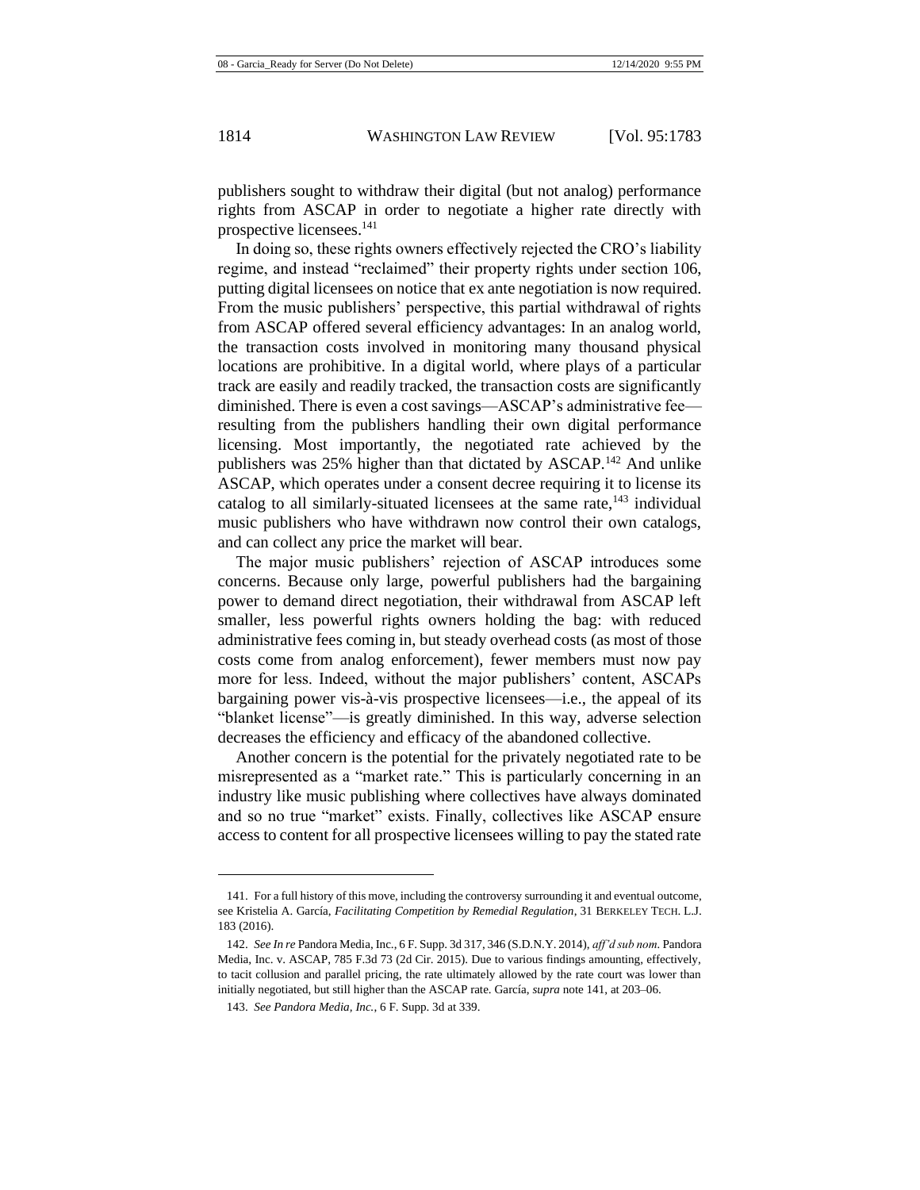publishers sought to withdraw their digital (but not analog) performance rights from ASCAP in order to negotiate a higher rate directly with prospective licensees.[141]

In doing so, these rights owners effectively rejected the CRO's liability regime, and instead "reclaimed" their property rights under section 106, putting digital licensees on notice that ex ante negotiation is now required. From the music publishers' perspective, this partial withdrawal of rights from ASCAP offered several efficiency advantages: In an analog world, the transaction costs involved in monitoring many thousand physical locations are prohibitive. In a digital world, where plays of a particular track are easily and readily tracked, the transaction costs are significantly diminished. There is even a cost savings—ASCAP's administrative fee—resulting from the publishers handling their own digital performance licensing. Most importantly, the negotiated rate achieved by the publishers was 25% higher than that dictated by ASCAP.[142] And unlike ASCAP, which operates under a consent decree requiring it to license its catalog to all similarly-situated licensees at the same rate,[143] individual music publishers who have withdrawn now control their own catalogs, and can collect any price the market will bear.

The major music publishers' rejection of ASCAP introduces some concerns. Because only large, powerful publishers had the bargaining power to demand direct negotiation, their withdrawal from ASCAP left smaller, less powerful rights owners holding the bag: with reduced administrative fees coming in, but steady overhead costs (as most of those costs come from analog enforcement), fewer members must now pay more for less. Indeed, without the major publishers' content, ASCAPs bargaining power vis-à-vis prospective licensees—i.e., the appeal of its "blanket license"—is greatly diminished. In this way, adverse selection decreases the efficiency and efficacy of the abandoned collective.

Another concern is the potential for the privately negotiated rate to be misrepresented as a "market rate." This is particularly concerning in an industry like music publishing where collectives have always dominated and so no true "market" exists. Finally, collectives like ASCAP ensure access to content for all prospective licensees willing to pay the stated rate

---

141. For a full history of this move, including the controversy surrounding it and eventual outcome, see Kristelia A. García, *Facilitating Competition by Remedial Regulation*, 31 BERKELEY TECH. L.J. 183 (2016).

142. *See In re* Pandora Media, Inc., 6 F. Supp. 3d 317, 346 (S.D.N.Y. 2014), *aff'd sub nom.* Pandora Media, Inc. v. ASCAP, 785 F.3d 73 (2d Cir. 2015). Due to various findings amounting, effectively, to tacit collusion and parallel pricing, the rate ultimately allowed by the rate court was lower than initially negotiated, but still higher than the ASCAP rate. García, *supra* note 141, at 203–06.

143. *See Pandora Media, Inc.*, 6 F. Supp. 3d at 339.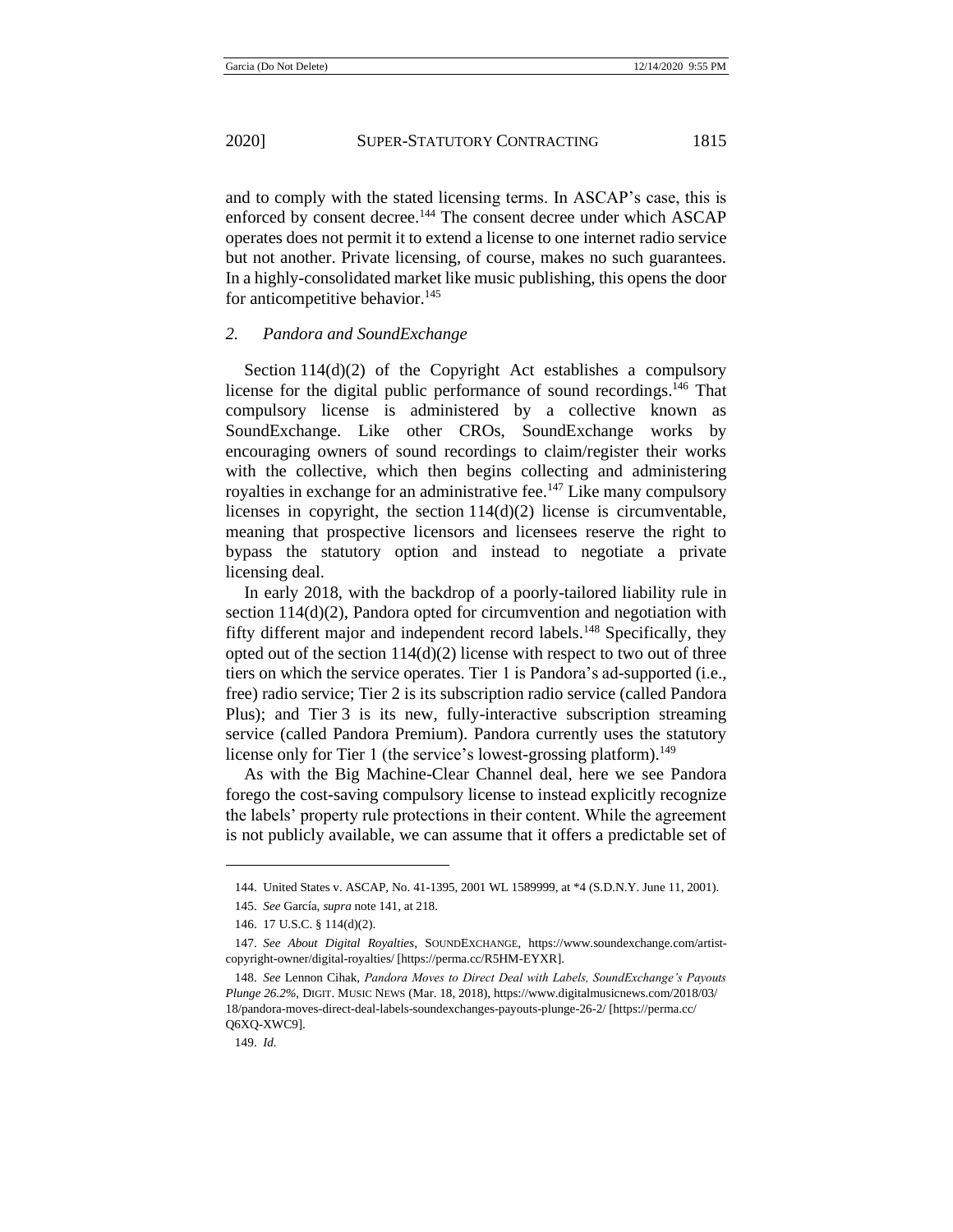and to comply with the stated licensing terms. In ASCAP's case, this is enforced by consent decree.[144] The consent decree under which ASCAP operates does not permit it to extend a license to one internet radio service but not another. Private licensing, of course, makes no such guarantees. In a highly-consolidated market like music publishing, this opens the door for anticompetitive behavior.[145]

### *2. Pandora and SoundExchange*

Section 114(d)(2) of the Copyright Act establishes a compulsory license for the digital public performance of sound recordings.[146] That compulsory license is administered by a collective known as SoundExchange. Like other CROs, SoundExchange works by encouraging owners of sound recordings to claim/register their works with the collective, which then begins collecting and administering royalties in exchange for an administrative fee.[147] Like many compulsory licenses in copyright, the section 114(d)(2) license is circumventable, meaning that prospective licensors and licensees reserve the right to bypass the statutory option and instead to negotiate a private licensing deal.

In early 2018, with the backdrop of a poorly-tailored liability rule in section 114(d)(2), Pandora opted for circumvention and negotiation with fifty different major and independent record labels.[148] Specifically, they opted out of the section 114(d)(2) license with respect to two out of three tiers on which the service operates. Tier 1 is Pandora's ad-supported (i.e., free) radio service; Tier 2 is its subscription radio service (called Pandora Plus); and Tier 3 is its new, fully-interactive subscription streaming service (called Pandora Premium). Pandora currently uses the statutory license only for Tier 1 (the service's lowest-grossing platform).[149]

As with the Big Machine-Clear Channel deal, here we see Pandora forego the cost-saving compulsory license to instead explicitly recognize the labels' property rule protections in their content. While the agreement is not publicly available, we can assume that it offers a predictable set of

---

144. United States v. ASCAP, No. 41-1395, 2001 WL 1589999, at *4 (S.D.N.Y. June 11, 2001).

145. *See* García, *supra* note 141, at 218.

146. 17 U.S.C. § 114(d)(2).

147. *See About Digital Royalties*, SOUNDEXCHANGE, https://www.soundexchange.com/artist-copyright-owner/digital-royalties/ [https://perma.cc/R5HM-EYXR].

148. *See* Lennon Cihak, *Pandora Moves to Direct Deal with Labels, SoundExchange's Payouts Plunge 26.2%*, DIGIT. MUSIC NEWS (Mar. 18, 2018), https://www.digitalmusicnews.com/2018/03/18/pandora-moves-direct-deal-labels-soundexchanges-payouts-plunge-26-2/ [https://perma.cc/Q6XQ-XWC9].

149. *Id.*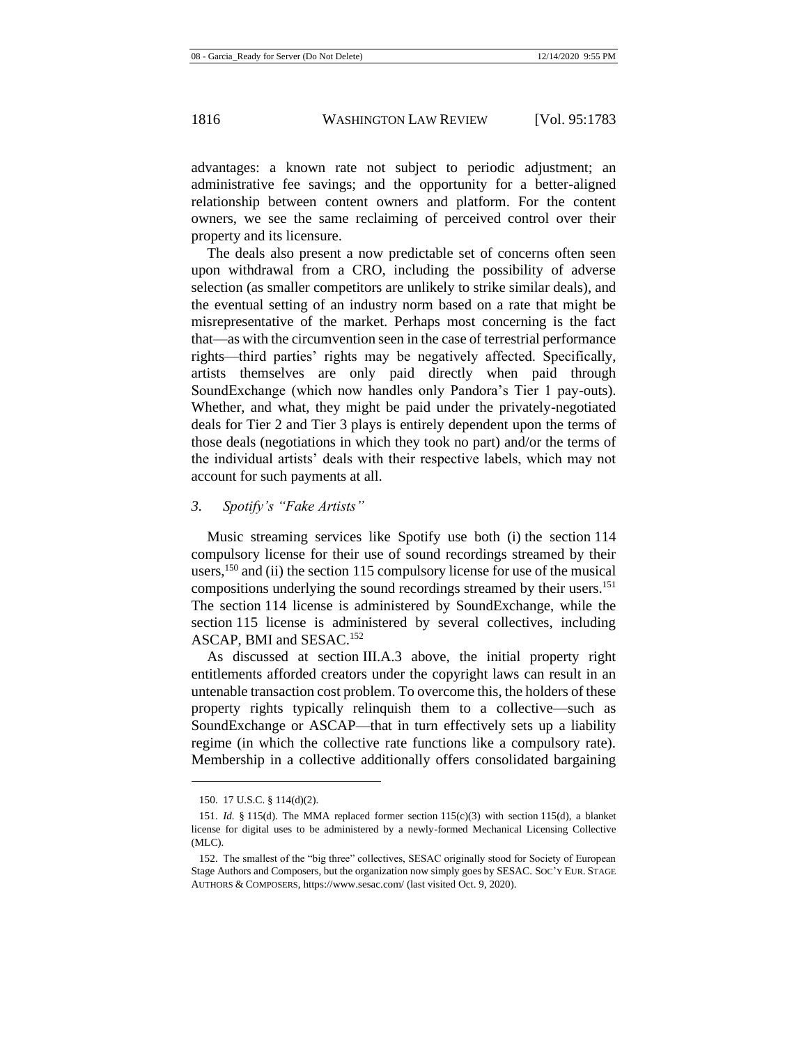advantages: a known rate not subject to periodic adjustment; an administrative fee savings; and the opportunity for a better-aligned relationship between content owners and platform. For the content owners, we see the same reclaiming of perceived control over their property and its licensure.

The deals also present a now predictable set of concerns often seen upon withdrawal from a CRO, including the possibility of adverse selection (as smaller competitors are unlikely to strike similar deals), and the eventual setting of an industry norm based on a rate that might be misrepresentative of the market. Perhaps most concerning is the fact that—as with the circumvention seen in the case of terrestrial performance rights—third parties' rights may be negatively affected. Specifically, artists themselves are only paid directly when paid through SoundExchange (which now handles only Pandora's Tier 1 pay-outs). Whether, and what, they might be paid under the privately-negotiated deals for Tier 2 and Tier 3 plays is entirely dependent upon the terms of those deals (negotiations in which they took no part) and/or the terms of the individual artists' deals with their respective labels, which may not account for such payments at all.

### *3. Spotify's "Fake Artists"*

Music streaming services like Spotify use both (i) the section 114 compulsory license for their use of sound recordings streamed by their users,[150] and (ii) the section 115 compulsory license for use of the musical compositions underlying the sound recordings streamed by their users.[151] The section 114 license is administered by SoundExchange, while the section 115 license is administered by several collectives, including ASCAP, BMI and SESAC.[152]

As discussed at section III.A.3 above, the initial property right entitlements afforded creators under the copyright laws can result in an untenable transaction cost problem. To overcome this, the holders of these property rights typically relinquish them to a collective—such as SoundExchange or ASCAP—that in turn effectively sets up a liability regime (in which the collective rate functions like a compulsory rate). Membership in a collective additionally offers consolidated bargaining

---

150. 17 U.S.C. § 114(d)(2).

151. *Id.* § 115(d). The MMA replaced former section 115(c)(3) with section 115(d), a blanket license for digital uses to be administered by a newly-formed Mechanical Licensing Collective (MLC).

152. The smallest of the "big three" collectives, SESAC originally stood for Society of European Stage Authors and Composers, but the organization now simply goes by SESAC. SOC'Y EUR. STAGE AUTHORS & COMPOSERS, https://www.sesac.com/ (last visited Oct. 9, 2020).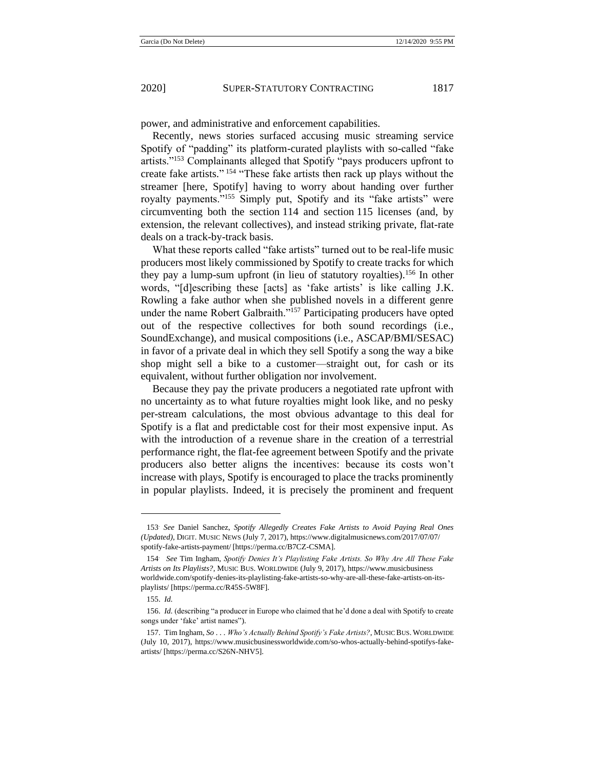power, and administrative and enforcement capabilities.

Recently, news stories surfaced accusing music streaming service Spotify of "padding" its platform-curated playlists with so-called "fake artists."[153] Complainants alleged that Spotify "pays producers upfront to create fake artists." [154] "These fake artists then rack up plays without the streamer [here, Spotify] having to worry about handing over further royalty payments."[155] Simply put, Spotify and its "fake artists" were circumventing both the section 114 and section 115 licenses (and, by extension, the relevant collectives), and instead striking private, flat-rate deals on a track-by-track basis.

What these reports called "fake artists" turned out to be real-life music producers most likely commissioned by Spotify to create tracks for which they pay a lump-sum upfront (in lieu of statutory royalties).[156] In other words, "[d]escribing these [acts] as 'fake artists' is like calling J.K. Rowling a fake author when she published novels in a different genre under the name Robert Galbraith."[157] Participating producers have opted out of the respective collectives for both sound recordings (i.e., SoundExchange), and musical compositions (i.e., ASCAP/BMI/SESAC) in favor of a private deal in which they sell Spotify a song the way a bike shop might sell a bike to a customer—straight out, for cash or its equivalent, without further obligation nor involvement.

Because they pay the private producers a negotiated rate upfront with no uncertainty as to what future royalties might look like, and no pesky per-stream calculations, the most obvious advantage to this deal for Spotify is a flat and predictable cost for their most expensive input. As with the introduction of a revenue share in the creation of a terrestrial performance right, the flat-fee agreement between Spotify and the private producers also better aligns the incentives: because its costs won't increase with plays, Spotify is encouraged to place the tracks prominently in popular playlists. Indeed, it is precisely the prominent and frequent

---

153. *See* Daniel Sanchez, *Spotify Allegedly Creates Fake Artists to Avoid Paying Real Ones (Updated)*, DIGIT. MUSIC NEWS (July 7, 2017), https://www.digitalmusicnews.com/2017/07/07/spotify-fake-artists-payment/ [https://perma.cc/B7CZ-CSMA].

154. *See* Tim Ingham, *Spotify Denies It's Playlisting Fake Artists. So Why Are All These Fake Artists on Its Playlists?*, MUSIC BUS. WORLDWIDE (July 9, 2017), https://www.musicbusinessworldwide.com/spotify-denies-its-playlisting-fake-artists-so-why-are-all-these-fake-artists-on-its-playlists/ [https://perma.cc/R45S-5W8F].

155. *Id.*

156. *Id.* (describing "a producer in Europe who claimed that he'd done a deal with Spotify to create songs under 'fake' artist names").

157. Tim Ingham, *So . . . Who's Actually Behind Spotify's Fake Artists?*, MUSIC BUS. WORLDWIDE (July 10, 2017), https://www.musicbusinessworldwide.com/so-whos-actually-behind-spotifys-fake-artists/ [https://perma.cc/S26N-NHV5].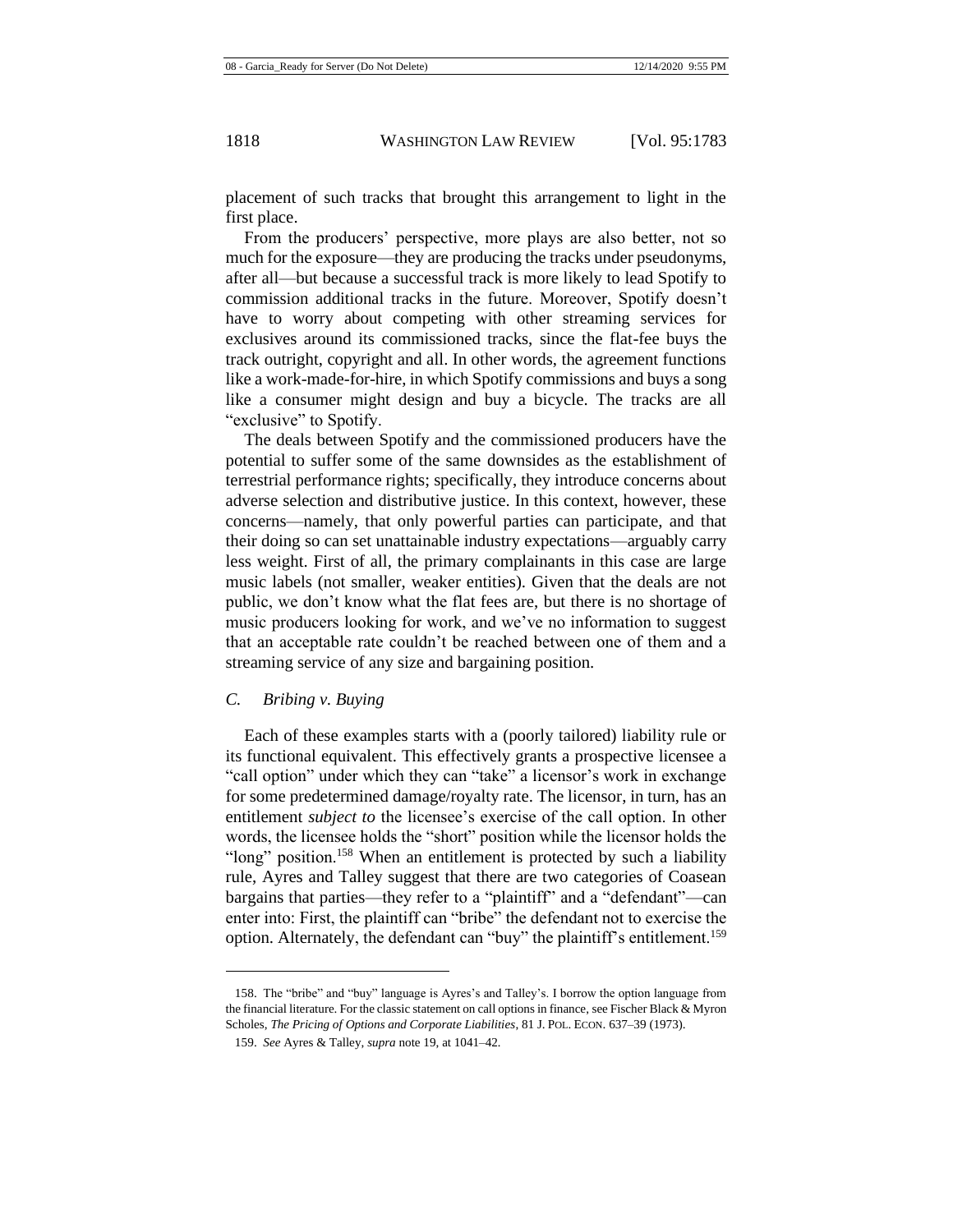placement of such tracks that brought this arrangement to light in the first place.

From the producers' perspective, more plays are also better, not so much for the exposure—they are producing the tracks under pseudonyms, after all—but because a successful track is more likely to lead Spotify to commission additional tracks in the future. Moreover, Spotify doesn't have to worry about competing with other streaming services for exclusives around its commissioned tracks, since the flat-fee buys the track outright, copyright and all. In other words, the agreement functions like a work-made-for-hire, in which Spotify commissions and buys a song like a consumer might design and buy a bicycle. The tracks are all "exclusive" to Spotify.

The deals between Spotify and the commissioned producers have the potential to suffer some of the same downsides as the establishment of terrestrial performance rights; specifically, they introduce concerns about adverse selection and distributive justice. In this context, however, these concerns—namely, that only powerful parties can participate, and that their doing so can set unattainable industry expectations—arguably carry less weight. First of all, the primary complainants in this case are large music labels (not smaller, weaker entities). Given that the deals are not public, we don't know what the flat fees are, but there is no shortage of music producers looking for work, and we've no information to suggest that an acceptable rate couldn't be reached between one of them and a streaming service of any size and bargaining position.

### *C. Bribing v. Buying*

Each of these examples starts with a (poorly tailored) liability rule or its functional equivalent. This effectively grants a prospective licensee a "call option" under which they can "take" a licensor's work in exchange for some predetermined damage/royalty rate. The licensor, in turn, has an entitlement *subject to* the licensee's exercise of the call option. In other words, the licensee holds the "short" position while the licensor holds the "long" position.[158] When an entitlement is protected by such a liability rule, Ayres and Talley suggest that there are two categories of Coasean bargains that parties—they refer to a "plaintiff" and a "defendant"—can enter into: First, the plaintiff can "bribe" the defendant not to exercise the option. Alternately, the defendant can "buy" the plaintiff's entitlement.[159]

---

158. The "bribe" and "buy" language is Ayres's and Talley's. I borrow the option language from the financial literature. For the classic statement on call options in finance, see Fischer Black & Myron Scholes, *The Pricing of Options and Corporate Liabilities*, 81 J. POL. ECON. 637–39 (1973).

159. *See* Ayres & Talley, *supra* note 19, at 1041–42.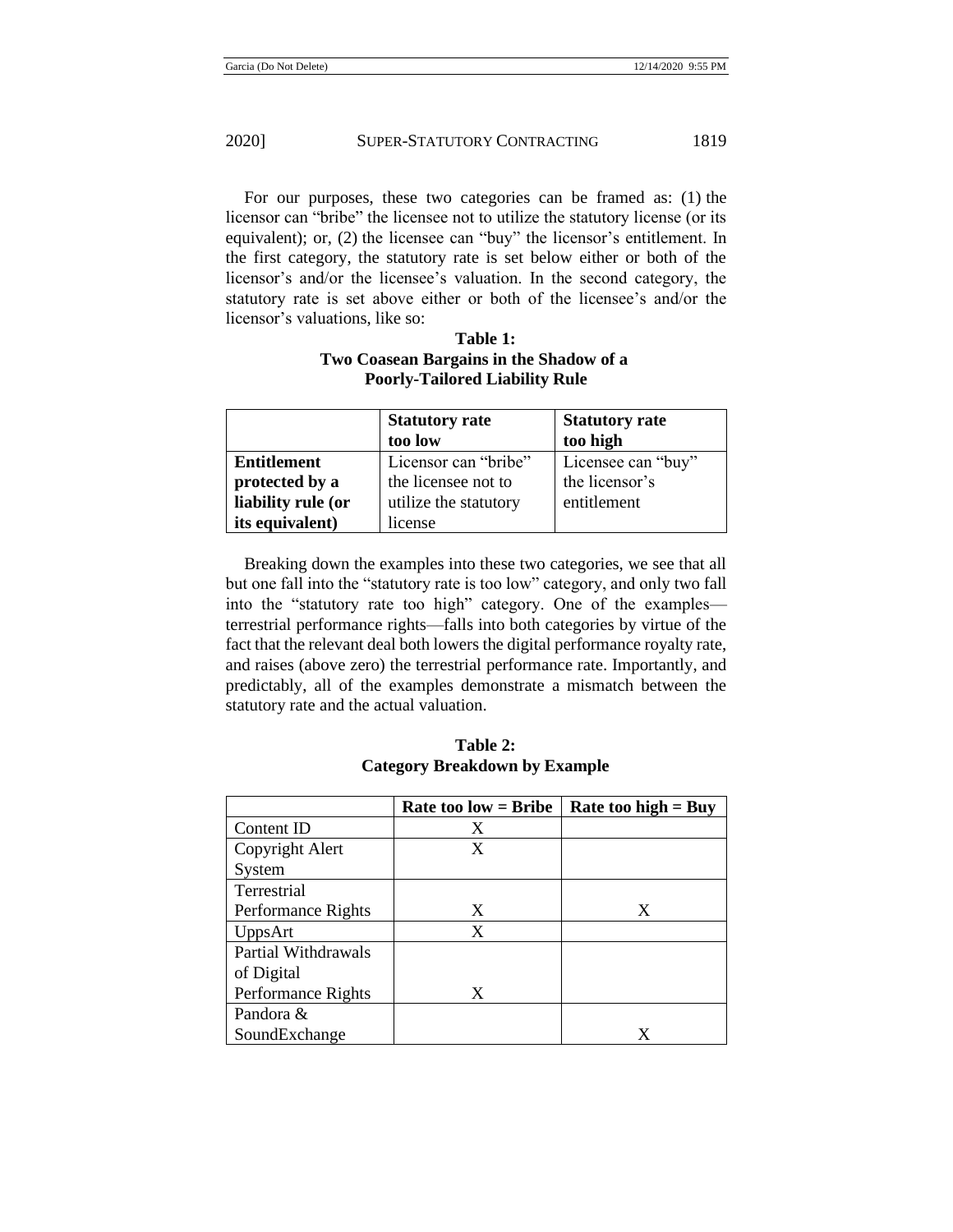For our purposes, these two categories can be framed as: (1) the licensor can "bribe" the licensee not to utilize the statutory license (or its equivalent); or, (2) the licensee can "buy" the licensor's entitlement. In the first category, the statutory rate is set below either or both of the licensor's and/or the licensee's valuation. In the second category, the statutory rate is set above either or both of the licensee's and/or the licensor's valuations, like so:

**Table 1:**
**Two Coasean Bargains in the Shadow of a Poorly-Tailored Liability Rule**

| | **Statutory rate too low** | **Statutory rate too high** |
|---|---|---|
| **Entitlement protected by a liability rule (or its equivalent)** | Licensor can "bribe" the licensee not to utilize the statutory license | Licensee can "buy" the licensor's entitlement |

Breaking down the examples into these two categories, we see that all but one fall into the "statutory rate is too low" category, and only two fall into the "statutory rate too high" category. One of the examples—terrestrial performance rights—falls into both categories by virtue of the fact that the relevant deal both lowers the digital performance royalty rate, and raises (above zero) the terrestrial performance rate. Importantly, and predictably, all of the examples demonstrate a mismatch between the statutory rate and the actual valuation.

**Table 2:**
**Category Breakdown by Example**

| | **Rate too low = Bribe** | **Rate too high = Buy** |
|---|---|---|
| Content ID | X | |
| Copyright Alert System | X | |
| Terrestrial Performance Rights | X | X |
| UppsArt | X | |
| Partial Withdrawals of Digital Performance Rights | X | |
| Pandora & SoundExchange | | X |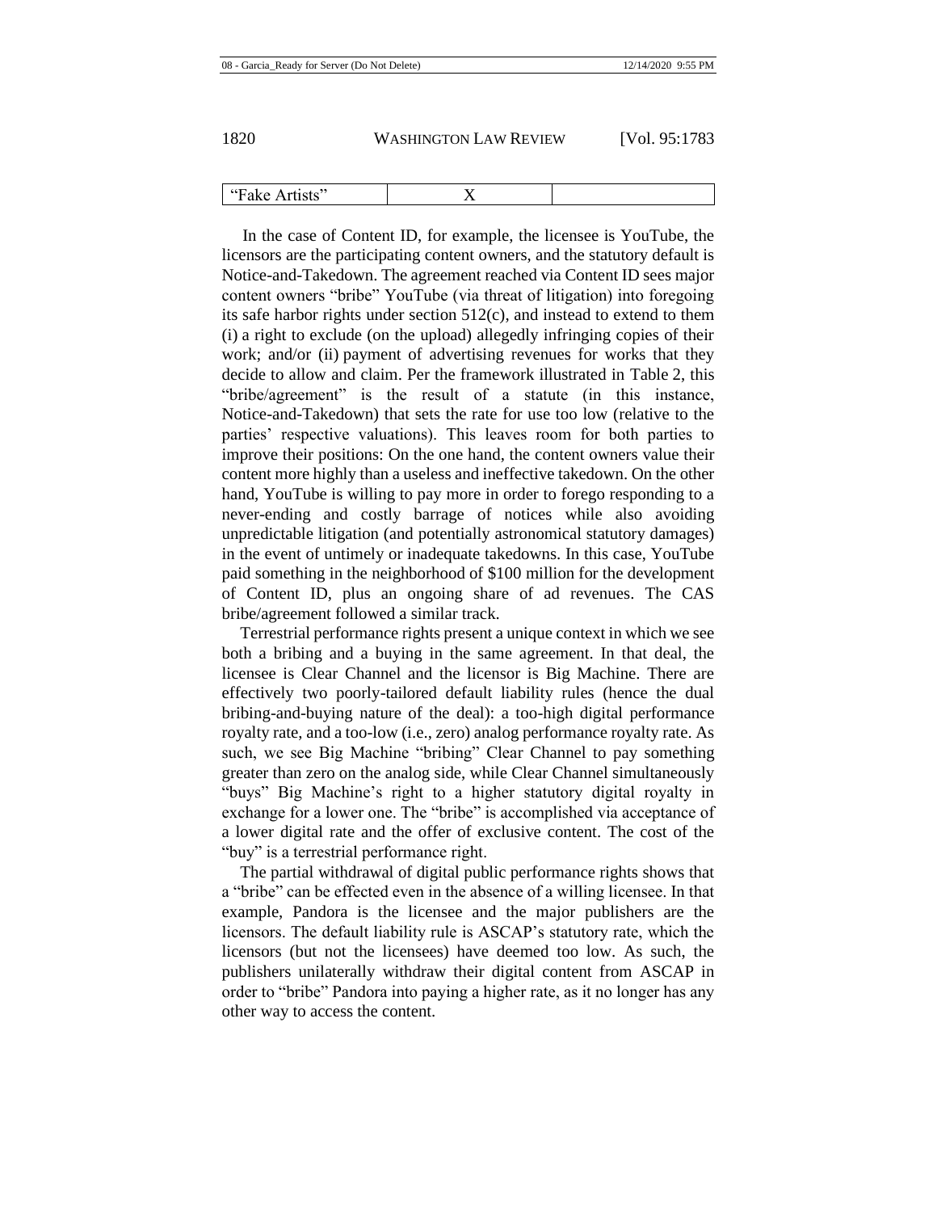| “Fake Artists” | X | |
|---|---|---|

In the case of Content ID, for example, the licensee is YouTube, the licensors are the participating content owners, and the statutory default is Notice-and-Takedown. The agreement reached via Content ID sees major content owners “bribe” YouTube (via threat of litigation) into foregoing its safe harbor rights under section 512(c), and instead to extend to them (i) a right to exclude (on the upload) allegedly infringing copies of their work; and/or (ii) payment of advertising revenues for works that they decide to allow and claim. Per the framework illustrated in Table 2, this “bribe/agreement” is the result of a statute (in this instance, Notice-and-Takedown) that sets the rate for use too low (relative to the parties’ respective valuations). This leaves room for both parties to improve their positions: On the one hand, the content owners value their content more highly than a useless and ineffective takedown. On the other hand, YouTube is willing to pay more in order to forego responding to a never-ending and costly barrage of notices while also avoiding unpredictable litigation (and potentially astronomical statutory damages) in the event of untimely or inadequate takedowns. In this case, YouTube paid something in the neighborhood of $100 million for the development of Content ID, plus an ongoing share of ad revenues. The CAS bribe/agreement followed a similar track.

Terrestrial performance rights present a unique context in which we see both a bribing and a buying in the same agreement. In that deal, the licensee is Clear Channel and the licensor is Big Machine. There are effectively two poorly-tailored default liability rules (hence the dual bribing-and-buying nature of the deal): a too-high digital performance royalty rate, and a too-low (i.e., zero) analog performance royalty rate. As such, we see Big Machine “bribing” Clear Channel to pay something greater than zero on the analog side, while Clear Channel simultaneously “buys” Big Machine’s right to a higher statutory digital royalty in exchange for a lower one. The “bribe” is accomplished via acceptance of a lower digital rate and the offer of exclusive content. The cost of the “buy” is a terrestrial performance right.

The partial withdrawal of digital public performance rights shows that a “bribe” can be effected even in the absence of a willing licensee. In that example, Pandora is the licensee and the major publishers are the licensors. The default liability rule is ASCAP’s statutory rate, which the licensors (but not the licensees) have deemed too low. As such, the publishers unilaterally withdraw their digital content from ASCAP in order to “bribe” Pandora into paying a higher rate, as it no longer has any other way to access the content.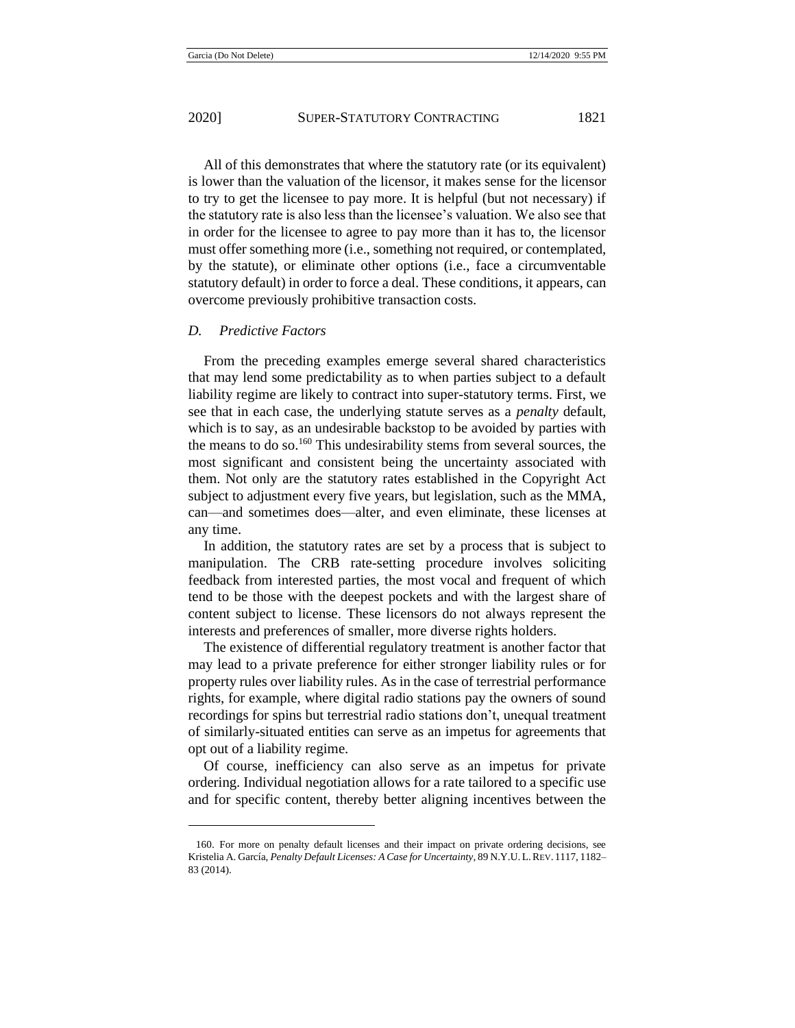All of this demonstrates that where the statutory rate (or its equivalent) is lower than the valuation of the licensor, it makes sense for the licensor to try to get the licensee to pay more. It is helpful (but not necessary) if the statutory rate is also less than the licensee's valuation. We also see that in order for the licensee to agree to pay more than it has to, the licensor must offer something more (i.e., something not required, or contemplated, by the statute), or eliminate other options (i.e., face a circumventable statutory default) in order to force a deal. These conditions, it appears, can overcome previously prohibitive transaction costs.

### *D. Predictive Factors*

From the preceding examples emerge several shared characteristics that may lend some predictability as to when parties subject to a default liability regime are likely to contract into super-statutory terms. First, we see that in each case, the underlying statute serves as a *penalty* default, which is to say, as an undesirable backstop to be avoided by parties with the means to do so.[160] This undesirability stems from several sources, the most significant and consistent being the uncertainty associated with them. Not only are the statutory rates established in the Copyright Act subject to adjustment every five years, but legislation, such as the MMA, can—and sometimes does—alter, and even eliminate, these licenses at any time.

In addition, the statutory rates are set by a process that is subject to manipulation. The CRB rate-setting procedure involves soliciting feedback from interested parties, the most vocal and frequent of which tend to be those with the deepest pockets and with the largest share of content subject to license. These licensors do not always represent the interests and preferences of smaller, more diverse rights holders.

The existence of differential regulatory treatment is another factor that may lead to a private preference for either stronger liability rules or for property rules over liability rules. As in the case of terrestrial performance rights, for example, where digital radio stations pay the owners of sound recordings for spins but terrestrial radio stations don't, unequal treatment of similarly-situated entities can serve as an impetus for agreements that opt out of a liability regime.

Of course, inefficiency can also serve as an impetus for private ordering. Individual negotiation allows for a rate tailored to a specific use and for specific content, thereby better aligning incentives between the

---

160. For more on penalty default licenses and their impact on private ordering decisions, see Kristelia A. García, *Penalty Default Licenses: A Case for Uncertainty*, 89 N.Y.U. L. REV. 1117, 1182–83 (2014).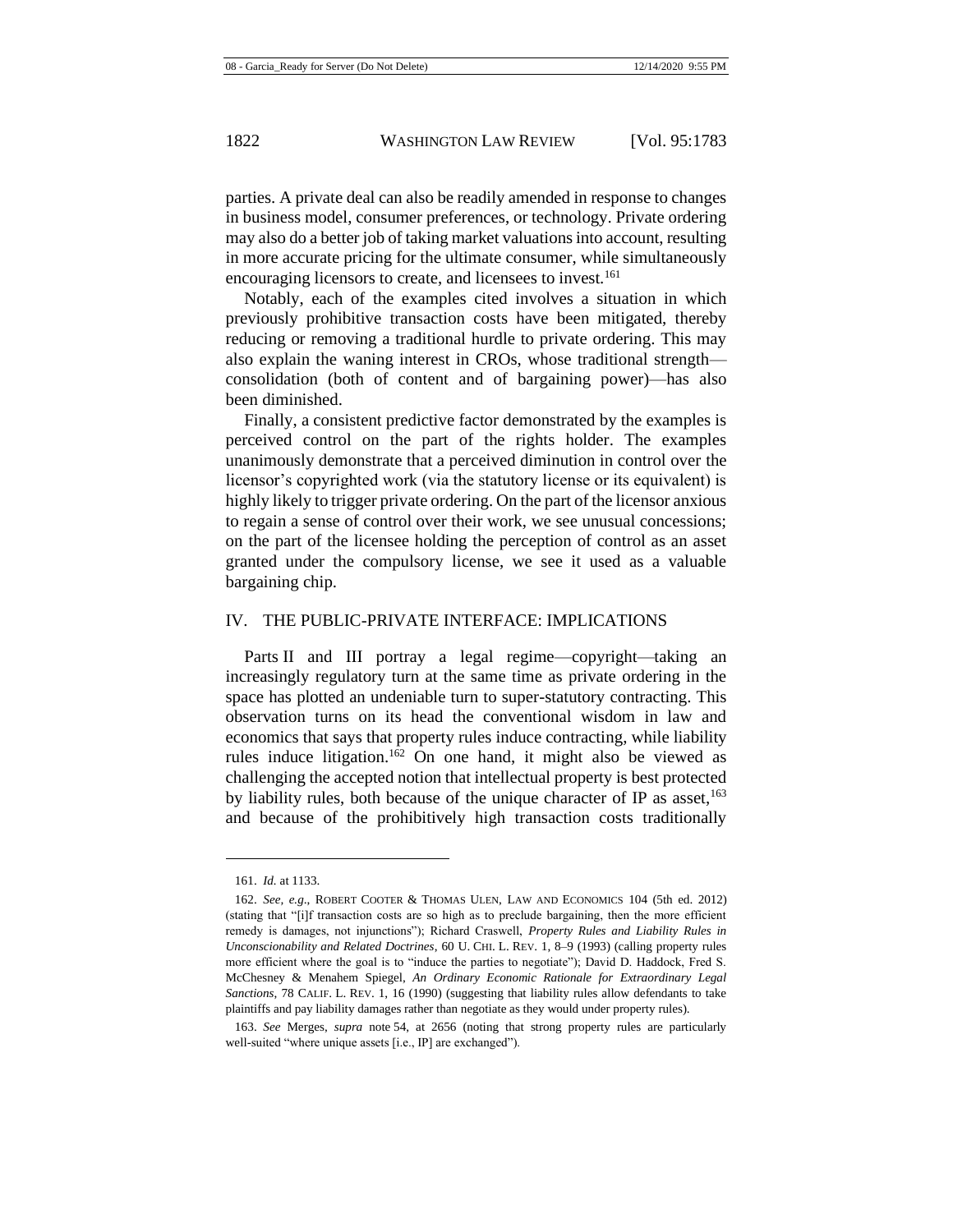parties. A private deal can also be readily amended in response to changes in business model, consumer preferences, or technology. Private ordering may also do a better job of taking market valuations into account, resulting in more accurate pricing for the ultimate consumer, while simultaneously encouraging licensors to create, and licensees to invest.[161]

Notably, each of the examples cited involves a situation in which previously prohibitive transaction costs have been mitigated, thereby reducing or removing a traditional hurdle to private ordering. This may also explain the waning interest in CROs, whose traditional strength—consolidation (both of content and of bargaining power)—has also been diminished.

Finally, a consistent predictive factor demonstrated by the examples is perceived control on the part of the rights holder. The examples unanimously demonstrate that a perceived diminution in control over the licensor's copyrighted work (via the statutory license or its equivalent) is highly likely to trigger private ordering. On the part of the licensor anxious to regain a sense of control over their work, we see unusual concessions; on the part of the licensee holding the perception of control as an asset granted under the compulsory license, we see it used as a valuable bargaining chip.

## IV. THE PUBLIC-PRIVATE INTERFACE: IMPLICATIONS

Parts II and III portray a legal regime—copyright—taking an increasingly regulatory turn at the same time as private ordering in the space has plotted an undeniable turn to super-statutory contracting. This observation turns on its head the conventional wisdom in law and economics that says that property rules induce contracting, while liability rules induce litigation.[162] On one hand, it might also be viewed as challenging the accepted notion that intellectual property is best protected by liability rules, both because of the unique character of IP as asset,[163] and because of the prohibitively high transaction costs traditionally

---

161. *Id.* at 1133.

162. *See, e.g.*, ROBERT COOTER & THOMAS ULEN, LAW AND ECONOMICS 104 (5th ed. 2012) (stating that "[i]f transaction costs are so high as to preclude bargaining, then the more efficient remedy is damages, not injunctions"); Richard Craswell, *Property Rules and Liability Rules in Unconscionability and Related Doctrines*, 60 U. CHI. L. REV. 1, 8–9 (1993) (calling property rules more efficient where the goal is to "induce the parties to negotiate"); David D. Haddock, Fred S. McChesney & Menahem Spiegel, *An Ordinary Economic Rationale for Extraordinary Legal Sanctions*, 78 CALIF. L. REV. 1, 16 (1990) (suggesting that liability rules allow defendants to take plaintiffs and pay liability damages rather than negotiate as they would under property rules).

163. *See* Merges, *supra* note 54, at 2656 (noting that strong property rules are particularly well-suited "where unique assets [i.e., IP] are exchanged").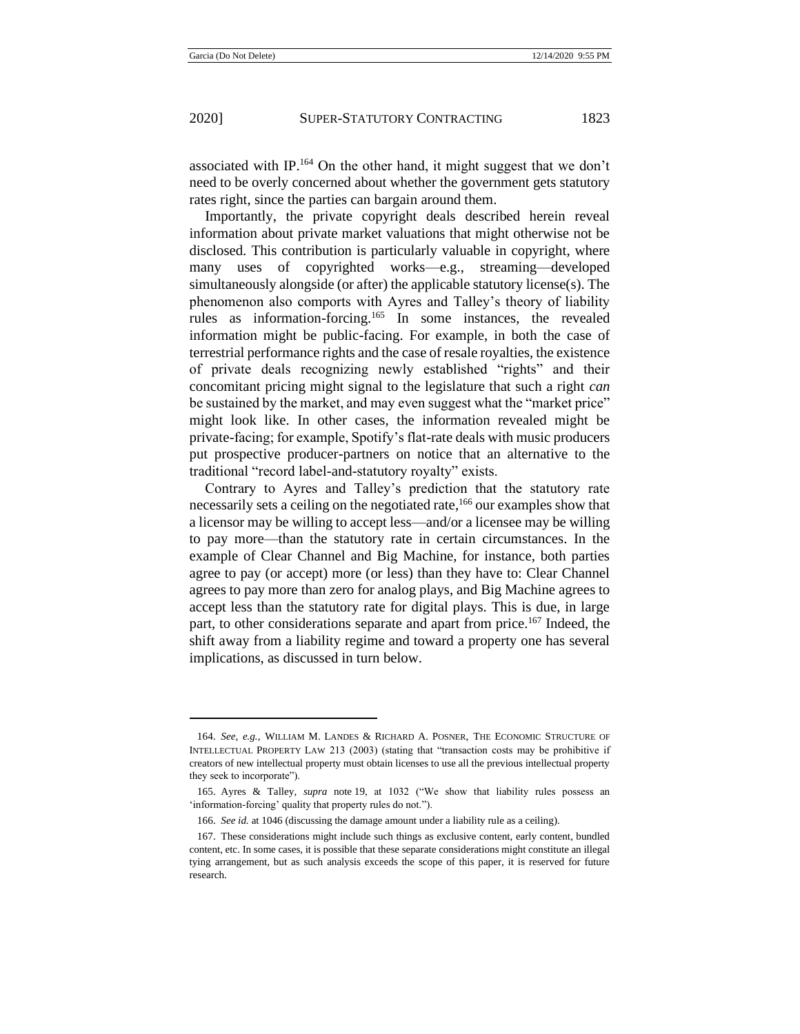associated with IP.[164] On the other hand, it might suggest that we don't need to be overly concerned about whether the government gets statutory rates right, since the parties can bargain around them.

Importantly, the private copyright deals described herein reveal information about private market valuations that might otherwise not be disclosed. This contribution is particularly valuable in copyright, where many uses of copyrighted works—e.g., streaming—developed simultaneously alongside (or after) the applicable statutory license(s). The phenomenon also comports with Ayres and Talley's theory of liability rules as information-forcing.[165] In some instances, the revealed information might be public-facing. For example, in both the case of terrestrial performance rights and the case of resale royalties, the existence of private deals recognizing newly established "rights" and their concomitant pricing might signal to the legislature that such a right *can* be sustained by the market, and may even suggest what the "market price" might look like. In other cases, the information revealed might be private-facing; for example, Spotify's flat-rate deals with music producers put prospective producer-partners on notice that an alternative to the traditional "record label-and-statutory royalty" exists.

Contrary to Ayres and Talley's prediction that the statutory rate necessarily sets a ceiling on the negotiated rate,[166] our examples show that a licensor may be willing to accept less—and/or a licensee may be willing to pay more—than the statutory rate in certain circumstances. In the example of Clear Channel and Big Machine, for instance, both parties agree to pay (or accept) more (or less) than they have to: Clear Channel agrees to pay more than zero for analog plays, and Big Machine agrees to accept less than the statutory rate for digital plays. This is due, in large part, to other considerations separate and apart from price.[167] Indeed, the shift away from a liability regime and toward a property one has several implications, as discussed in turn below.

---

164. *See, e.g.*, WILLIAM M. LANDES & RICHARD A. POSNER, THE ECONOMIC STRUCTURE OF INTELLECTUAL PROPERTY LAW 213 (2003) (stating that "transaction costs may be prohibitive if creators of new intellectual property must obtain licenses to use all the previous intellectual property they seek to incorporate").

165. Ayres & Talley, *supra* note 19, at 1032 ("We show that liability rules possess an 'information-forcing' quality that property rules do not.").

166. *See id.* at 1046 (discussing the damage amount under a liability rule as a ceiling).

167. These considerations might include such things as exclusive content, early content, bundled content, etc. In some cases, it is possible that these separate considerations might constitute an illegal tying arrangement, but as such analysis exceeds the scope of this paper, it is reserved for future research.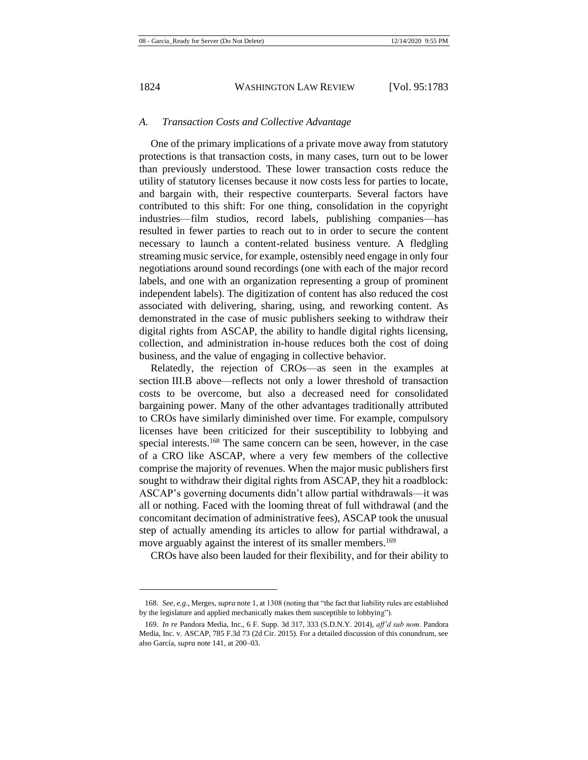### *A. Transaction Costs and Collective Advantage*

One of the primary implications of a private move away from statutory protections is that transaction costs, in many cases, turn out to be lower than previously understood. These lower transaction costs reduce the utility of statutory licenses because it now costs less for parties to locate, and bargain with, their respective counterparts. Several factors have contributed to this shift: For one thing, consolidation in the copyright industries—film studios, record labels, publishing companies—has resulted in fewer parties to reach out to in order to secure the content necessary to launch a content-related business venture. A fledgling streaming music service, for example, ostensibly need engage in only four negotiations around sound recordings (one with each of the major record labels, and one with an organization representing a group of prominent independent labels). The digitization of content has also reduced the cost associated with delivering, sharing, using, and reworking content. As demonstrated in the case of music publishers seeking to withdraw their digital rights from ASCAP, the ability to handle digital rights licensing, collection, and administration in-house reduces both the cost of doing business, and the value of engaging in collective behavior.

Relatedly, the rejection of CROs—as seen in the examples at section III.B above—reflects not only a lower threshold of transaction costs to be overcome, but also a decreased need for consolidated bargaining power. Many of the other advantages traditionally attributed to CROs have similarly diminished over time. For example, compulsory licenses have been criticized for their susceptibility to lobbying and special interests.[168] The same concern can be seen, however, in the case of a CRO like ASCAP, where a very few members of the collective comprise the majority of revenues. When the major music publishers first sought to withdraw their digital rights from ASCAP, they hit a roadblock: ASCAP's governing documents didn't allow partial withdrawals—it was all or nothing. Faced with the looming threat of full withdrawal (and the concomitant decimation of administrative fees), ASCAP took the unusual step of actually amending its articles to allow for partial withdrawal, a move arguably against the interest of its smaller members.[169]

CROs have also been lauded for their flexibility, and for their ability to

---

168. *See, e.g.*, Merges, *supra* note 1, at 1308 (noting that "the fact that liability rules are established by the legislature and applied mechanically makes them susceptible to lobbying").

169. *In re* Pandora Media, Inc., 6 F. Supp. 3d 317, 333 (S.D.N.Y. 2014), *aff'd sub nom.* Pandora Media, Inc. v. ASCAP, 785 F.3d 73 (2d Cir. 2015). For a detailed discussion of this conundrum, see also García, *supra* note 141, at 200–03.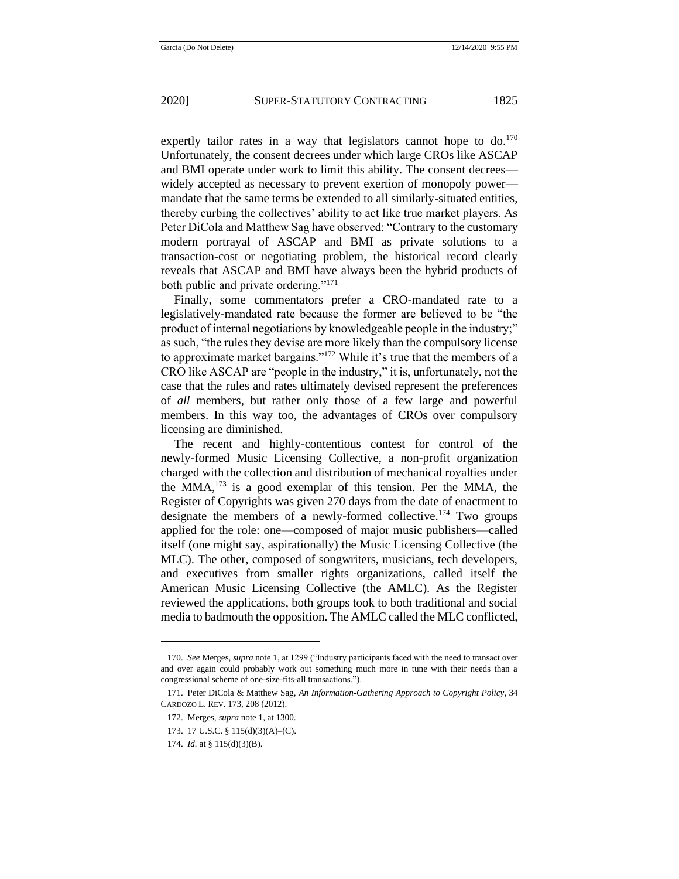expertly tailor rates in a way that legislators cannot hope to do.[170] Unfortunately, the consent decrees under which large CROs like ASCAP and BMI operate under work to limit this ability. The consent decrees—widely accepted as necessary to prevent exertion of monopoly power—mandate that the same terms be extended to all similarly-situated entities, thereby curbing the collectives' ability to act like true market players. As Peter DiCola and Matthew Sag have observed: "Contrary to the customary modern portrayal of ASCAP and BMI as private solutions to a transaction-cost or negotiating problem, the historical record clearly reveals that ASCAP and BMI have always been the hybrid products of both public and private ordering."[171]

Finally, some commentators prefer a CRO-mandated rate to a legislatively-mandated rate because the former are believed to be "the product of internal negotiations by knowledgeable people in the industry;" as such, "the rules they devise are more likely than the compulsory license to approximate market bargains."[172] While it's true that the members of a CRO like ASCAP are "people in the industry," it is, unfortunately, not the case that the rules and rates ultimately devised represent the preferences of *all* members, but rather only those of a few large and powerful members. In this way too, the advantages of CROs over compulsory licensing are diminished.

The recent and highly-contentious contest for control of the newly-formed Music Licensing Collective, a non-profit organization charged with the collection and distribution of mechanical royalties under the MMA,[173] is a good exemplar of this tension. Per the MMA, the Register of Copyrights was given 270 days from the date of enactment to designate the members of a newly-formed collective.[174] Two groups applied for the role: one—composed of major music publishers—called itself (one might say, aspirationally) the Music Licensing Collective (the MLC). The other, composed of songwriters, musicians, tech developers, and executives from smaller rights organizations, called itself the American Music Licensing Collective (the AMLC). As the Register reviewed the applications, both groups took to both traditional and social media to badmouth the opposition. The AMLC called the MLC conflicted,

---

170. *See* Merges, *supra* note 1, at 1299 ("Industry participants faced with the need to transact over and over again could probably work out something much more in tune with their needs than a congressional scheme of one-size-fits-all transactions.").

171. Peter DiCola & Matthew Sag, *An Information-Gathering Approach to Copyright Policy*, 34 CARDOZO L. REV. 173, 208 (2012).

172. Merges, *supra* note 1, at 1300.

173. 17 U.S.C. § 115(d)(3)(A)–(C).

174. *Id.* at § 115(d)(3)(B).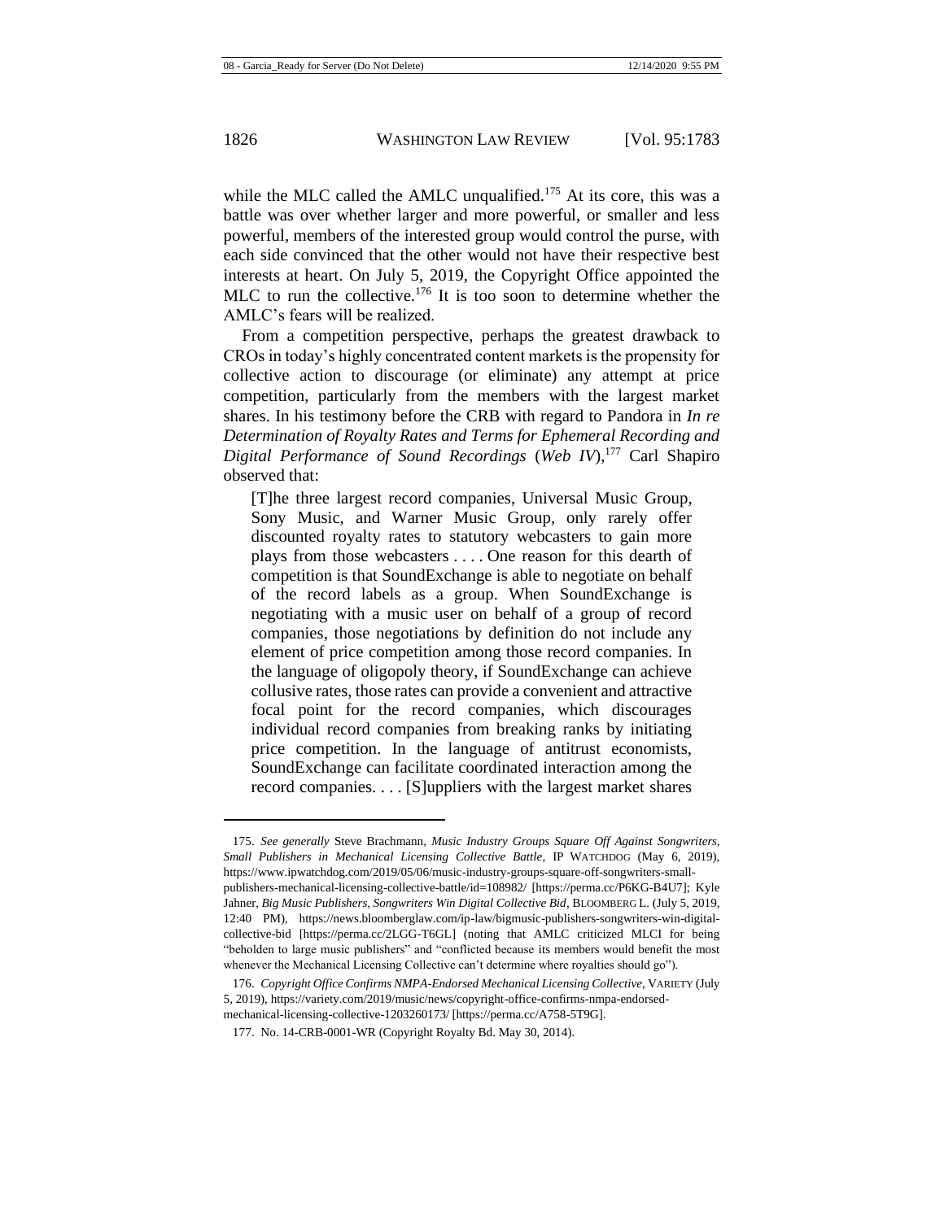while the MLC called the AMLC unqualified.[175] At its core, this was a battle was over whether larger and more powerful, or smaller and less powerful, members of the interested group would control the purse, with each side convinced that the other would not have their respective best interests at heart. On July 5, 2019, the Copyright Office appointed the MLC to run the collective.[176] It is too soon to determine whether the AMLC's fears will be realized.

From a competition perspective, perhaps the greatest drawback to CROs in today's highly concentrated content markets is the propensity for collective action to discourage (or eliminate) any attempt at price competition, particularly from the members with the largest market shares. In his testimony before the CRB with regard to Pandora in *In re Determination of Royalty Rates and Terms for Ephemeral Recording and Digital Performance of Sound Recordings* (*Web IV*),[177] Carl Shapiro observed that:

> [T]he three largest record companies, Universal Music Group, Sony Music, and Warner Music Group, only rarely offer discounted royalty rates to statutory webcasters to gain more plays from those webcasters . . . . One reason for this dearth of competition is that SoundExchange is able to negotiate on behalf of the record labels as a group. When SoundExchange is negotiating with a music user on behalf of a group of record companies, those negotiations by definition do not include any element of price competition among those record companies. In the language of oligopoly theory, if SoundExchange can achieve collusive rates, those rates can provide a convenient and attractive focal point for the record companies, which discourages individual record companies from breaking ranks by initiating price competition. In the language of antitrust economists, SoundExchange can facilitate coordinated interaction among the record companies. . . . [S]uppliers with the largest market shares

---

175. *See generally* Steve Brachmann, *Music Industry Groups Square Off Against Songwriters, Small Publishers in Mechanical Licensing Collective Battle*, IP WATCHDOG (May 6, 2019), https://www.ipwatchdog.com/2019/05/06/music-industry-groups-square-off-songwriters-small-publishers-mechanical-licensing-collective-battle/id=108982/ [https://perma.cc/P6KG-B4U7]; Kyle Jahner, *Big Music Publishers, Songwriters Win Digital Collective Bid*, BLOOMBERG L. (July 5, 2019, 12:40 PM), https://news.bloomberglaw.com/ip-law/bigmusic-publishers-songwriters-win-digital-collective-bid [https://perma.cc/2LGG-T6GL] (noting that AMLC criticized MLCI for being "beholden to large music publishers" and "conflicted because its members would benefit the most whenever the Mechanical Licensing Collective can't determine where royalties should go").

176. *Copyright Office Confirms NMPA-Endorsed Mechanical Licensing Collective*, VARIETY (July 5, 2019), https://variety.com/2019/music/news/copyright-office-confirms-nmpa-endorsed-mechanical-licensing-collective-1203260173/ [https://perma.cc/A758-5T9G].

177. No. 14-CRB-0001-WR (Copyright Royalty Bd. May 30, 2014).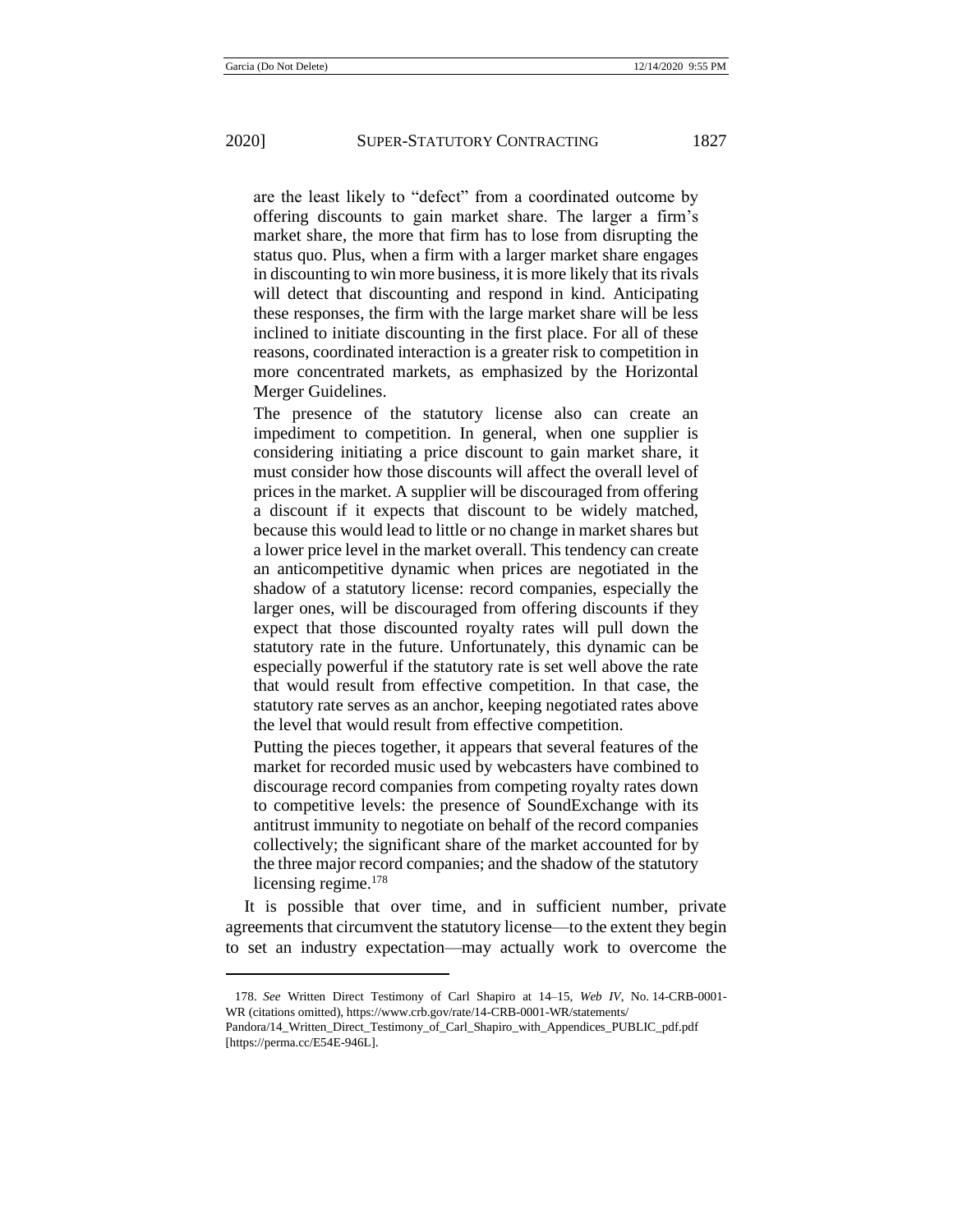> are the least likely to "defect" from a coordinated outcome by offering discounts to gain market share. The larger a firm's market share, the more that firm has to lose from disrupting the status quo. Plus, when a firm with a larger market share engages in discounting to win more business, it is more likely that its rivals will detect that discounting and respond in kind. Anticipating these responses, the firm with the large market share will be less inclined to initiate discounting in the first place. For all of these reasons, coordinated interaction is a greater risk to competition in more concentrated markets, as emphasized by the Horizontal Merger Guidelines.
>
> The presence of the statutory license also can create an impediment to competition. In general, when one supplier is considering initiating a price discount to gain market share, it must consider how those discounts will affect the overall level of prices in the market. A supplier will be discouraged from offering a discount if it expects that discount to be widely matched, because this would lead to little or no change in market shares but a lower price level in the market overall. This tendency can create an anticompetitive dynamic when prices are negotiated in the shadow of a statutory license: record companies, especially the larger ones, will be discouraged from offering discounts if they expect that those discounted royalty rates will pull down the statutory rate in the future. Unfortunately, this dynamic can be especially powerful if the statutory rate is set well above the rate that would result from effective competition. In that case, the statutory rate serves as an anchor, keeping negotiated rates above the level that would result from effective competition.
>
> Putting the pieces together, it appears that several features of the market for recorded music used by webcasters have combined to discourage record companies from competing royalty rates down to competitive levels: the presence of SoundExchange with its antitrust immunity to negotiate on behalf of the record companies collectively; the significant share of the market accounted for by the three major record companies; and the shadow of the statutory licensing regime.[178]

It is possible that over time, and in sufficient number, private agreements that circumvent the statutory license—to the extent they begin to set an industry expectation—may actually work to overcome the

---

178. *See* Written Direct Testimony of Carl Shapiro at 14–15, *Web IV*, No. 14-CRB-0001-WR (citations omitted), https://www.crb.gov/rate/14-CRB-0001-WR/statements/Pandora/14_Written_Direct_Testimony_of_Carl_Shapiro_with_Appendices_PUBLIC_pdf.pdf [https://perma.cc/E54E-946L].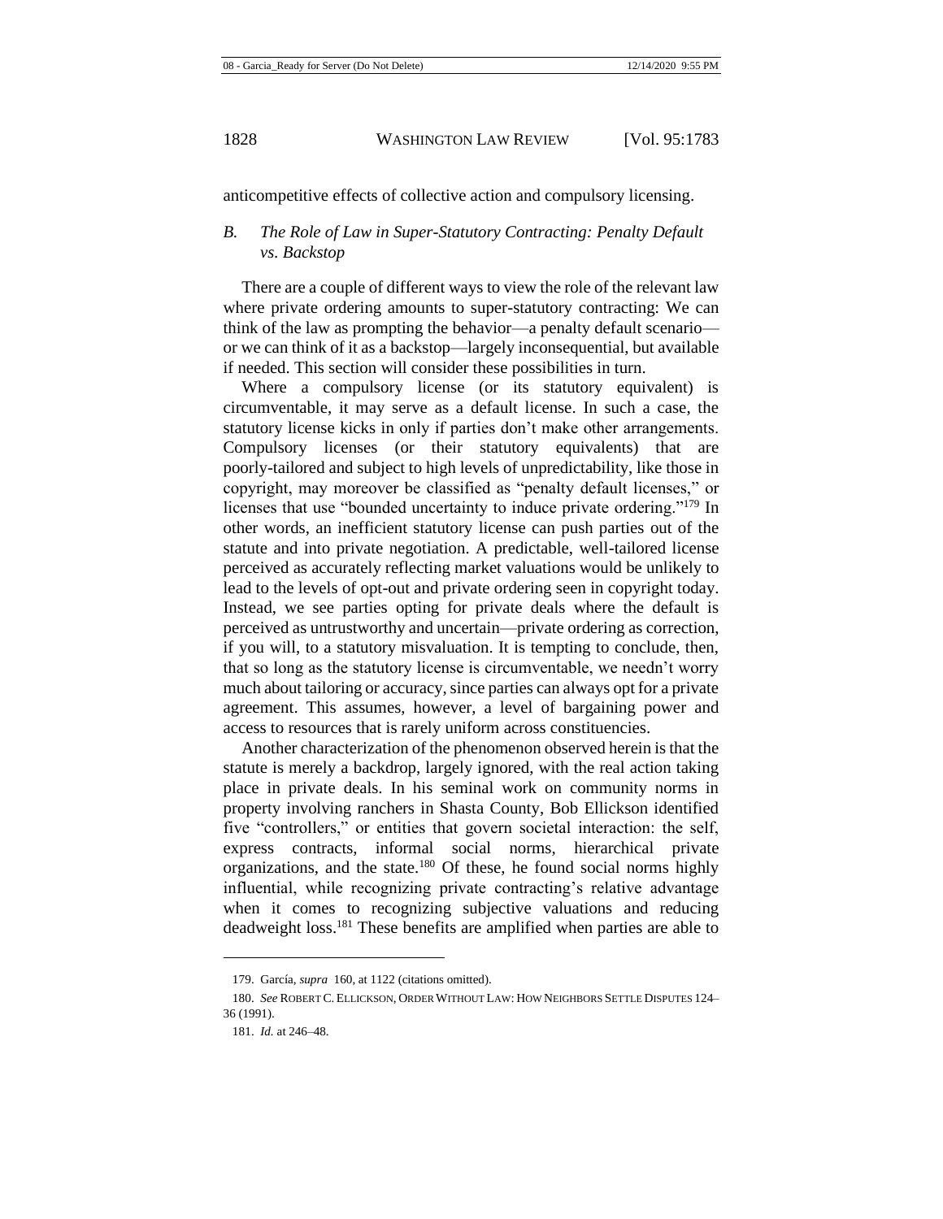anticompetitive effects of collective action and compulsory licensing.

### *B. The Role of Law in Super-Statutory Contracting: Penalty Default vs. Backstop*

There are a couple of different ways to view the role of the relevant law where private ordering amounts to super-statutory contracting: We can think of the law as prompting the behavior—a penalty default scenario—or we can think of it as a backstop—largely inconsequential, but available if needed. This section will consider these possibilities in turn.

Where a compulsory license (or its statutory equivalent) is circumventable, it may serve as a default license. In such a case, the statutory license kicks in only if parties don't make other arrangements. Compulsory licenses (or their statutory equivalents) that are poorly-tailored and subject to high levels of unpredictability, like those in copyright, may moreover be classified as "penalty default licenses," or licenses that use "bounded uncertainty to induce private ordering."[179] In other words, an inefficient statutory license can push parties out of the statute and into private negotiation. A predictable, well-tailored license perceived as accurately reflecting market valuations would be unlikely to lead to the levels of opt-out and private ordering seen in copyright today. Instead, we see parties opting for private deals where the default is perceived as untrustworthy and uncertain—private ordering as correction, if you will, to a statutory misvaluation. It is tempting to conclude, then, that so long as the statutory license is circumventable, we needn't worry much about tailoring or accuracy, since parties can always opt for a private agreement. This assumes, however, a level of bargaining power and access to resources that is rarely uniform across constituencies.

Another characterization of the phenomenon observed herein is that the statute is merely a backdrop, largely ignored, with the real action taking place in private deals. In his seminal work on community norms in property involving ranchers in Shasta County, Bob Ellickson identified five "controllers," or entities that govern societal interaction: the self, express contracts, informal social norms, hierarchical private organizations, and the state.[180] Of these, he found social norms highly influential, while recognizing private contracting's relative advantage when it comes to recognizing subjective valuations and reducing deadweight loss.[181] These benefits are amplified when parties are able to

---

179. García, *supra* 160, at 1122 (citations omitted).

180. *See* ROBERT C. ELLICKSON, ORDER WITHOUT LAW: HOW NEIGHBORS SETTLE DISPUTES 124–36 (1991).

181. *Id.* at 246–48.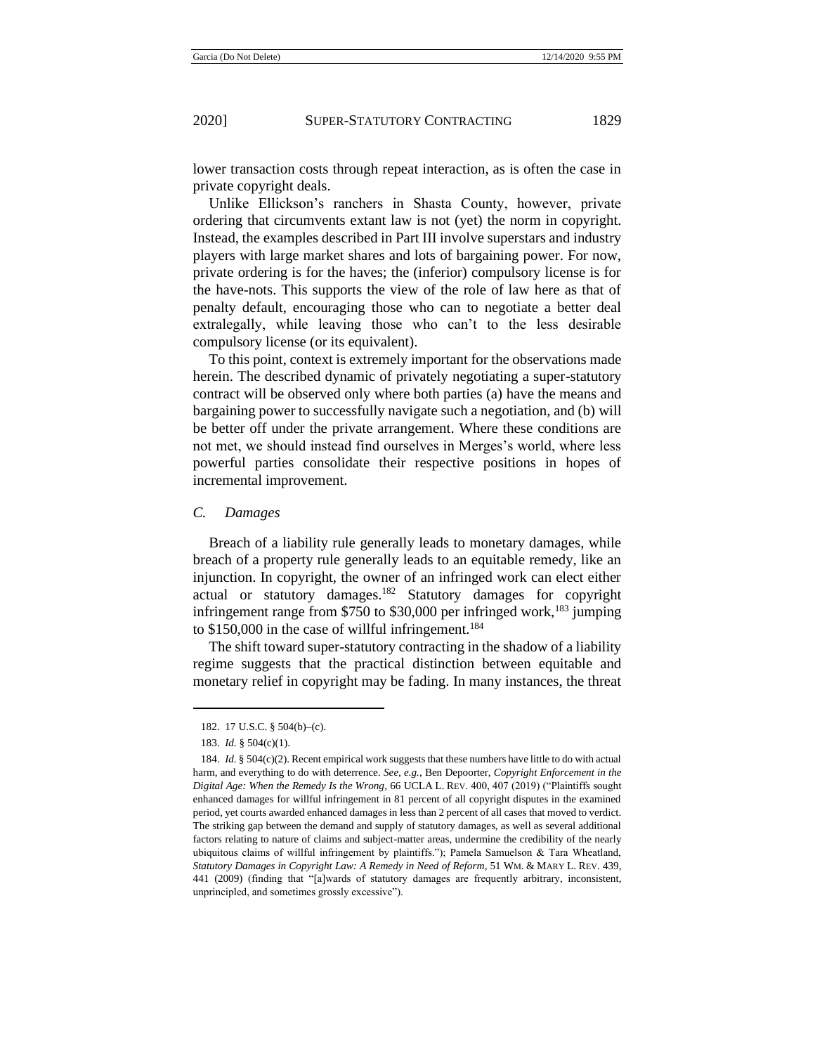lower transaction costs through repeat interaction, as is often the case in private copyright deals.

Unlike Ellickson's ranchers in Shasta County, however, private ordering that circumvents extant law is not (yet) the norm in copyright. Instead, the examples described in Part III involve superstars and industry players with large market shares and lots of bargaining power. For now, private ordering is for the haves; the (inferior) compulsory license is for the have-nots. This supports the view of the role of law here as that of penalty default, encouraging those who can to negotiate a better deal extralegally, while leaving those who can't to the less desirable compulsory license (or its equivalent).

To this point, context is extremely important for the observations made herein. The described dynamic of privately negotiating a super-statutory contract will be observed only where both parties (a) have the means and bargaining power to successfully navigate such a negotiation, and (b) will be better off under the private arrangement. Where these conditions are not met, we should instead find ourselves in Merges's world, where less powerful parties consolidate their respective positions in hopes of incremental improvement.

### *C. Damages*

Breach of a liability rule generally leads to monetary damages, while breach of a property rule generally leads to an equitable remedy, like an injunction. In copyright, the owner of an infringed work can elect either actual or statutory damages.[182] Statutory damages for copyright infringement range from $750 to $30,000 per infringed work,[183] jumping to $150,000 in the case of willful infringement.[184]

The shift toward super-statutory contracting in the shadow of a liability regime suggests that the practical distinction between equitable and monetary relief in copyright may be fading. In many instances, the threat

---

182. 17 U.S.C. § 504(b)–(c).

183. *Id.* § 504(c)(1).

184. *Id.* § 504(c)(2). Recent empirical work suggests that these numbers have little to do with actual harm, and everything to do with deterrence. *See, e.g.*, Ben Depoorter, *Copyright Enforcement in the Digital Age: When the Remedy Is the Wrong*, 66 UCLA L. REV. 400, 407 (2019) ("Plaintiffs sought enhanced damages for willful infringement in 81 percent of all copyright disputes in the examined period, yet courts awarded enhanced damages in less than 2 percent of all cases that moved to verdict. The striking gap between the demand and supply of statutory damages, as well as several additional factors relating to nature of claims and subject-matter areas, undermine the credibility of the nearly ubiquitous claims of willful infringement by plaintiffs."); Pamela Samuelson & Tara Wheatland, *Statutory Damages in Copyright Law: A Remedy in Need of Reform*, 51 WM. & MARY L. REV. 439, 441 (2009) (finding that "[a]wards of statutory damages are frequently arbitrary, inconsistent, unprincipled, and sometimes grossly excessive").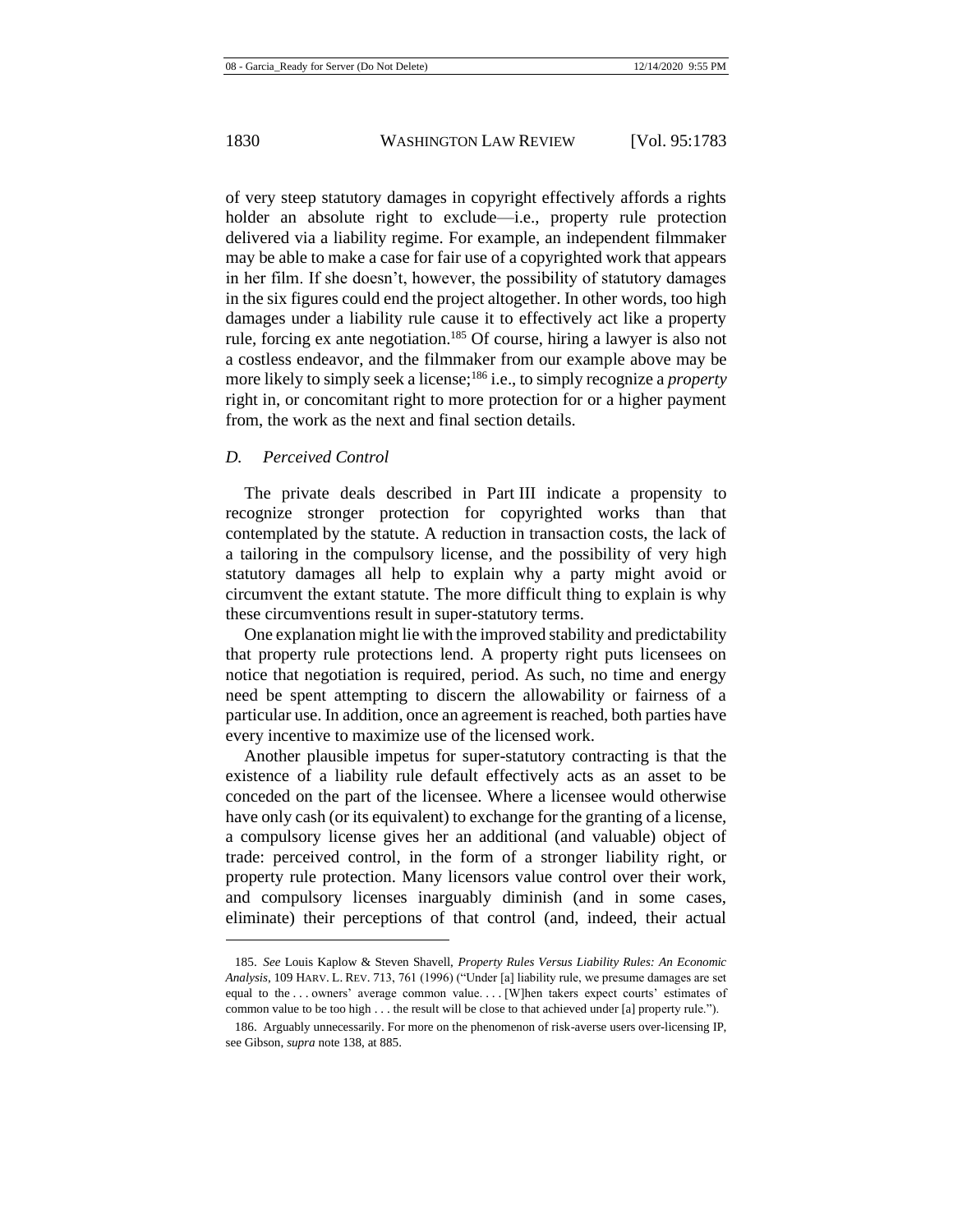of very steep statutory damages in copyright effectively affords a rights holder an absolute right to exclude—i.e., property rule protection delivered via a liability regime. For example, an independent filmmaker may be able to make a case for fair use of a copyrighted work that appears in her film. If she doesn't, however, the possibility of statutory damages in the six figures could end the project altogether. In other words, too high damages under a liability rule cause it to effectively act like a property rule, forcing ex ante negotiation.[185] Of course, hiring a lawyer is also not a costless endeavor, and the filmmaker from our example above may be more likely to simply seek a license;[186] i.e., to simply recognize a *property* right in, or concomitant right to more protection for or a higher payment from, the work as the next and final section details.

### *D. Perceived Control*

The private deals described in Part III indicate a propensity to recognize stronger protection for copyrighted works than that contemplated by the statute. A reduction in transaction costs, the lack of a tailoring in the compulsory license, and the possibility of very high statutory damages all help to explain why a party might avoid or circumvent the extant statute. The more difficult thing to explain is why these circumventions result in super-statutory terms.

One explanation might lie with the improved stability and predictability that property rule protections lend. A property right puts licensees on notice that negotiation is required, period. As such, no time and energy need be spent attempting to discern the allowability or fairness of a particular use. In addition, once an agreement is reached, both parties have every incentive to maximize use of the licensed work.

Another plausible impetus for super-statutory contracting is that the existence of a liability rule default effectively acts as an asset to be conceded on the part of the licensee. Where a licensee would otherwise have only cash (or its equivalent) to exchange for the granting of a license, a compulsory license gives her an additional (and valuable) object of trade: perceived control, in the form of a stronger liability right, or property rule protection. Many licensors value control over their work, and compulsory licenses inarguably diminish (and in some cases, eliminate) their perceptions of that control (and, indeed, their actual

---

185. *See* Louis Kaplow & Steven Shavell, *Property Rules Versus Liability Rules: An Economic Analysis*, 109 HARV. L. REV. 713, 761 (1996) ("Under [a] liability rule, we presume damages are set equal to the . . . owners' average common value. . . . [W]hen takers expect courts' estimates of common value to be too high . . . the result will be close to that achieved under [a] property rule.").

186. Arguably unnecessarily. For more on the phenomenon of risk-averse users over-licensing IP, see Gibson, *supra* note 138, at 885.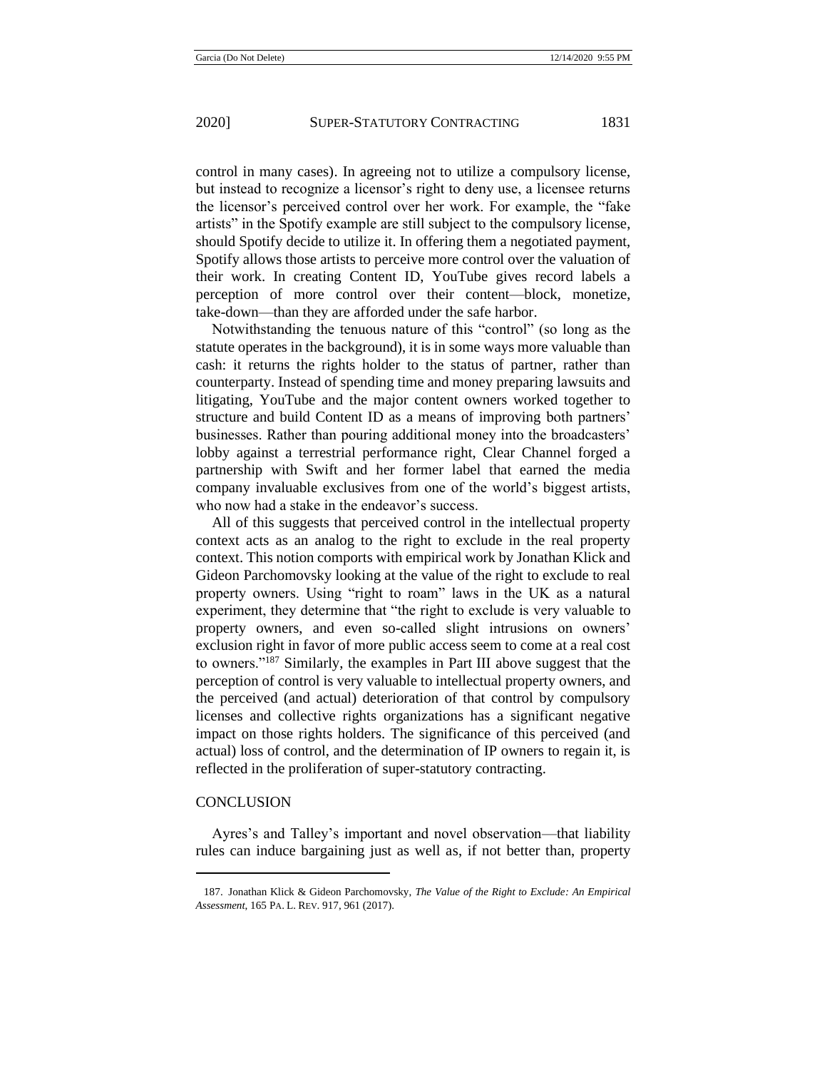control in many cases). In agreeing not to utilize a compulsory license, but instead to recognize a licensor's right to deny use, a licensee returns the licensor's perceived control over her work. For example, the "fake artists" in the Spotify example are still subject to the compulsory license, should Spotify decide to utilize it. In offering them a negotiated payment, Spotify allows those artists to perceive more control over the valuation of their work. In creating Content ID, YouTube gives record labels a perception of more control over their content—block, monetize, take-down—than they are afforded under the safe harbor.

Notwithstanding the tenuous nature of this "control" (so long as the statute operates in the background), it is in some ways more valuable than cash: it returns the rights holder to the status of partner, rather than counterparty. Instead of spending time and money preparing lawsuits and litigating, YouTube and the major content owners worked together to structure and build Content ID as a means of improving both partners' businesses. Rather than pouring additional money into the broadcasters' lobby against a terrestrial performance right, Clear Channel forged a partnership with Swift and her former label that earned the media company invaluable exclusives from one of the world's biggest artists, who now had a stake in the endeavor's success.

All of this suggests that perceived control in the intellectual property context acts as an analog to the right to exclude in the real property context. This notion comports with empirical work by Jonathan Klick and Gideon Parchomovsky looking at the value of the right to exclude to real property owners. Using "right to roam" laws in the UK as a natural experiment, they determine that "the right to exclude is very valuable to property owners, and even so-called slight intrusions on owners' exclusion right in favor of more public access seem to come at a real cost to owners."[187] Similarly, the examples in Part III above suggest that the perception of control is very valuable to intellectual property owners, and the perceived (and actual) deterioration of that control by compulsory licenses and collective rights organizations has a significant negative impact on those rights holders. The significance of this perceived (and actual) loss of control, and the determination of IP owners to regain it, is reflected in the proliferation of super-statutory contracting.

## CONCLUSION

Ayres's and Talley's important and novel observation—that liability rules can induce bargaining just as well as, if not better than, property

---

187. Jonathan Klick & Gideon Parchomovsky, *The Value of the Right to Exclude: An Empirical Assessment*, 165 PA. L. REV. 917, 961 (2017).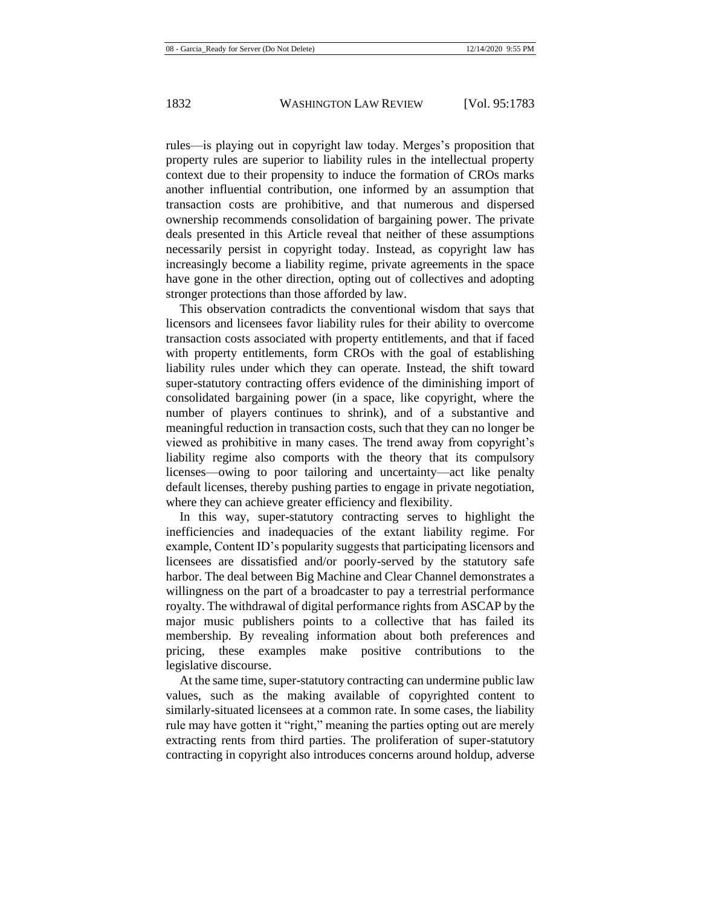rules—is playing out in copyright law today. Merges's proposition that property rules are superior to liability rules in the intellectual property context due to their propensity to induce the formation of CROs marks another influential contribution, one informed by an assumption that transaction costs are prohibitive, and that numerous and dispersed ownership recommends consolidation of bargaining power. The private deals presented in this Article reveal that neither of these assumptions necessarily persist in copyright today. Instead, as copyright law has increasingly become a liability regime, private agreements in the space have gone in the other direction, opting out of collectives and adopting stronger protections than those afforded by law.

This observation contradicts the conventional wisdom that says that licensors and licensees favor liability rules for their ability to overcome transaction costs associated with property entitlements, and that if faced with property entitlements, form CROs with the goal of establishing liability rules under which they can operate. Instead, the shift toward super-statutory contracting offers evidence of the diminishing import of consolidated bargaining power (in a space, like copyright, where the number of players continues to shrink), and of a substantive and meaningful reduction in transaction costs, such that they can no longer be viewed as prohibitive in many cases. The trend away from copyright's liability regime also comports with the theory that its compulsory licenses—owing to poor tailoring and uncertainty—act like penalty default licenses, thereby pushing parties to engage in private negotiation, where they can achieve greater efficiency and flexibility.

In this way, super-statutory contracting serves to highlight the inefficiencies and inadequacies of the extant liability regime. For example, Content ID's popularity suggests that participating licensors and licensees are dissatisfied and/or poorly-served by the statutory safe harbor. The deal between Big Machine and Clear Channel demonstrates a willingness on the part of a broadcaster to pay a terrestrial performance royalty. The withdrawal of digital performance rights from ASCAP by the major music publishers points to a collective that has failed its membership. By revealing information about both preferences and pricing, these examples make positive contributions to the legislative discourse.

At the same time, super-statutory contracting can undermine public law values, such as the making available of copyrighted content to similarly-situated licensees at a common rate. In some cases, the liability rule may have gotten it "right," meaning the parties opting out are merely extracting rents from third parties. The proliferation of super-statutory contracting in copyright also introduces concerns around holdup, adverse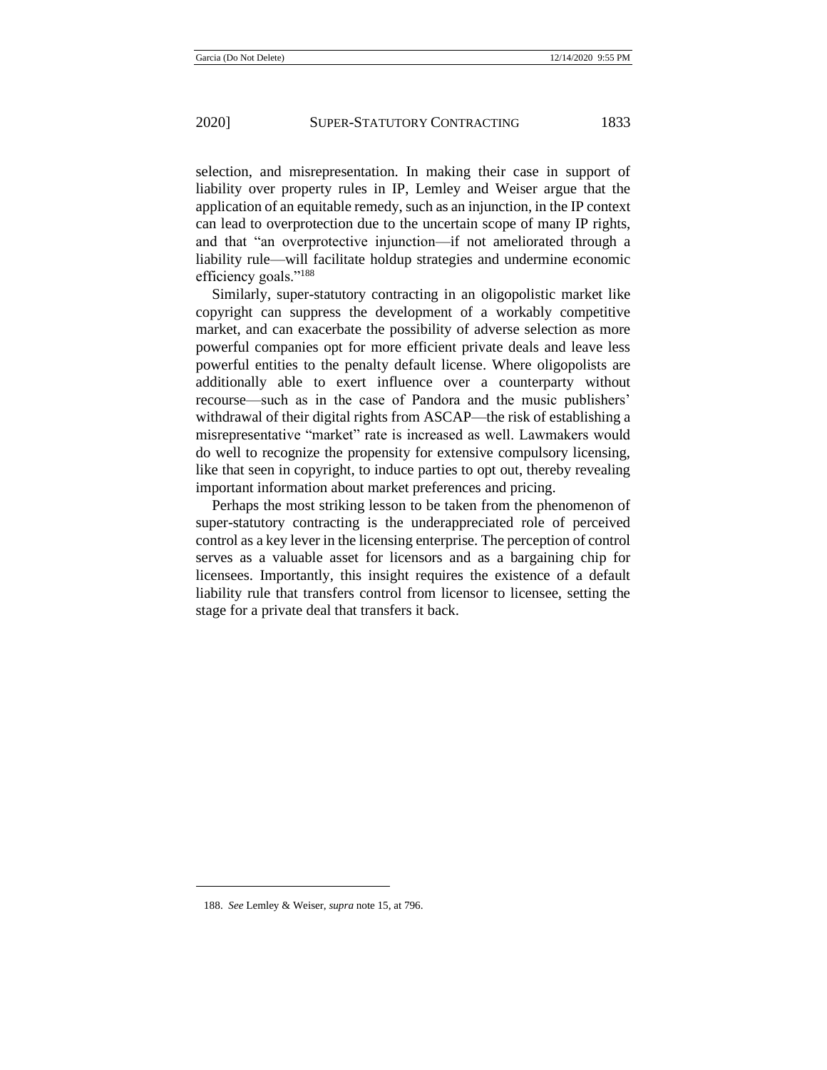selection, and misrepresentation. In making their case in support of liability over property rules in IP, Lemley and Weiser argue that the application of an equitable remedy, such as an injunction, in the IP context can lead to overprotection due to the uncertain scope of many IP rights, and that "an overprotective injunction—if not ameliorated through a liability rule—will facilitate holdup strategies and undermine economic efficiency goals."[188]

Similarly, super-statutory contracting in an oligopolistic market like copyright can suppress the development of a workably competitive market, and can exacerbate the possibility of adverse selection as more powerful companies opt for more efficient private deals and leave less powerful entities to the penalty default license. Where oligopolists are additionally able to exert influence over a counterparty without recourse—such as in the case of Pandora and the music publishers' withdrawal of their digital rights from ASCAP—the risk of establishing a misrepresentative "market" rate is increased as well. Lawmakers would do well to recognize the propensity for extensive compulsory licensing, like that seen in copyright, to induce parties to opt out, thereby revealing important information about market preferences and pricing.

Perhaps the most striking lesson to be taken from the phenomenon of super-statutory contracting is the underappreciated role of perceived control as a key lever in the licensing enterprise. The perception of control serves as a valuable asset for licensors and as a bargaining chip for licensees. Importantly, this insight requires the existence of a default liability rule that transfers control from licensor to licensee, setting the stage for a private deal that transfers it back.

---

188. *See* Lemley & Weiser, *supra* note 15, at 796.